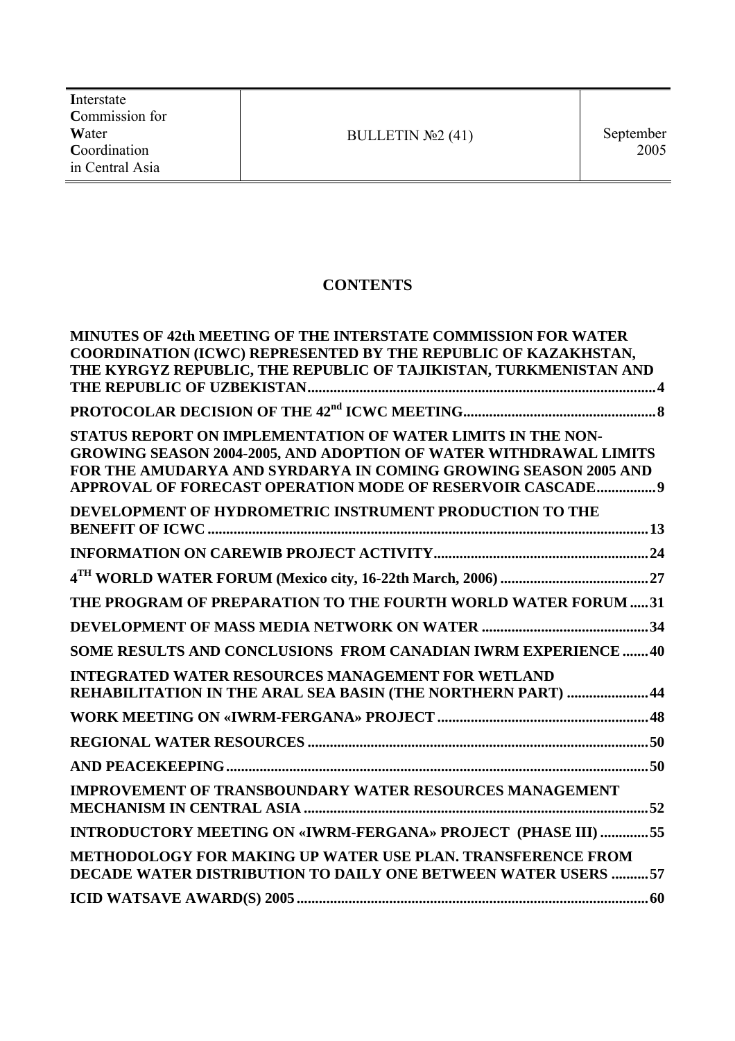| Interstate Commission for Water Coordination in Central Asia | BULLETIN №2 (41) | September 2005 |
|---|---|---|

## CONTENTS

**MINUTES OF 42th MEETING OF THE INTERSTATE COMMISSION FOR WATER COORDINATION (ICWC) REPRESENTED BY THE REPUBLIC OF KAZAKHSTAN, THE KYRGYZ REPUBLIC, THE REPUBLIC OF TAJIKISTAN, TURKMENISTAN AND THE REPUBLIC OF UZBEKISTAN....................4**

**PROTOCOLAR DECISION OF THE 42nd ICWC MEETING....................8**

**STATUS REPORT ON IMPLEMENTATION OF WATER LIMITS IN THE NON-GROWING SEASON 2004-2005, AND ADOPTION OF WATER WITHDRAWAL LIMITS FOR THE AMUDARYA AND SYRDARYA IN COMING GROWING SEASON 2005 AND APPROVAL OF FORECAST OPERATION MODE OF RESERVOIR CASCADE................9**

**DEVELOPMENT OF HYDROMETRIC INSTRUMENT PRODUCTION TO THE BENEFIT OF ICWC....................13**

**INFORMATION ON CAREWIB PROJECT ACTIVITY....................24**

**4TH WORLD WATER FORUM (Mexico city, 16-22th March, 2006)....................27**

**THE PROGRAM OF PREPARATION TO THE FOURTH WORLD WATER FORUM.....31**

**DEVELOPMENT OF MASS MEDIA NETWORK ON WATER....................34**

**SOME RESULTS AND CONCLUSIONS FROM CANADIAN IWRM EXPERIENCE.......40**

**INTEGRATED WATER RESOURCES MANAGEMENT FOR WETLAND REHABILITATION IN THE ARAL SEA BASIN (THE NORTHERN PART)....................44**

**WORK MEETING ON «IWRM-FERGANA» PROJECT....................48**

**REGIONAL WATER RESOURCES....................50**

**AND PEACEKEEPING....................50**

**IMPROVEMENT OF TRANSBOUNDARY WATER RESOURCES MANAGEMENT MECHANISM IN CENTRAL ASIA....................52**

**INTRODUCTORY MEETING ON «IWRM-FERGANA» PROJECT (PHASE III).............55**

**METHODOLOGY FOR MAKING UP WATER USE PLAN. TRANSFERENCE FROM DECADE WATER DISTRIBUTION TO DAILY ONE BETWEEN WATER USERS..........57**

**ICID WATSAVE AWARD(S) 2005....................60**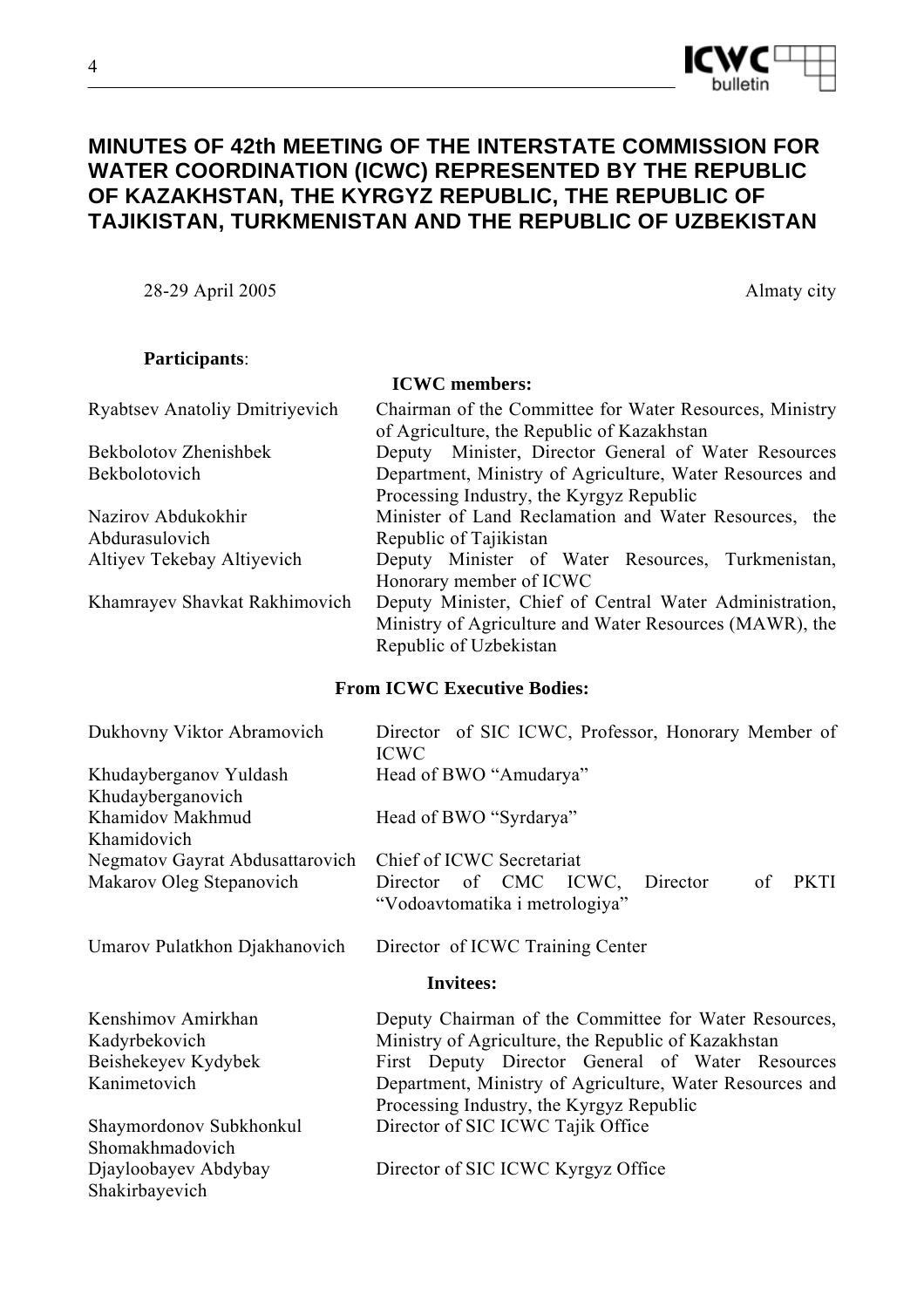# MINUTES OF 42th MEETING OF THE INTERSTATE COMMISSION FOR WATER COORDINATION (ICWC) REPRESENTED BY THE REPUBLIC OF KAZAKHSTAN, THE KYRGYZ REPUBLIC, THE REPUBLIC OF TAJIKISTAN, TURKMENISTAN AND THE REPUBLIC OF UZBEKISTAN

28-29 April 2005 — Almaty city

**Participants**:

**ICWC members:**

| | |
|---|---|
| Ryabtsev Anatoliy Dmitriyevich | Chairman of the Committee for Water Resources, Ministry of Agriculture, the Republic of Kazakhstan |
| Bekbolotov Zhenishbek Bekbolotovich | Deputy Minister, Director General of Water Resources Department, Ministry of Agriculture, Water Resources and Processing Industry, the Kyrgyz Republic |
| Nazirov Abdukokhir Abdurasulovich | Minister of Land Reclamation and Water Resources, the Republic of Tajikistan |
| Altiyev Tekebay Altiyevich | Deputy Minister of Water Resources, Turkmenistan, Honorary member of ICWC |
| Khamrayev Shavkat Rakhimovich | Deputy Minister, Chief of Central Water Administration, Ministry of Agriculture and Water Resources (MAWR), the Republic of Uzbekistan |

**From ICWC Executive Bodies:**

| | |
|---|---|
| Dukhovny Viktor Abramovich | Director of SIC ICWC, Professor, Honorary Member of ICWC |
| Khudayberganov Yuldash Khudayberganovich | Head of BWO "Amudarya" |
| Khamidov Makhmud Khamidovich | Head of BWO "Syrdarya" |
| Negmatov Gayrat Abdusattarovich | Chief of ICWC Secretariat |
| Makarov Oleg Stepanovich | Director of CMC ICWC, Director of PKTI "Vodoavtomatika i metrologiya" |
| Umarov Pulatkhon Djakhanovich | Director of ICWC Training Center |

**Invitees:**

| | |
|---|---|
| Kenshimov Amirkhan Kadyrbekovich | Deputy Chairman of the Committee for Water Resources, Ministry of Agriculture, the Republic of Kazakhstan |
| Beishekeyev Kydybek Kanimetovich | First Deputy Director General of Water Resources Department, Ministry of Agriculture, Water Resources and Processing Industry, the Kyrgyz Republic |
| Shaymordonov Subkhonkul Shomakhmadovich | Director of SIC ICWC Tajik Office |
| Djayloobayev Abdybay Shakirbayevich | Director of SIC ICWC Kyrgyz Office |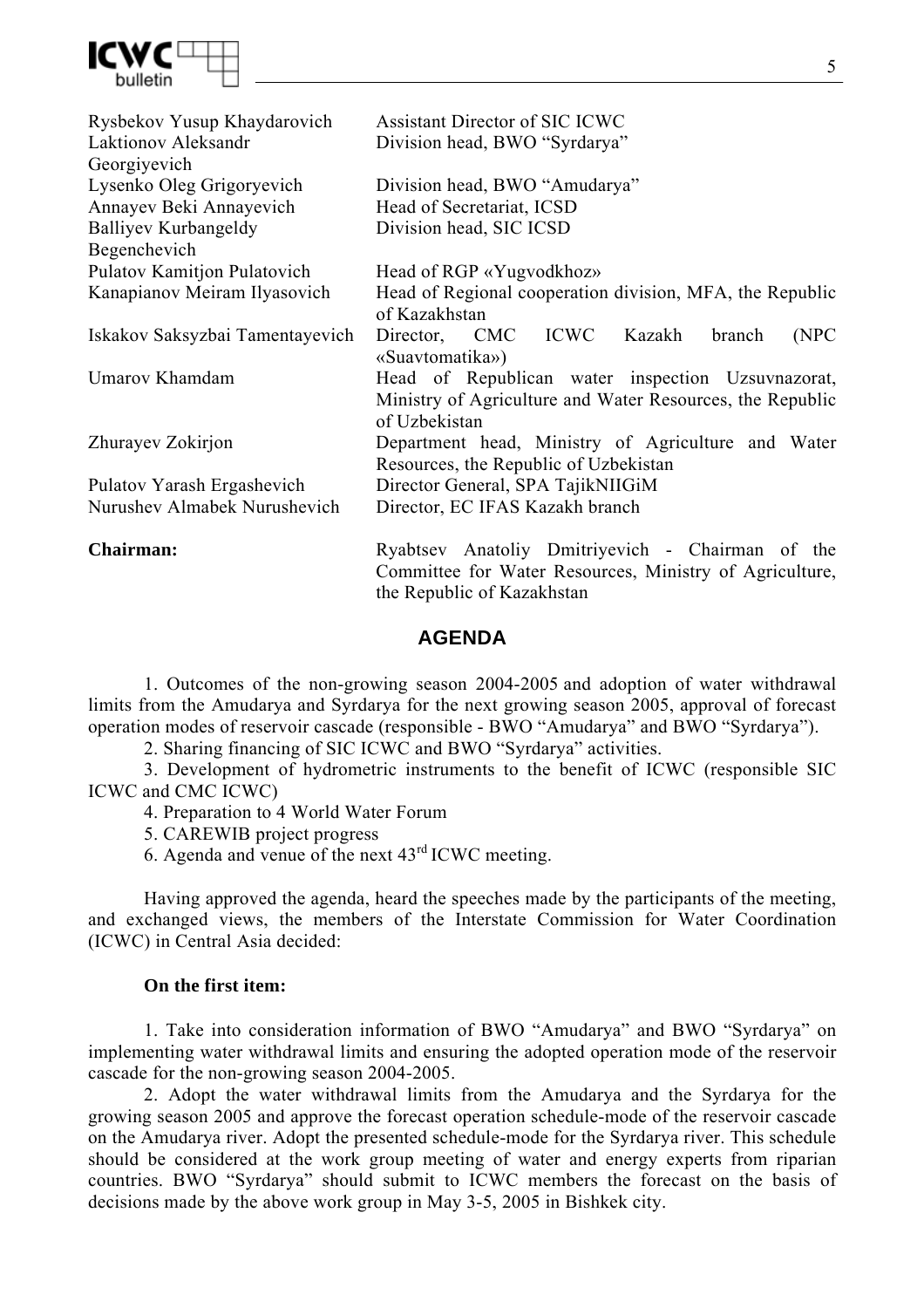| | |
|---|---|
| Rysbekov Yusup Khaydarovich | Assistant Director of SIC ICWC |
| Laktionov Aleksandr Georgiyevich | Division head, BWO "Syrdarya" |
| Lysenko Oleg Grigoryevich | Division head, BWO "Amudarya" |
| Annayev Beki Annayevich | Head of Secretariat, ICSD |
| Balliyev Kurbangeldy Begenchevich | Division head, SIC ICSD |
| Pulatov Kamitjon Pulatovich | Head of RGP «Yugvodkhoz» |
| Kanapianov Meiram Ilyasovich | Head of Regional cooperation division, MFA, the Republic of Kazakhstan |
| Iskakov Saksyzbai Tamentayevich | Director, CMC ICWC Kazakh branch (NPC «Suavtomatika») |
| Umarov Khamdam | Head of Republican water inspection Uzsuvnazorat, Ministry of Agriculture and Water Resources, the Republic of Uzbekistan |
| Zhurayev Zokirjon | Department head, Ministry of Agriculture and Water Resources, the Republic of Uzbekistan |
| Pulatov Yarash Ergashevich | Director General, SPA TajikNIIGiM |
| Nurushev Almabek Nurushevich | Director, EC IFAS Kazakh branch |
| **Chairman:** | Ryabtsev Anatoliy Dmitriyevich - Chairman of the Committee for Water Resources, Ministry of Agriculture, the Republic of Kazakhstan |

## AGENDA

1. Outcomes of the non-growing season 2004-2005 and adoption of water withdrawal limits from the Amudarya and Syrdarya for the next growing season 2005, approval of forecast operation modes of reservoir cascade (responsible - BWO "Amudarya" and BWO "Syrdarya").
2. Sharing financing of SIC ICWC and BWO "Syrdarya" activities.
3. Development of hydrometric instruments to the benefit of ICWC (responsible SIC ICWC and CMC ICWC)
4. Preparation to 4 World Water Forum
5. CAREWIB project progress
6. Agenda and venue of the next 43rd ICWC meeting.

Having approved the agenda, heard the speeches made by the participants of the meeting, and exchanged views, the members of the Interstate Commission for Water Coordination (ICWC) in Central Asia decided:

**On the first item:**

1. Take into consideration information of BWO "Amudarya" and BWO "Syrdarya" on implementing water withdrawal limits and ensuring the adopted operation mode of the reservoir cascade for the non-growing season 2004-2005.
2. Adopt the water withdrawal limits from the Amudarya and the Syrdarya for the growing season 2005 and approve the forecast operation schedule-mode of the reservoir cascade on the Amudarya river. Adopt the presented schedule-mode for the Syrdarya river. This schedule should be considered at the work group meeting of water and energy experts from riparian countries. BWO "Syrdarya" should submit to ICWC members the forecast on the basis of decisions made by the above work group in May 3-5, 2005 in Bishkek city.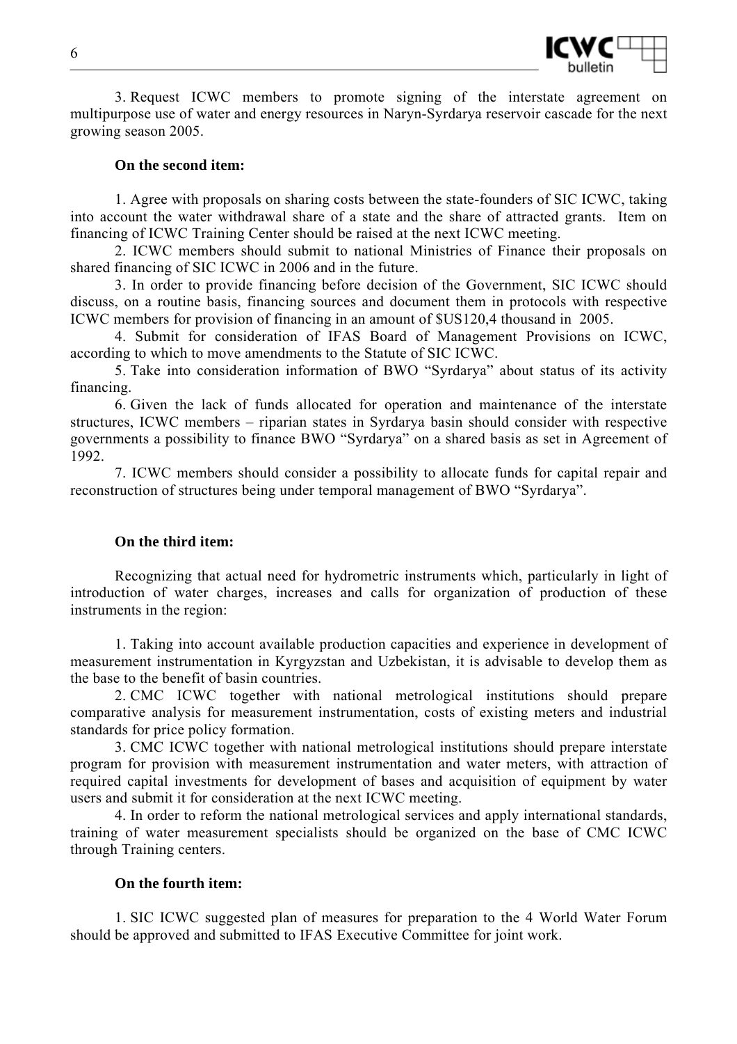3. Request ICWC members to promote signing of the interstate agreement on multipurpose use of water and energy resources in Naryn-Syrdarya reservoir cascade for the next growing season 2005.

**On the second item:**

1. Agree with proposals on sharing costs between the state-founders of SIC ICWC, taking into account the water withdrawal share of a state and the share of attracted grants. Item on financing of ICWC Training Center should be raised at the next ICWC meeting.

2. ICWC members should submit to national Ministries of Finance their proposals on shared financing of SIC ICWC in 2006 and in the future.

3. In order to provide financing before decision of the Government, SIC ICWC should discuss, on a routine basis, financing sources and document them in protocols with respective ICWC members for provision of financing in an amount of $US120,4 thousand in 2005.

4. Submit for consideration of IFAS Board of Management Provisions on ICWC, according to which to move amendments to the Statute of SIC ICWC.

5. Take into consideration information of BWO "Syrdarya" about status of its activity financing.

6. Given the lack of funds allocated for operation and maintenance of the interstate structures, ICWC members – riparian states in Syrdarya basin should consider with respective governments a possibility to finance BWO "Syrdarya" on a shared basis as set in Agreement of 1992.

7. ICWC members should consider a possibility to allocate funds for capital repair and reconstruction of structures being under temporal management of BWO "Syrdarya".

**On the third item:**

Recognizing that actual need for hydrometric instruments which, particularly in light of introduction of water charges, increases and calls for organization of production of these instruments in the region:

1. Taking into account available production capacities and experience in development of measurement instrumentation in Kyrgyzstan and Uzbekistan, it is advisable to develop them as the base to the benefit of basin countries.

2. CMC ICWC together with national metrological institutions should prepare comparative analysis for measurement instrumentation, costs of existing meters and industrial standards for price policy formation.

3. CMC ICWC together with national metrological institutions should prepare interstate program for provision with measurement instrumentation and water meters, with attraction of required capital investments for development of bases and acquisition of equipment by water users and submit it for consideration at the next ICWC meeting.

4. In order to reform the national metrological services and apply international standards, training of water measurement specialists should be organized on the base of CMC ICWC through Training centers.

**On the fourth item:**

1. SIC ICWC suggested plan of measures for preparation to the 4 World Water Forum should be approved and submitted to IFAS Executive Committee for joint work.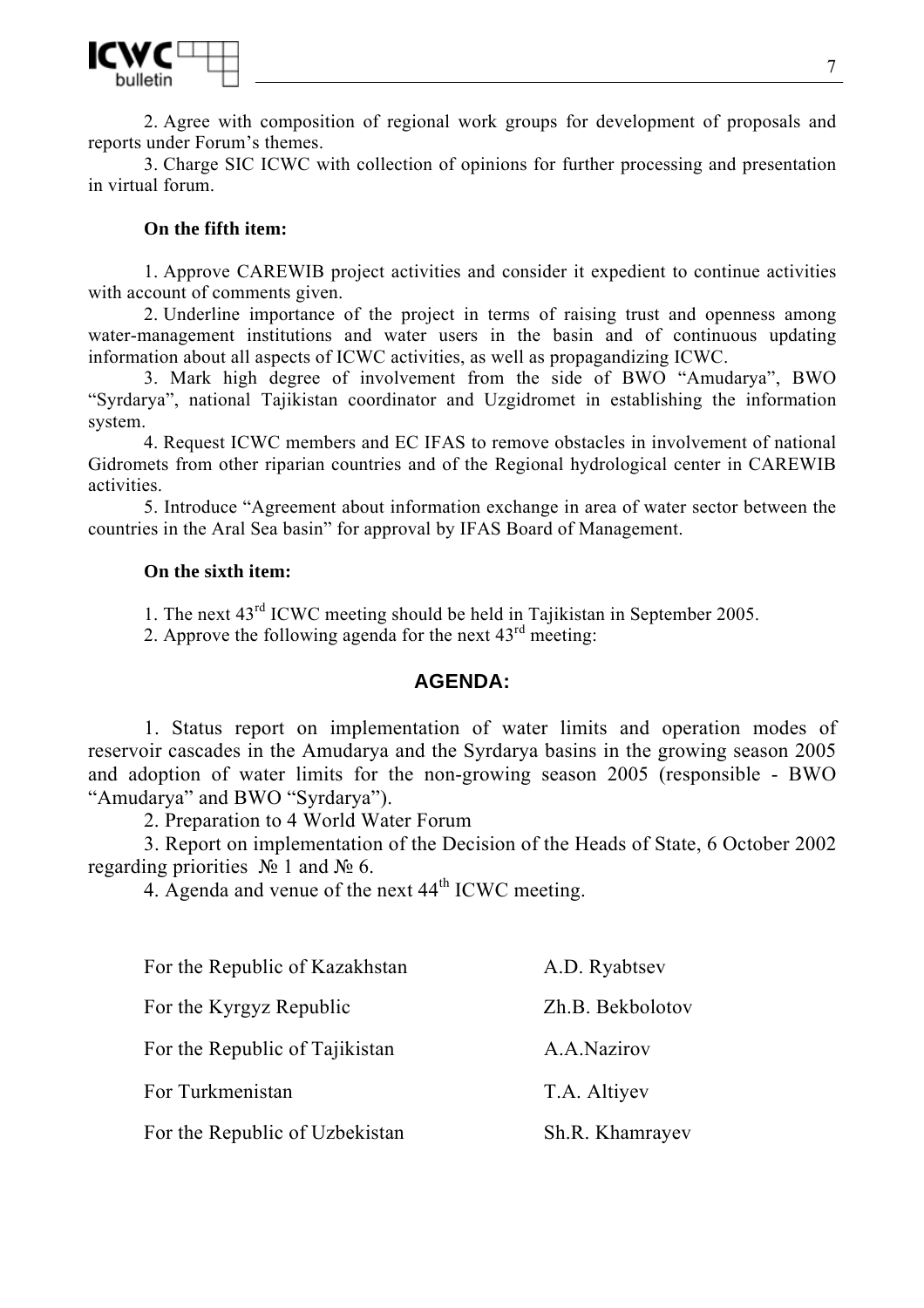2. Agree with composition of regional work groups for development of proposals and reports under Forum's themes.

3. Charge SIC ICWC with collection of opinions for further processing and presentation in virtual forum.

**On the fifth item:**

1. Approve CAREWIB project activities and consider it expedient to continue activities with account of comments given.

2. Underline importance of the project in terms of raising trust and openness among water-management institutions and water users in the basin and of continuous updating information about all aspects of ICWC activities, as well as propagandizing ICWC.

3. Mark high degree of involvement from the side of BWO "Amudarya", BWO "Syrdarya", national Tajikistan coordinator and Uzgidromet in establishing the information system.

4. Request ICWC members and EC IFAS to remove obstacles in involvement of national Gidromets from other riparian countries and of the Regional hydrological center in CAREWIB activities.

5. Introduce "Agreement about information exchange in area of water sector between the countries in the Aral Sea basin" for approval by IFAS Board of Management.

**On the sixth item:**

1. The next 43rd ICWC meeting should be held in Tajikistan in September 2005.

2. Approve the following agenda for the next 43rd meeting:

## AGENDA:

1. Status report on implementation of water limits and operation modes of reservoir cascades in the Amudarya and the Syrdarya basins in the growing season 2005 and adoption of water limits for the non-growing season 2005 (responsible - BWO "Amudarya" and BWO "Syrdarya").

2. Preparation to 4 World Water Forum

3. Report on implementation of the Decision of the Heads of State, 6 October 2002 regarding priorities № 1 and № 6.

4. Agenda and venue of the next 44th ICWC meeting.

| | |
|---|---|
| For the Republic of Kazakhstan | A.D. Ryabtsev |
| For the Kyrgyz Republic | Zh.B. Bekbolotov |
| For the Republic of Tajikistan | A.A.Nazirov |
| For Turkmenistan | T.A. Altiyev |
| For the Republic of Uzbekistan | Sh.R. Khamrayev |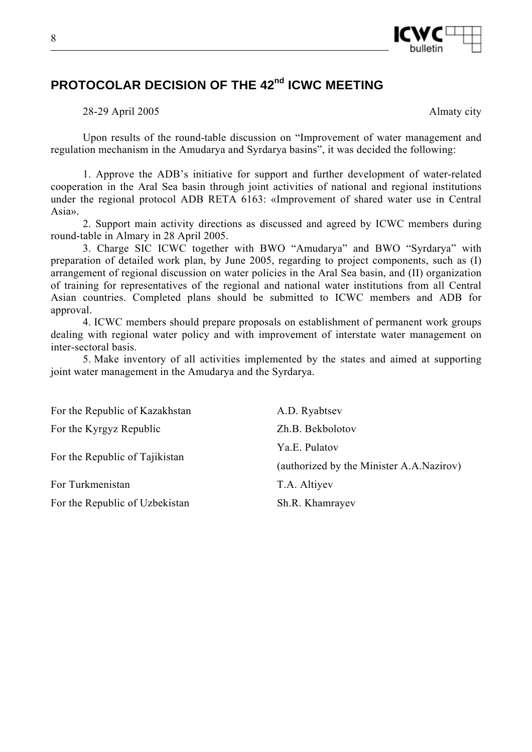## PROTOCOLAR DECISION OF THE 42nd ICWC MEETING

28-29 April 2005 Almaty city

Upon results of the round-table discussion on "Improvement of water management and regulation mechanism in the Amudarya and Syrdarya basins", it was decided the following:

1. Approve the ADB's initiative for support and further development of water-related cooperation in the Aral Sea basin through joint activities of national and regional institutions under the regional protocol ADB RETA 6163: «Improvement of shared water use in Central Asia».
2. Support main activity directions as discussed and agreed by ICWC members during round-table in Almary in 28 April 2005.
3. Charge SIC ICWC together with BWO "Amudarya" and BWO "Syrdarya" with preparation of detailed work plan, by June 2005, regarding to project components, such as (I) arrangement of regional discussion on water policies in the Aral Sea basin, and (II) organization of training for representatives of the regional and national water institutions from all Central Asian countries. Completed plans should be submitted to ICWC members and ADB for approval.
4. ICWC members should prepare proposals on establishment of permanent work groups dealing with regional water policy and with improvement of interstate water management on inter-sectoral basis.
5. Make inventory of all activities implemented by the states and aimed at supporting joint water management in the Amudarya and the Syrdarya.

| | |
|---|---|
| For the Republic of Kazakhstan | A.D. Ryabtsev |
| For the Kyrgyz Republic | Zh.B. Bekbolotov |
| For the Republic of Tajikistan | Ya.E. Pulatov (authorized by the Minister A.A.Nazirov) |
| For Turkmenistan | T.A. Altiyev |
| For the Republic of Uzbekistan | Sh.R. Khamrayev |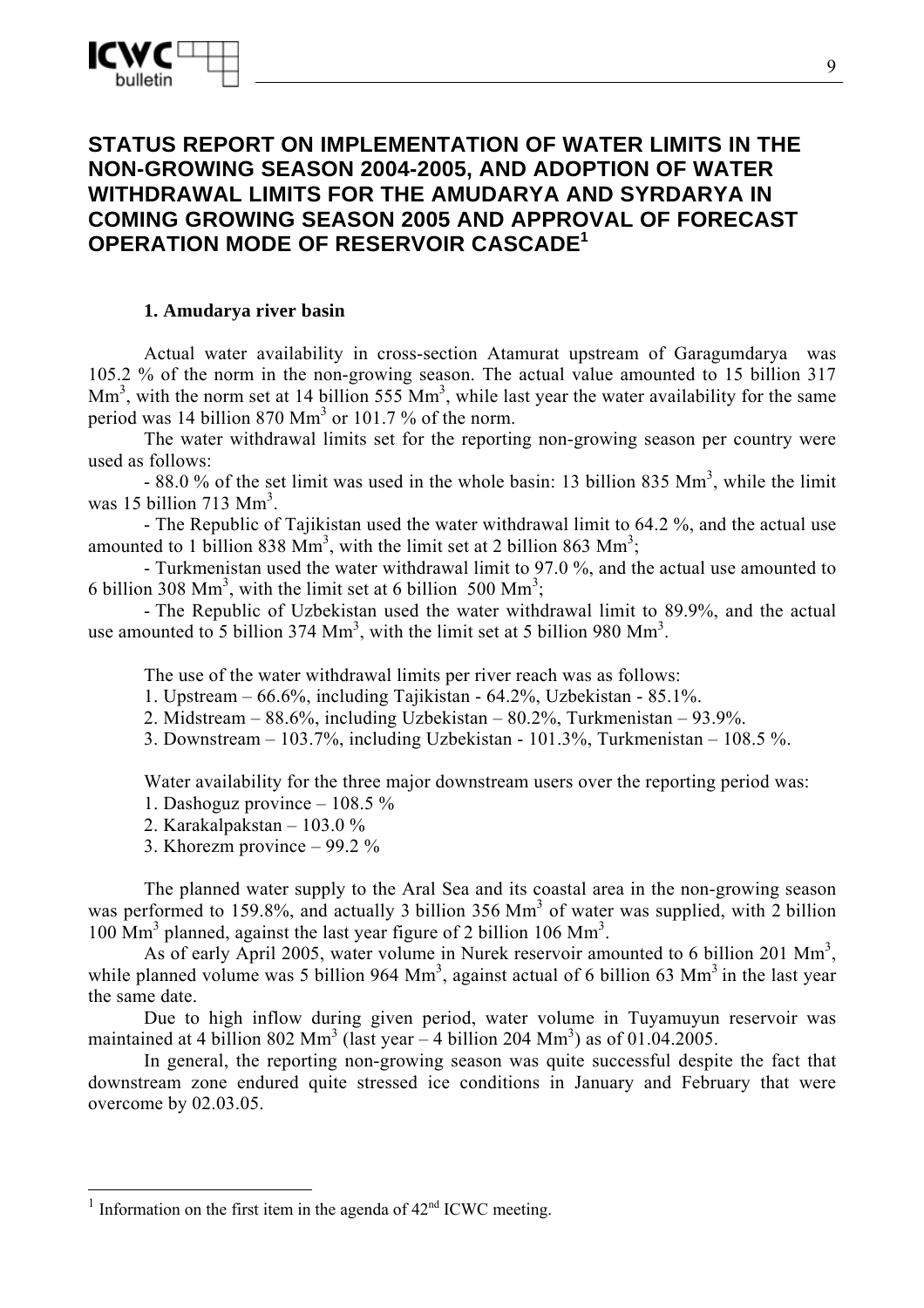# STATUS REPORT ON IMPLEMENTATION OF WATER LIMITS IN THE NON-GROWING SEASON 2004-2005, AND ADOPTION OF WATER WITHDRAWAL LIMITS FOR THE AMUDARYA AND SYRDARYA IN COMING GROWING SEASON 2005 AND APPROVAL OF FORECAST OPERATION MODE OF RESERVOIR CASCADE[1]

**1. Amudarya river basin**

Actual water availability in cross-section Atamurat upstream of Garagumdarya was 105.2 % of the norm in the non-growing season. The actual value amounted to 15 billion 317 $Mm^3$, with the norm set at 14 billion 555 $Mm^3$, while last year the water availability for the same period was 14 billion 870 $Mm^3$ or 101.7 % of the norm.

The water withdrawal limits set for the reporting non-growing season per country were used as follows:

- 88.0 % of the set limit was used in the whole basin: 13 billion 835 $Mm^3$, while the limit was 15 billion 713 $Mm^3$.
- The Republic of Tajikistan used the water withdrawal limit to 64.2 %, and the actual use amounted to 1 billion 838 $Mm^3$, with the limit set at 2 billion 863 $Mm^3$;
- Turkmenistan used the water withdrawal limit to 97.0 %, and the actual use amounted to 6 billion 308 $Mm^3$, with the limit set at 6 billion 500 $Mm^3$;
- The Republic of Uzbekistan used the water withdrawal limit to 89.9%, and the actual use amounted to 5 billion 374 $Mm^3$, with the limit set at 5 billion 980 $Mm^3$.

The use of the water withdrawal limits per river reach was as follows:

1. Upstream – 66.6%, including Tajikistan - 64.2%, Uzbekistan - 85.1%.
2. Midstream – 88.6%, including Uzbekistan – 80.2%, Turkmenistan – 93.9%.
3. Downstream – 103.7%, including Uzbekistan - 101.3%, Turkmenistan – 108.5 %.

Water availability for the three major downstream users over the reporting period was:

1. Dashoguz province – 108.5 %
2. Karakalpakstan – 103.0 %
3. Khorezm province – 99.2 %

The planned water supply to the Aral Sea and its coastal area in the non-growing season was performed to 159.8%, and actually 3 billion 356 $Mm^3$ of water was supplied, with 2 billion 100 $Mm^3$ planned, against the last year figure of 2 billion 106 $Mm^3$.

As of early April 2005, water volume in Nurek reservoir amounted to 6 billion 201 $Mm^3$, while planned volume was 5 billion 964 $Mm^3$, against actual of 6 billion 63 $Mm^3$ in the last year the same date.

Due to high inflow during given period, water volume in Tuyamuyun reservoir was maintained at 4 billion 802 $Mm^3$ (last year – 4 billion 204 $Mm^3$) as of 01.04.2005.

In general, the reporting non-growing season was quite successful despite the fact that downstream zone endured quite stressed ice conditions in January and February that were overcome by 02.03.05.

---

[1] Information on the first item in the agenda of 42nd ICWC meeting.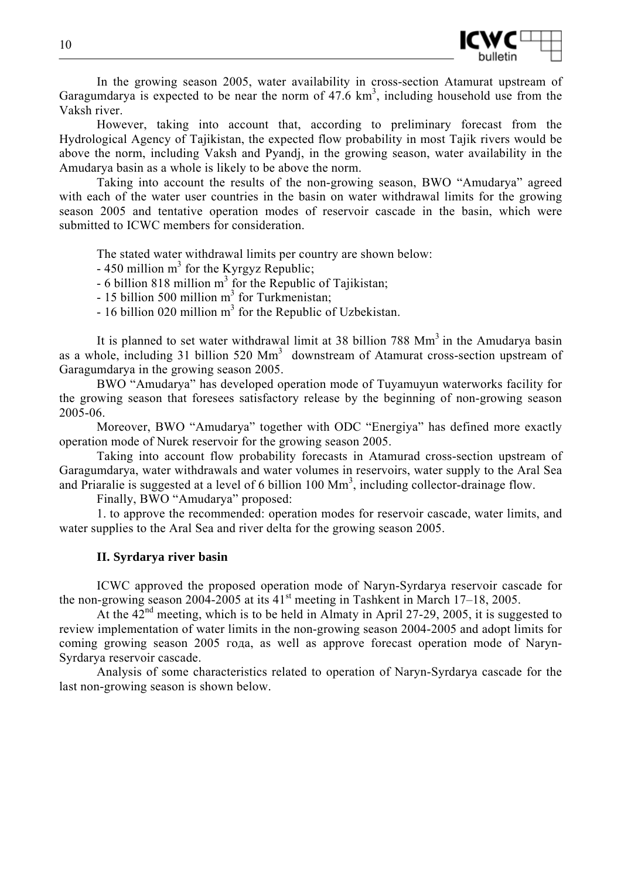In the growing season 2005, water availability in cross-section Atamurat upstream of Garagumdarya is expected to be near the norm of 47.6 $km^3$, including household use from the Vaksh river.

However, taking into account that, according to preliminary forecast from the Hydrological Agency of Tajikistan, the expected flow probability in most Tajik rivers would be above the norm, including Vaksh and Pyandj, in the growing season, water availability in the Amudarya basin as a whole is likely to be above the norm.

Taking into account the results of the non-growing season, BWO "Amudarya" agreed with each of the water user countries in the basin on water withdrawal limits for the growing season 2005 and tentative operation modes of reservoir cascade in the basin, which were submitted to ICWC members for consideration.

The stated water withdrawal limits per country are shown below:

- 450 million $m^3$ for the Kyrgyz Republic;
- 6 billion 818 million $m^3$ for the Republic of Tajikistan;
- 15 billion 500 million $m^3$ for Turkmenistan;
- 16 billion 020 million $m^3$ for the Republic of Uzbekistan.

It is planned to set water withdrawal limit at 38 billion 788 $Mm^3$ in the Amudarya basin as a whole, including 31 billion 520 $Mm^3$ downstream of Atamurat cross-section upstream of Garagumdarya in the growing season 2005.

BWO "Amudarya" has developed operation mode of Tuyamuyun waterworks facility for the growing season that foresees satisfactory release by the beginning of non-growing season 2005-06.

Moreover, BWO "Amudarya" together with ODC "Energiya" has defined more exactly operation mode of Nurek reservoir for the growing season 2005.

Taking into account flow probability forecasts in Atamurad cross-section upstream of Garagumdarya, water withdrawals and water volumes in reservoirs, water supply to the Aral Sea and Priaralie is suggested at a level of 6 billion 100 $Mm^3$, including collector-drainage flow.

Finally, BWO "Amudarya" proposed:

1. to approve the recommended: operation modes for reservoir cascade, water limits, and water supplies to the Aral Sea and river delta for the growing season 2005.

## II. Syrdarya river basin

ICWC approved the proposed operation mode of Naryn-Syrdarya reservoir cascade for the non-growing season 2004-2005 at its 41st meeting in Tashkent in March 17–18, 2005.

At the 42nd meeting, which is to be held in Almaty in April 27-29, 2005, it is suggested to review implementation of water limits in the non-growing season 2004-2005 and adopt limits for coming growing season 2005 года, as well as approve forecast operation mode of Naryn-Syrdarya reservoir cascade.

Analysis of some characteristics related to operation of Naryn-Syrdarya cascade for the last non-growing season is shown below.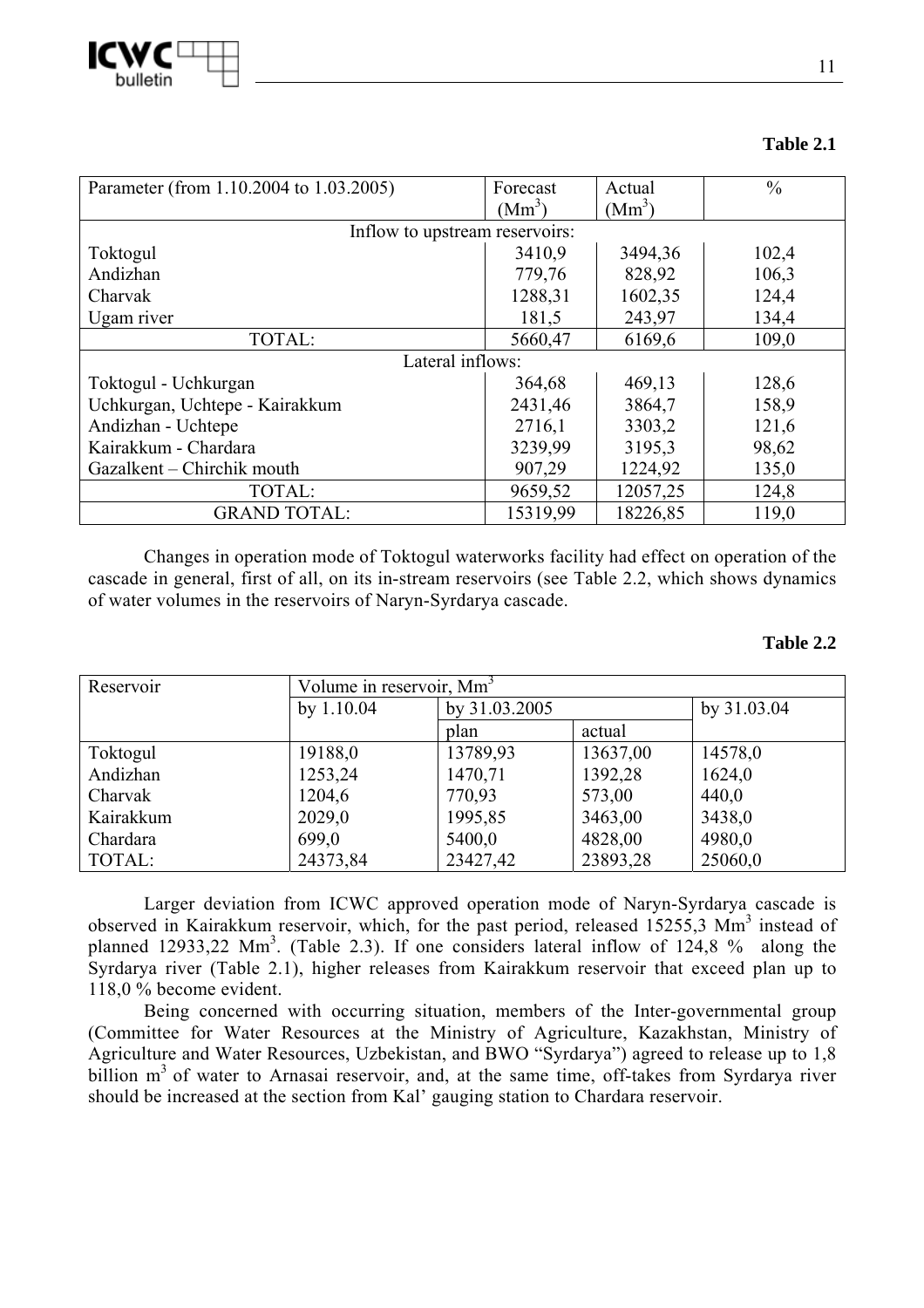**Table 2.1**

| Parameter (from 1.10.2004 to 1.03.2005) | Forecast (Mm$^3$) | Actual (Mm$^3$) | % |
|---|---|---|---|
| Inflow to upstream reservoirs: | | | |
| Toktogul | 3410,9 | 3494,36 | 102,4 |
| Andizhan | 779,76 | 828,92 | 106,3 |
| Charvak | 1288,31 | 1602,35 | 124,4 |
| Ugam river | 181,5 | 243,97 | 134,4 |
| TOTAL: | 5660,47 | 6169,6 | 109,0 |
| Lateral inflows: | | | |
| Toktogul - Uchkurgan | 364,68 | 469,13 | 128,6 |
| Uchkurgan, Uchtepe - Kairakkum | 2431,46 | 3864,7 | 158,9 |
| Andizhan - Uchtepe | 2716,1 | 3303,2 | 121,6 |
| Kairakkum - Chardara | 3239,99 | 3195,3 | 98,62 |
| Gazalkent – Chirchik mouth | 907,29 | 1224,92 | 135,0 |
| TOTAL: | 9659,52 | 12057,25 | 124,8 |
| GRAND TOTAL: | 15319,99 | 18226,85 | 119,0 |

Changes in operation mode of Toktogul waterworks facility had effect on operation of the cascade in general, first of all, on its in-stream reservoirs (see Table 2.2, which shows dynamics of water volumes in the reservoirs of Naryn-Syrdarya cascade.

**Table 2.2**

| Reservoir | Volume in reservoir, Mm$^3$ | | | |
|---|---|---|---|---|
| | by 1.10.04 | by 31.03.2005 | | by 31.03.04 |
| | | plan | actual | |
| Toktogul | 19188,0 | 13789,93 | 13637,00 | 14578,0 |
| Andizhan | 1253,24 | 1470,71 | 1392,28 | 1624,0 |
| Charvak | 1204,6 | 770,93 | 573,00 | 440,0 |
| Kairakkum | 2029,0 | 1995,85 | 3463,00 | 3438,0 |
| Chardara | 699,0 | 5400,0 | 4828,00 | 4980,0 |
| TOTAL: | 24373,84 | 23427,42 | 23893,28 | 25060,0 |

Larger deviation from ICWC approved operation mode of Naryn-Syrdarya cascade is observed in Kairakkum reservoir, which, for the past period, released 15255,3 Mm$^3$ instead of planned 12933,22 Mm$^3$. (Table 2.3). If one considers lateral inflow of 124,8 % along the Syrdarya river (Table 2.1), higher releases from Kairakkum reservoir that exceed plan up to 118,0 % become evident.

Being concerned with occurring situation, members of the Inter-governmental group (Committee for Water Resources at the Ministry of Agriculture, Kazakhstan, Ministry of Agriculture and Water Resources, Uzbekistan, and BWO "Syrdarya") agreed to release up to 1,8 billion m$^3$ of water to Arnasai reservoir, and, at the same time, off-takes from Syrdarya river should be increased at the section from Kal' gauging station to Chardara reservoir.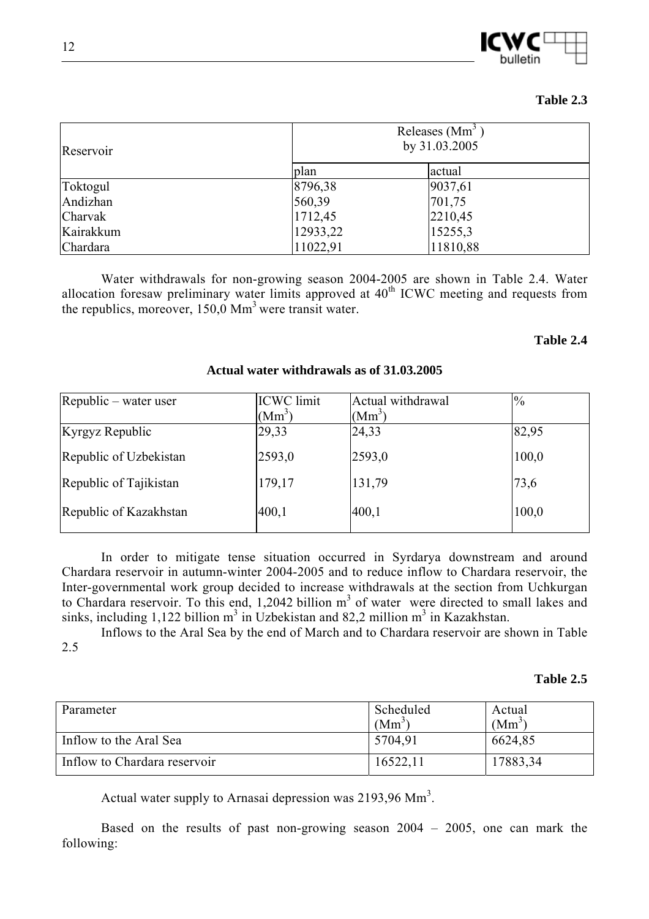**Table 2.3**

| Reservoir | Releases ($Mm^3$) by 31.03.2005 | |
|---|---|---|
| | plan | actual |
| Toktogul | 8796,38 | 9037,61 |
| Andizhan | 560,39 | 701,75 |
| Charvak | 1712,45 | 2210,45 |
| Kairakkum | 12933,22 | 15255,3 |
| Chardara | 11022,91 | 11810,88 |

Water withdrawals for non-growing season 2004-2005 are shown in Table 2.4. Water allocation foresaw preliminary water limits approved at 40[th] ICWC meeting and requests from the republics, moreover, 150,0 $Mm^3$ were transit water.

**Table 2.4**

**Actual water withdrawals as of 31.03.2005**

| Republic – water user | ICWC limit ($Mm^3$) | Actual withdrawal ($Mm^3$) | % |
|---|---|---|---|
| Kyrgyz Republic | 29,33 | 24,33 | 82,95 |
| Republic of Uzbekistan | 2593,0 | 2593,0 | 100,0 |
| Republic of Tajikistan | 179,17 | 131,79 | 73,6 |
| Republic of Kazakhstan | 400,1 | 400,1 | 100,0 |

In order to mitigate tense situation occurred in Syrdarya downstream and around Chardara reservoir in autumn-winter 2004-2005 and to reduce inflow to Chardara reservoir, the Inter-governmental work group decided to increase withdrawals at the section from Uchkurgan to Chardara reservoir. To this end, 1,2042 billion $m^3$ of water were directed to small lakes and sinks, including 1,122 billion $m^3$ in Uzbekistan and 82,2 million $m^3$ in Kazakhstan.

Inflows to the Aral Sea by the end of March and to Chardara reservoir are shown in Table 2.5

**Table 2.5**

| Parameter | Scheduled ($Mm^3$) | Actual ($Mm^3$) |
|---|---|---|
| Inflow to the Aral Sea | 5704,91 | 6624,85 |
| Inflow to Chardara reservoir | 16522,11 | 17883,34 |

Actual water supply to Arnasai depression was 2193,96 $Mm^3$.

Based on the results of past non-growing season 2004 – 2005, one can mark the following: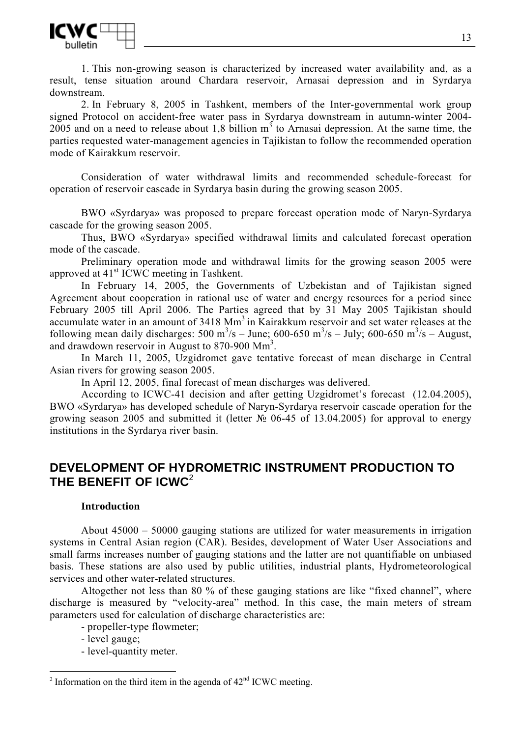1. This non-growing season is characterized by increased water availability and, as a result, tense situation around Chardara reservoir, Arnasai depression and in Syrdarya downstream.

2. In February 8, 2005 in Tashkent, members of the Inter-governmental work group signed Protocol on accident-free water pass in Syrdarya downstream in autumn-winter 2004-2005 and on a need to release about 1,8 billion $m^3$ to Arnasai depression. At the same time, the parties requested water-management agencies in Tajikistan to follow the recommended operation mode of Kairakkum reservoir.

Consideration of water withdrawal limits and recommended schedule-forecast for operation of reservoir cascade in Syrdarya basin during the growing season 2005.

BWO «Syrdarya» was proposed to prepare forecast operation mode of Naryn-Syrdarya cascade for the growing season 2005.

Thus, BWO «Syrdarya» specified withdrawal limits and calculated forecast operation mode of the cascade.

Preliminary operation mode and withdrawal limits for the growing season 2005 were approved at 41st ICWC meeting in Tashkent.

In February 14, 2005, the Governments of Uzbekistan and of Tajikistan signed Agreement about cooperation in rational use of water and energy resources for a period since February 2005 till April 2006. The Parties agreed that by 31 May 2005 Tajikistan should accumulate water in an amount of 3418 $Mm^3$ in Kairakkum reservoir and set water releases at the following mean daily discharges: 500 $m^3/s$ – June; 600-650 $m^3/s$ – July; 600-650 $m^3/s$ – August, and drawdown reservoir in August to 870-900 $Mm^3$.

In March 11, 2005, Uzgidromet gave tentative forecast of mean discharge in Central Asian rivers for growing season 2005.

In April 12, 2005, final forecast of mean discharges was delivered.

According to ICWC-41 decision and after getting Uzgidromet's forecast (12.04.2005), BWO «Syrdarya» has developed schedule of Naryn-Syrdarya reservoir cascade operation for the growing season 2005 and submitted it (letter № 06-45 of 13.04.2005) for approval to energy institutions in the Syrdarya river basin.

## DEVELOPMENT OF HYDROMETRIC INSTRUMENT PRODUCTION TO THE BENEFIT OF ICWC[2]

**Introduction**

About 45000 – 50000 gauging stations are utilized for water measurements in irrigation systems in Central Asian region (CAR). Besides, development of Water User Associations and small farms increases number of gauging stations and the latter are not quantifiable on unbiased basis. These stations are also used by public utilities, industrial plants, Hydrometeorological services and other water-related structures.

Altogether not less than 80 % of these gauging stations are like "fixed channel", where discharge is measured by "velocity-area" method. In this case, the main meters of stream parameters used for calculation of discharge characteristics are:

- propeller-type flowmeter;
- level gauge;
- level-quantity meter.

---

[2] Information on the third item in the agenda of 42nd ICWC meeting.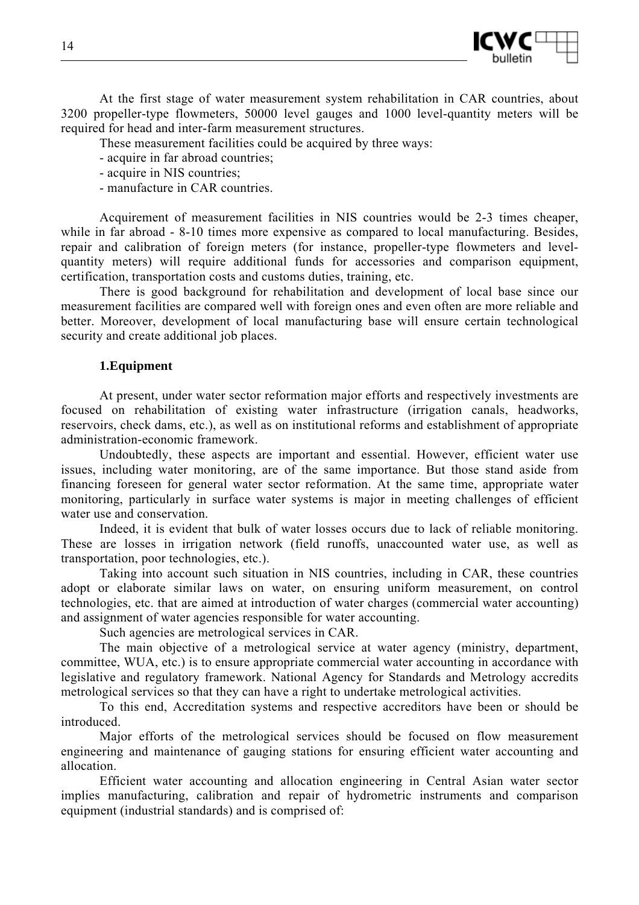At the first stage of water measurement system rehabilitation in CAR countries, about 3200 propeller-type flowmeters, 50000 level gauges and 1000 level-quantity meters will be required for head and inter-farm measurement structures.

These measurement facilities could be acquired by three ways:

- acquire in far abroad countries;
- acquire in NIS countries;
- manufacture in CAR countries.

Acquirement of measurement facilities in NIS countries would be 2-3 times cheaper, while in far abroad - 8-10 times more expensive as compared to local manufacturing. Besides, repair and calibration of foreign meters (for instance, propeller-type flowmeters and level-quantity meters) will require additional funds for accessories and comparison equipment, certification, transportation costs and customs duties, training, etc.

There is good background for rehabilitation and development of local base since our measurement facilities are compared well with foreign ones and even often are more reliable and better. Moreover, development of local manufacturing base will ensure certain technological security and create additional job places.

### 1.Equipment

At present, under water sector reformation major efforts and respectively investments are focused on rehabilitation of existing water infrastructure (irrigation canals, headworks, reservoirs, check dams, etc.), as well as on institutional reforms and establishment of appropriate administration-economic framework.

Undoubtedly, these aspects are important and essential. However, efficient water use issues, including water monitoring, are of the same importance. But those stand aside from financing foreseen for general water sector reformation. At the same time, appropriate water monitoring, particularly in surface water systems is major in meeting challenges of efficient water use and conservation.

Indeed, it is evident that bulk of water losses occurs due to lack of reliable monitoring. These are losses in irrigation network (field runoffs, unaccounted water use, as well as transportation, poor technologies, etc.).

Taking into account such situation in NIS countries, including in CAR, these countries adopt or elaborate similar laws on water, on ensuring uniform measurement, on control technologies, etc. that are aimed at introduction of water charges (commercial water accounting) and assignment of water agencies responsible for water accounting.

Such agencies are metrological services in CAR.

The main objective of a metrological service at water agency (ministry, department, committee, WUA, etc.) is to ensure appropriate commercial water accounting in accordance with legislative and regulatory framework. National Agency for Standards and Metrology accredits metrological services so that they can have a right to undertake metrological activities.

To this end, Accreditation systems and respective accreditors have been or should be introduced.

Major efforts of the metrological services should be focused on flow measurement engineering and maintenance of gauging stations for ensuring efficient water accounting and allocation.

Efficient water accounting and allocation engineering in Central Asian water sector implies manufacturing, calibration and repair of hydrometric instruments and comparison equipment (industrial standards) and is comprised of: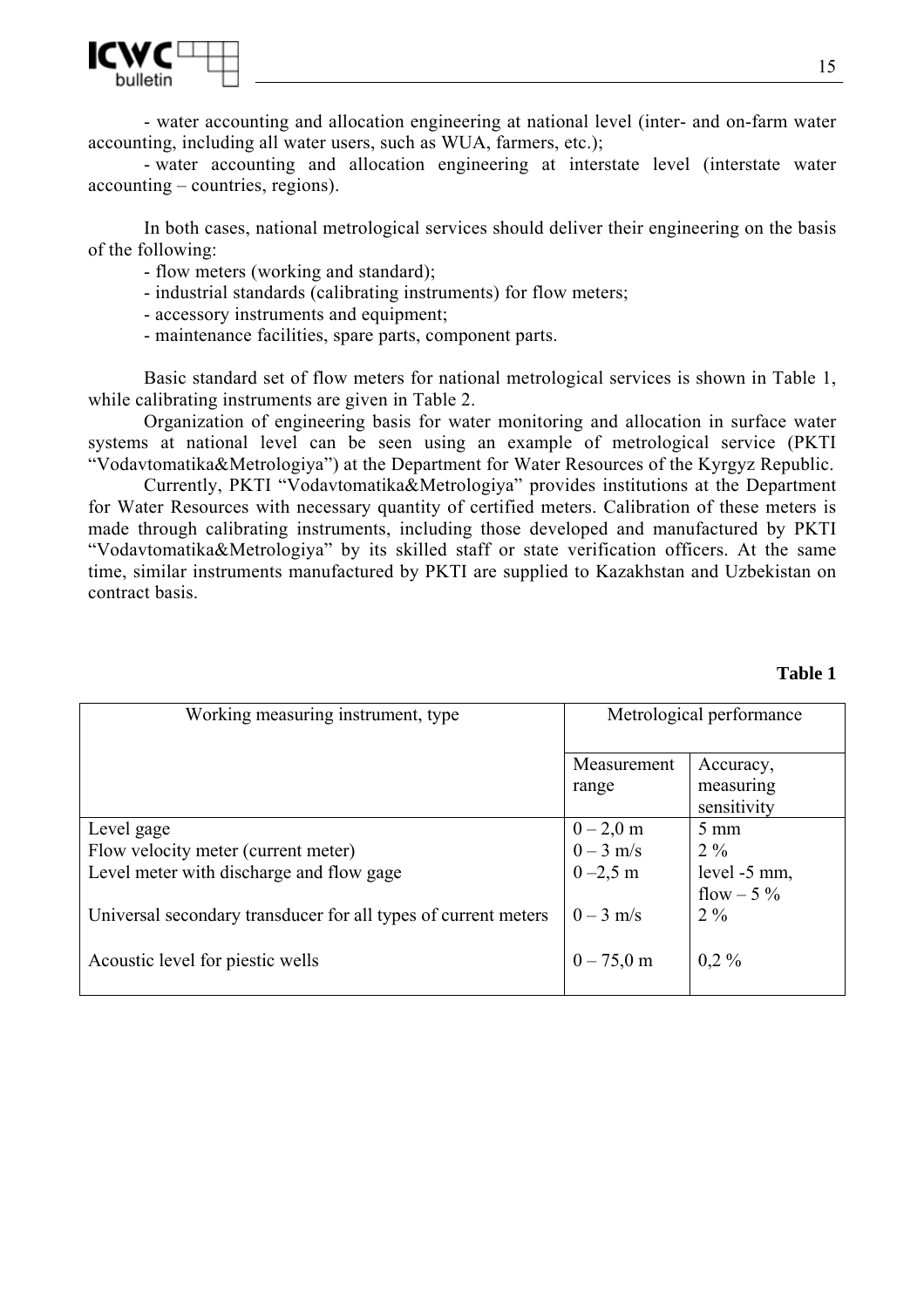- water accounting and allocation engineering at national level (inter- and on-farm water accounting, including all water users, such as WUA, farmers, etc.);

- water accounting and allocation engineering at interstate level (interstate water accounting – countries, regions).

In both cases, national metrological services should deliver their engineering on the basis of the following:

- flow meters (working and standard);
- industrial standards (calibrating instruments) for flow meters;
- accessory instruments and equipment;
- maintenance facilities, spare parts, component parts.

Basic standard set of flow meters for national metrological services is shown in Table 1, while calibrating instruments are given in Table 2.

Organization of engineering basis for water monitoring and allocation in surface water systems at national level can be seen using an example of metrological service (PKTI "Vodavtomatika&Metrologiya") at the Department for Water Resources of the Kyrgyz Republic.

Currently, PKTI "Vodavtomatika&Metrologiya" provides institutions at the Department for Water Resources with necessary quantity of certified meters. Calibration of these meters is made through calibrating instruments, including those developed and manufactured by PKTI "Vodavtomatika&Metrologiya" by its skilled staff or state verification officers. At the same time, similar instruments manufactured by PKTI are supplied to Kazakhstan and Uzbekistan on contract basis.

**Table 1**

| Working measuring instrument, type | Metrological performance | |
|---|---|---|
| | Measurement range | Accuracy, measuring sensitivity |
| Level gage | 0 – 2,0 m | 5 mm |
| Flow velocity meter (current meter) | 0 – 3 m/s | 2 % |
| Level meter with discharge and flow gage | 0 –2,5 m | level -5 mm, flow – 5 % |
| Universal secondary transducer for all types of current meters | 0 – 3 m/s | 2 % |
| Acoustic level for piestic wells | 0 – 75,0 m | 0,2 % |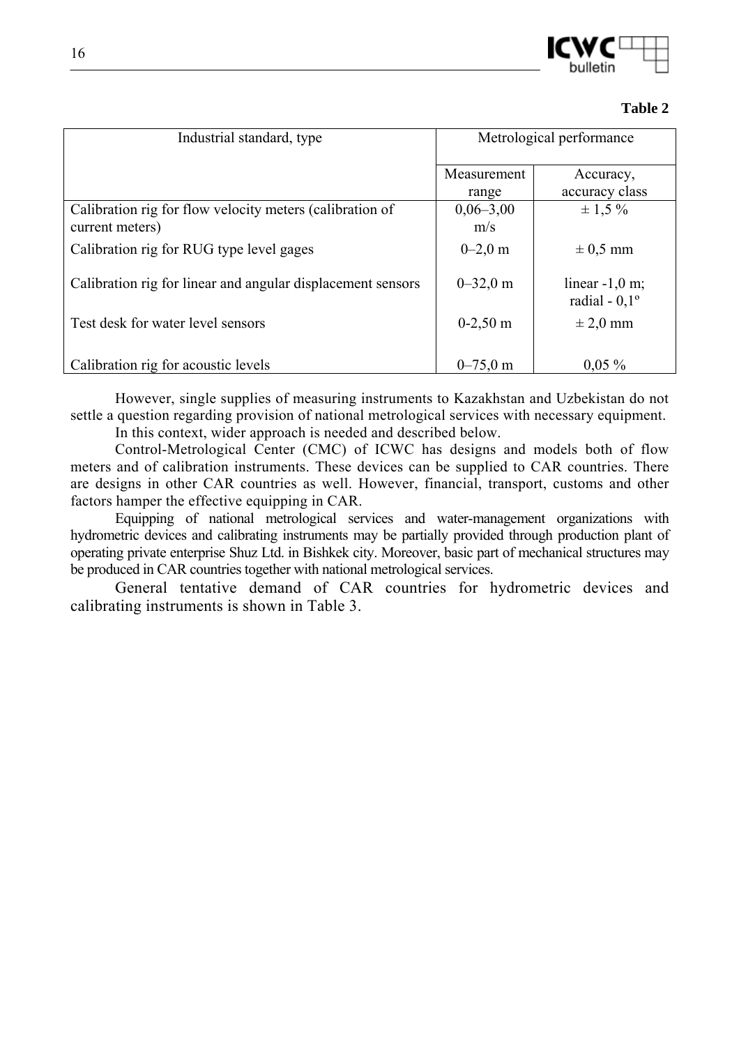**Table 2**

| Industrial standard, type | Metrological performance | |
|---|---|---|
| | Measurement range | Accuracy, accuracy class |
| Calibration rig for flow velocity meters (calibration of current meters) | 0,06–3,00 m/s | ± 1,5 % |
| Calibration rig for RUG type level gages | 0–2,0 m | ± 0,5 mm |
| Calibration rig for linear and angular displacement sensors | 0–32,0 m | linear -1,0 m; radial - 0,1º |
| Test desk for water level sensors | 0-2,50 m | ± 2,0 mm |
| Calibration rig for acoustic levels | 0–75,0 m | 0,05 % |

However, single supplies of measuring instruments to Kazakhstan and Uzbekistan do not settle a question regarding provision of national metrological services with necessary equipment.

In this context, wider approach is needed and described below.

Control-Metrological Center (CMC) of ICWC has designs and models both of flow meters and of calibration instruments. These devices can be supplied to CAR countries. There are designs in other CAR countries as well. However, financial, transport, customs and other factors hamper the effective equipping in CAR.

Equipping of national metrological services and water-management organizations with hydrometric devices and calibrating instruments may be partially provided through production plant of operating private enterprise Shuz Ltd. in Bishkek city. Moreover, basic part of mechanical structures may be produced in CAR countries together with national metrological services.

General tentative demand of CAR countries for hydrometric devices and calibrating instruments is shown in Table 3.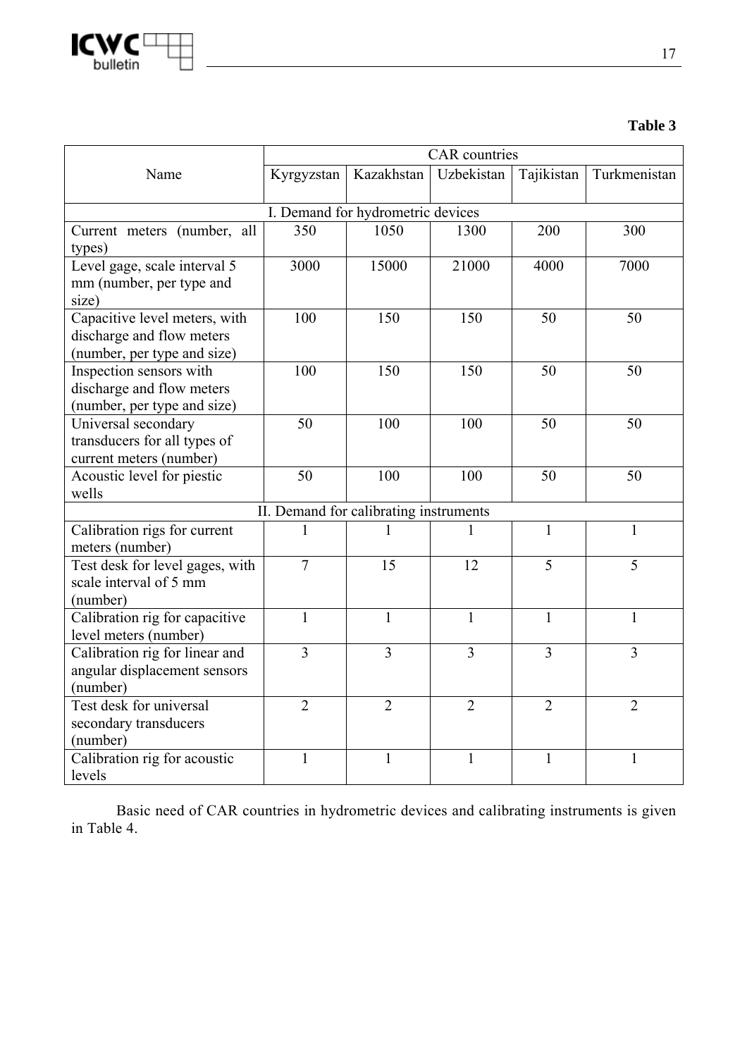**Table 3**

| Name | CAR countries | | | | |
|---|---|---|---|---|---|
| | Kyrgyzstan | Kazakhstan | Uzbekistan | Tajikistan | Turkmenistan |
| **I. Demand for hydrometric devices** | | | | | |
| Current meters (number, all types) | 350 | 1050 | 1300 | 200 | 300 |
| Level gage, scale interval 5 mm (number, per type and size) | 3000 | 15000 | 21000 | 4000 | 7000 |
| Capacitive level meters, with discharge and flow meters (number, per type and size) | 100 | 150 | 150 | 50 | 50 |
| Inspection sensors with discharge and flow meters (number, per type and size) | 100 | 150 | 150 | 50 | 50 |
| Universal secondary transducers for all types of current meters (number) | 50 | 100 | 100 | 50 | 50 |
| Acoustic level for piestic wells | 50 | 100 | 100 | 50 | 50 |
| **II. Demand for calibrating instruments** | | | | | |
| Calibration rigs for current meters (number) | 1 | 1 | 1 | 1 | 1 |
| Test desk for level gages, with scale interval of 5 mm (number) | 7 | 15 | 12 | 5 | 5 |
| Calibration rig for capacitive level meters (number) | 1 | 1 | 1 | 1 | 1 |
| Calibration rig for linear and angular displacement sensors (number) | 3 | 3 | 3 | 3 | 3 |
| Test desk for universal secondary transducers (number) | 2 | 2 | 2 | 2 | 2 |
| Calibration rig for acoustic levels | 1 | 1 | 1 | 1 | 1 |

Basic need of CAR countries in hydrometric devices and calibrating instruments is given in Table 4.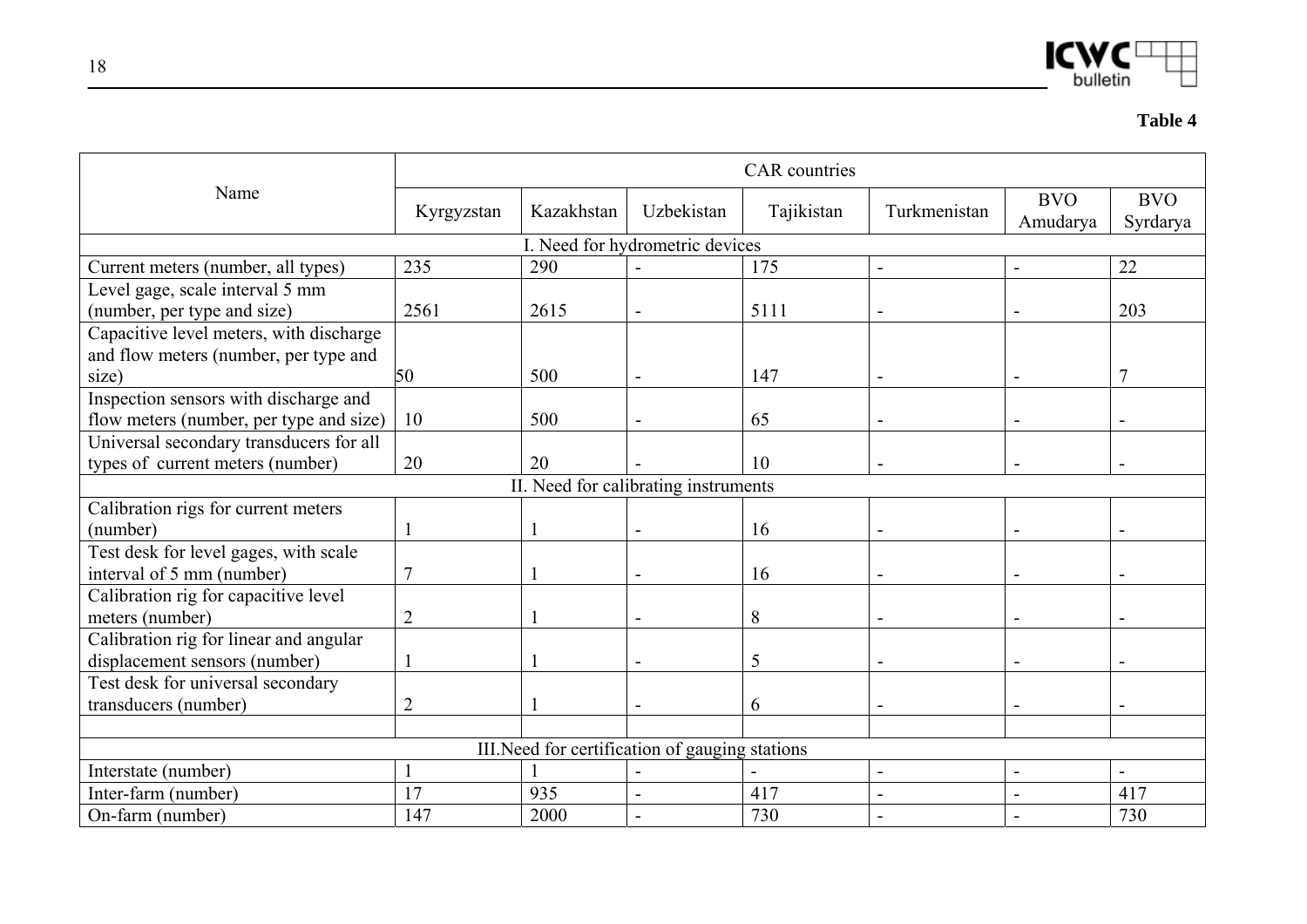**Table 4**

| Name | CAR countries | | | | | | |
|---|---|---|---|---|---|---|---|
| | Kyrgyzstan | Kazakhstan | Uzbekistan | Tajikistan | Turkmenistan | BVO Amudarya | BVO Syrdarya |
| I. Need for hydrometric devices | | | | | | | |
| Current meters (number, all types) | 235 | 290 | - | 175 | - | - | 22 |
| Level gage, scale interval 5 mm (number, per type and size) | 2561 | 2615 | - | 5111 | - | - | 203 |
| Capacitive level meters, with discharge and flow meters (number, per type and size) | 50 | 500 | - | 147 | - | - | 7 |
| Inspection sensors with discharge and flow meters (number, per type and size) | 10 | 500 | - | 65 | - | - | - |
| Universal secondary transducers for all types of current meters (number) | 20 | 20 | - | 10 | - | - | - |
| II. Need for calibrating instruments | | | | | | | |
| Calibration rigs for current meters (number) | 1 | 1 | - | 16 | - | - | - |
| Test desk for level gages, with scale interval of 5 mm (number) | 7 | 1 | - | 16 | - | - | - |
| Calibration rig for capacitive level meters (number) | 2 | 1 | - | 8 | - | - | - |
| Calibration rig for linear and angular displacement sensors (number) | 1 | 1 | - | 5 | - | - | - |
| Test desk for universal secondary transducers (number) | 2 | 1 | - | 6 | - | - | - |
| | | | | | | | |
| III.Need for certification of gauging stations | | | | | | | |
| Interstate (number) | 1 | 1 | - | - | - | - | - |
| Inter-farm (number) | 17 | 935 | - | 417 | - | - | 417 |
| On-farm (number) | 147 | 2000 | - | 730 | - | - | 730 |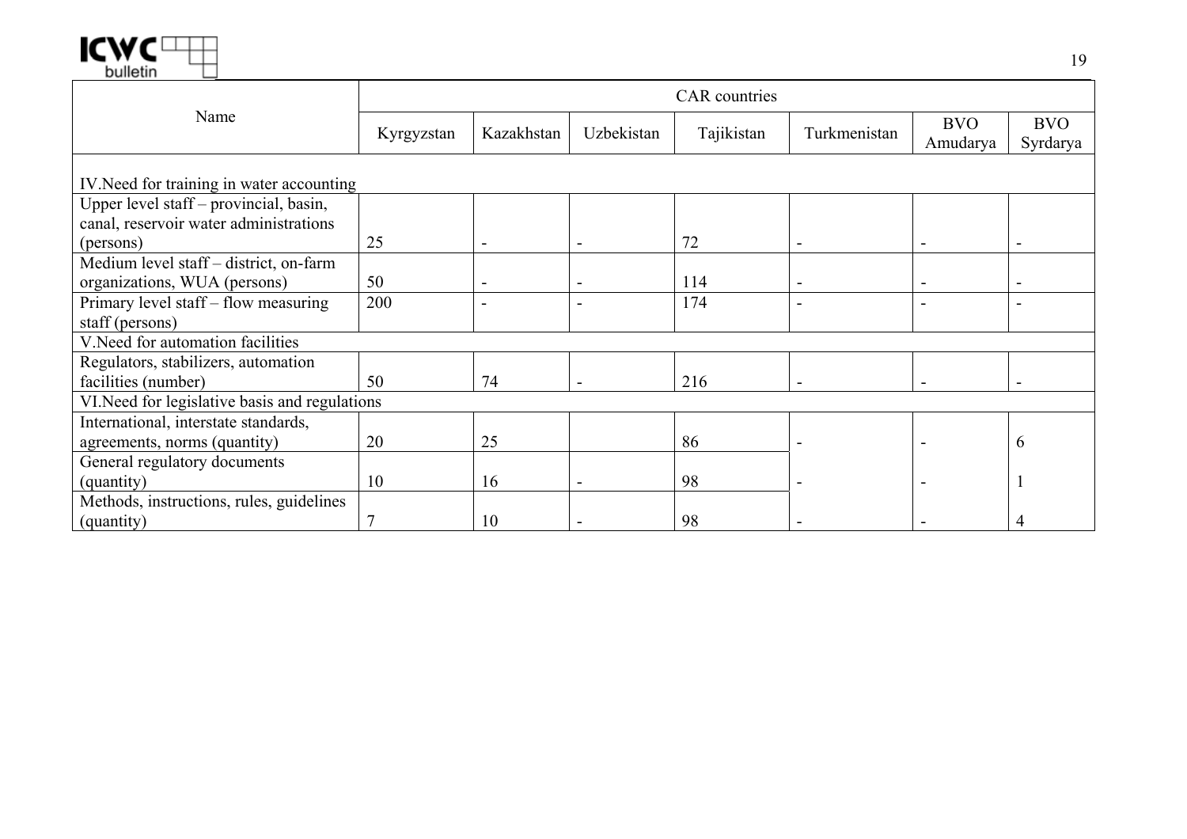| Name | CAR countries | | | | | | |
|---|---|---|---|---|---|---|---|
| | Kyrgyzstan | Kazakhstan | Uzbekistan | Tajikistan | Turkmenistan | BVO Amudarya | BVO Syrdarya |
| IV.Need for training in water accounting | | | | | | | |
| Upper level staff – provincial, basin, canal, reservoir water administrations (persons) | 25 | - | - | 72 | - | - | - |
| Medium level staff – district, on-farm organizations, WUA (persons) | 50 | - | - | 114 | - | - | - |
| Primary level staff – flow measuring staff (persons) | 200 | - | - | 174 | - | - | - |
| V.Need for automation facilities | | | | | | | |
| Regulators, stabilizers, automation facilities (number) | 50 | 74 | - | 216 | - | - | - |
| VI.Need for legislative basis and regulations | | | | | | | |
| International, interstate standards, agreements, norms (quantity) | 20 | 25 | | 86 | - | - | 6 |
| General regulatory documents (quantity) | 10 | 16 | - | 98 | - | - | 1 |
| Methods, instructions, rules, guidelines (quantity) | 7 | 10 | - | 98 | - | - | 4 |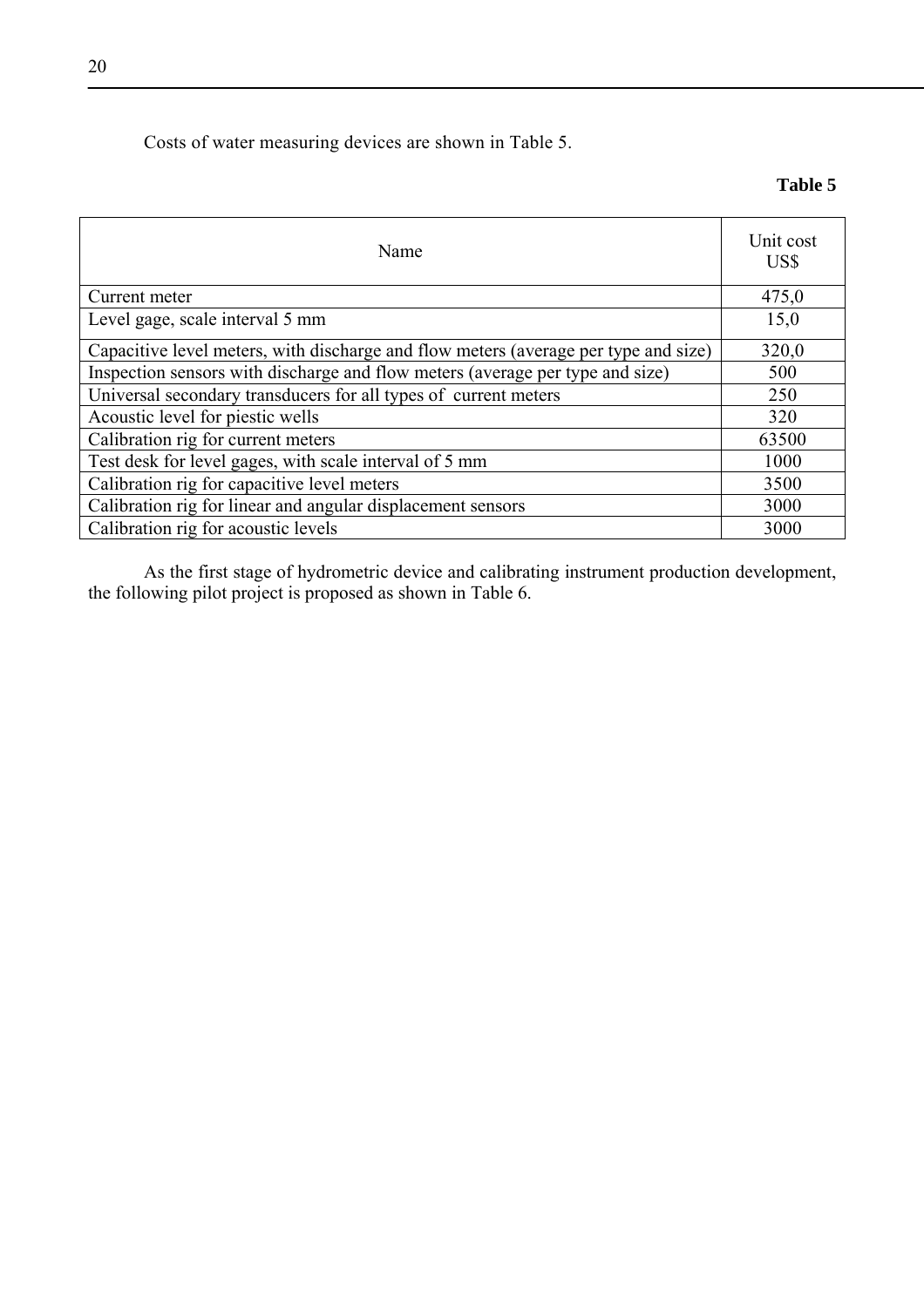Costs of water measuring devices are shown in Table 5.

**Table 5**

| Name | Unit cost US$ |
|---|---|
| Current meter | 475,0 |
| Level gage, scale interval 5 mm | 15,0 |
| Capacitive level meters, with discharge and flow meters (average per type and size) | 320,0 |
| Inspection sensors with discharge and flow meters (average per type and size) | 500 |
| Universal secondary transducers for all types of current meters | 250 |
| Acoustic level for piestic wells | 320 |
| Calibration rig for current meters | 63500 |
| Test desk for level gages, with scale interval of 5 mm | 1000 |
| Calibration rig for capacitive level meters | 3500 |
| Calibration rig for linear and angular displacement sensors | 3000 |
| Calibration rig for acoustic levels | 3000 |

As the first stage of hydrometric device and calibrating instrument production development, the following pilot project is proposed as shown in Table 6.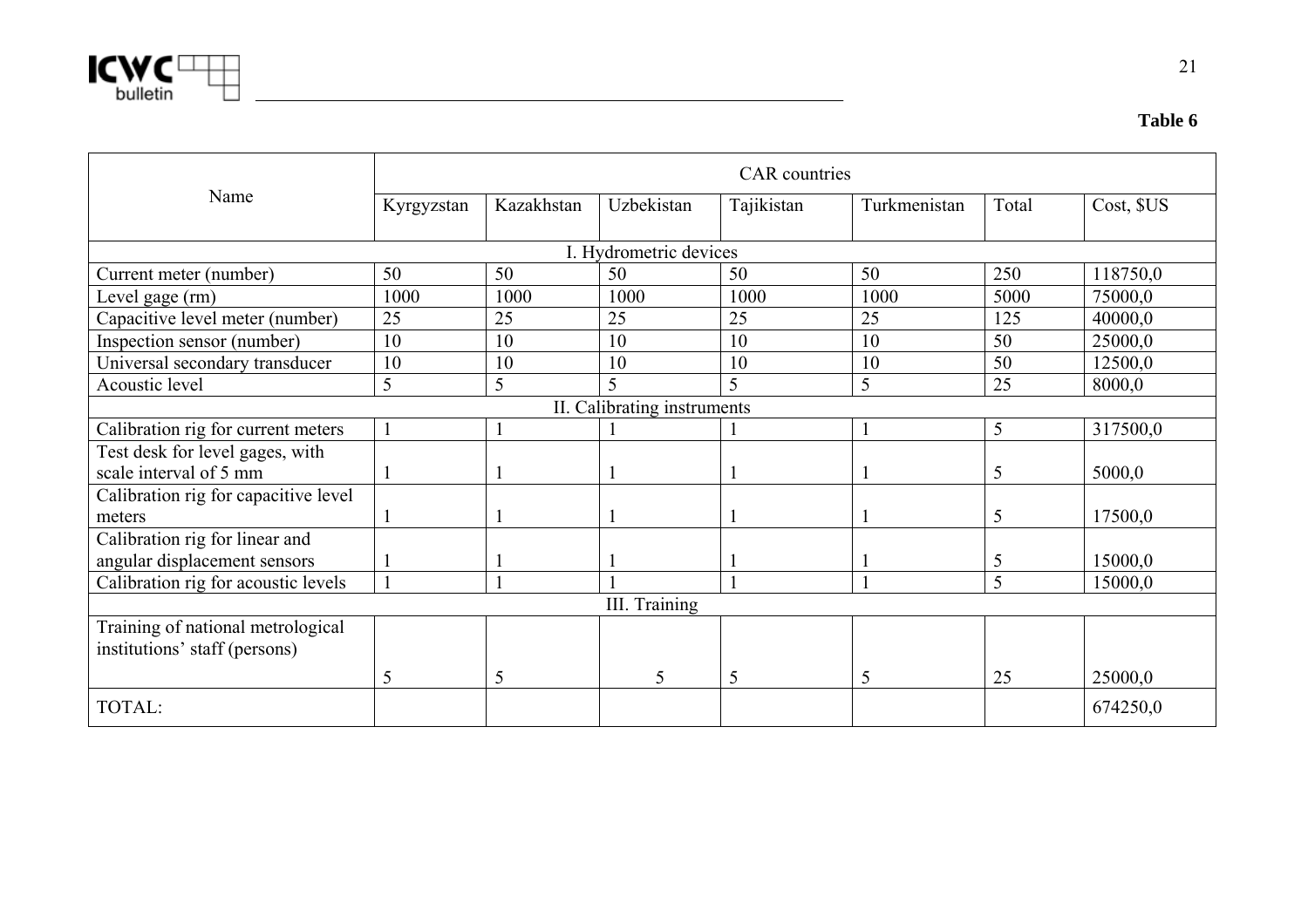**Table 6**

| Name | CAR countries | | | | | | |
|---|---|---|---|---|---|---|---|
| | Kyrgyzstan | Kazakhstan | Uzbekistan | Tajikistan | Turkmenistan | Total | Cost, $US |
| I. Hydrometric devices | | | | | | | |
| Current meter (number) | 50 | 50 | 50 | 50 | 50 | 250 | 118750,0 |
| Level gage (rm) | 1000 | 1000 | 1000 | 1000 | 1000 | 5000 | 75000,0 |
| Capacitive level meter (number) | 25 | 25 | 25 | 25 | 25 | 125 | 40000,0 |
| Inspection sensor (number) | 10 | 10 | 10 | 10 | 10 | 50 | 25000,0 |
| Universal secondary transducer | 10 | 10 | 10 | 10 | 10 | 50 | 12500,0 |
| Acoustic level | 5 | 5 | 5 | 5 | 5 | 25 | 8000,0 |
| II. Calibrating instruments | | | | | | | |
| Calibration rig for current meters | 1 | 1 | 1 | 1 | 1 | 5 | 317500,0 |
| Test desk for level gages, with scale interval of 5 mm | 1 | 1 | 1 | 1 | 1 | 5 | 5000,0 |
| Calibration rig for capacitive level meters | 1 | 1 | 1 | 1 | 1 | 5 | 17500,0 |
| Calibration rig for linear and angular displacement sensors | 1 | 1 | 1 | 1 | 1 | 5 | 15000,0 |
| Calibration rig for acoustic levels | 1 | 1 | 1 | 1 | 1 | 5 | 15000,0 |
| III. Training | | | | | | | |
| Training of national metrological institutions' staff (persons) | 5 | 5 | 5 | 5 | 5 | 25 | 25000,0 |
| TOTAL: | | | | | | | 674250,0 |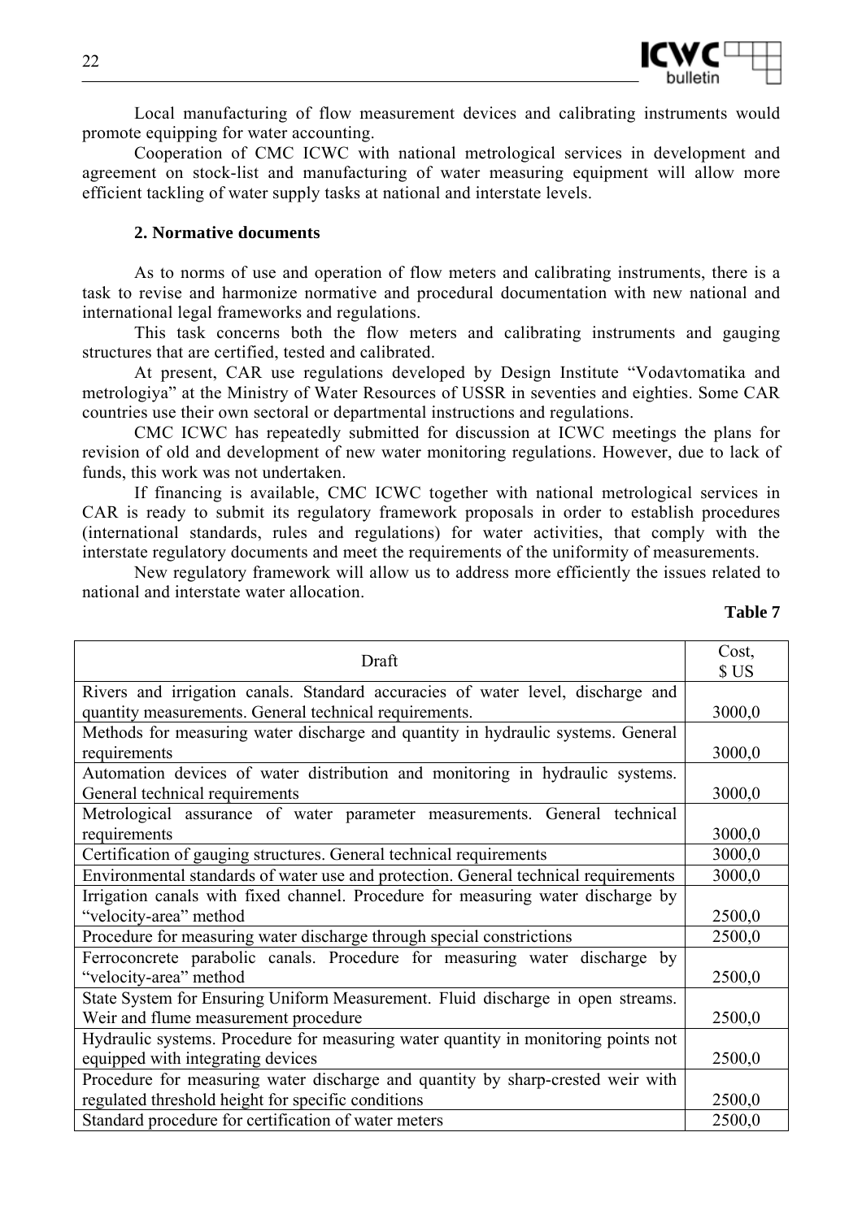Local manufacturing of flow measurement devices and calibrating instruments would promote equipping for water accounting.

Cooperation of CMC ICWC with national metrological services in development and agreement on stock-list and manufacturing of water measuring equipment will allow more efficient tackling of water supply tasks at national and interstate levels.

## 2. Normative documents

As to norms of use and operation of flow meters and calibrating instruments, there is a task to revise and harmonize normative and procedural documentation with new national and international legal frameworks and regulations.

This task concerns both the flow meters and calibrating instruments and gauging structures that are certified, tested and calibrated.

At present, CAR use regulations developed by Design Institute "Vodavtomatika and metrologiya" at the Ministry of Water Resources of USSR in seventies and eighties. Some CAR countries use their own sectoral or departmental instructions and regulations.

CMC ICWC has repeatedly submitted for discussion at ICWC meetings the plans for revision of old and development of new water monitoring regulations. However, due to lack of funds, this work was not undertaken.

If financing is available, CMC ICWC together with national metrological services in CAR is ready to submit its regulatory framework proposals in order to establish procedures (international standards, rules and regulations) for water activities, that comply with the interstate regulatory documents and meet the requirements of the uniformity of measurements.

New regulatory framework will allow us to address more efficiently the issues related to national and interstate water allocation.

**Table 7**

| Draft | Cost, $ US |
|---|---|
| Rivers and irrigation canals. Standard accuracies of water level, discharge and quantity measurements. General technical requirements. | 3000,0 |
| Methods for measuring water discharge and quantity in hydraulic systems. General requirements | 3000,0 |
| Automation devices of water distribution and monitoring in hydraulic systems. General technical requirements | 3000,0 |
| Metrological assurance of water parameter measurements. General technical requirements | 3000,0 |
| Certification of gauging structures. General technical requirements | 3000,0 |
| Environmental standards of water use and protection. General technical requirements | 3000,0 |
| Irrigation canals with fixed channel. Procedure for measuring water discharge by "velocity-area" method | 2500,0 |
| Procedure for measuring water discharge through special constrictions | 2500,0 |
| Ferroconcrete parabolic canals. Procedure for measuring water discharge by "velocity-area" method | 2500,0 |
| State System for Ensuring Uniform Measurement. Fluid discharge in open streams. Weir and flume measurement procedure | 2500,0 |
| Hydraulic systems. Procedure for measuring water quantity in monitoring points not equipped with integrating devices | 2500,0 |
| Procedure for measuring water discharge and quantity by sharp-crested weir with regulated threshold height for specific conditions | 2500,0 |
| Standard procedure for certification of water meters | 2500,0 |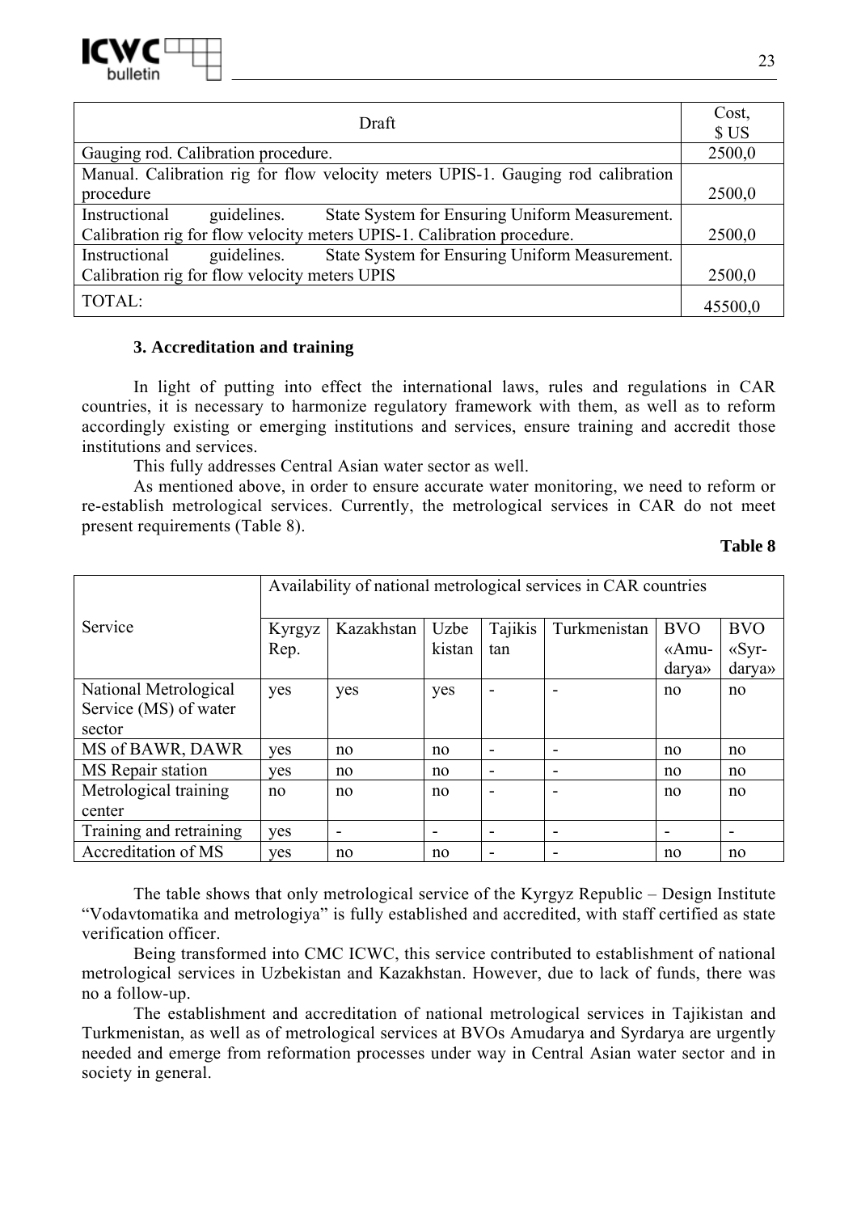| Draft | Cost, $ US |
|---|---|
| Gauging rod. Calibration procedure. | 2500,0 |
| Manual. Calibration rig for flow velocity meters UPIS-1. Gauging rod calibration procedure | 2500,0 |
| Instructional guidelines. State System for Ensuring Uniform Measurement. Calibration rig for flow velocity meters UPIS-1. Calibration procedure. | 2500,0 |
| Instructional guidelines. State System for Ensuring Uniform Measurement. Calibration rig for flow velocity meters UPIS | 2500,0 |
| TOTAL: | 45500,0 |

### 3. Accreditation and training

In light of putting into effect the international laws, rules and regulations in CAR countries, it is necessary to harmonize regulatory framework with them, as well as to reform accordingly existing or emerging institutions and services, ensure training and accredit those institutions and services.

This fully addresses Central Asian water sector as well.

As mentioned above, in order to ensure accurate water monitoring, we need to reform or re-establish metrological services. Currently, the metrological services in CAR do not meet present requirements (Table 8).

**Table 8**

| Service | Availability of national metrological services in CAR countries | | | | | | |
|---|---|---|---|---|---|---|---|
| | Kyrgyz Rep. | Kazakhstan | Uzbekistan | Tajikistan | Turkmenistan | BVO «Amudarya» | BVO «Syrdarya» |
| National Metrological Service (MS) of water sector | yes | yes | yes | - | - | no | no |
| MS of BAWR, DAWR | yes | no | no | - | - | no | no |
| MS Repair station | yes | no | no | - | - | no | no |
| Metrological training center | no | no | no | - | - | no | no |
| Training and retraining | yes | - | - | - | - | - | - |
| Accreditation of MS | yes | no | no | - | - | no | no |

The table shows that only metrological service of the Kyrgyz Republic – Design Institute "Vodavtomatika and metrologiya" is fully established and accredited, with staff certified as state verification officer.

Being transformed into CMC ICWC, this service contributed to establishment of national metrological services in Uzbekistan and Kazakhstan. However, due to lack of funds, there was no a follow-up.

The establishment and accreditation of national metrological services in Tajikistan and Turkmenistan, as well as of metrological services at BVOs Amudarya and Syrdarya are urgently needed and emerge from reformation processes under way in Central Asian water sector and in society in general.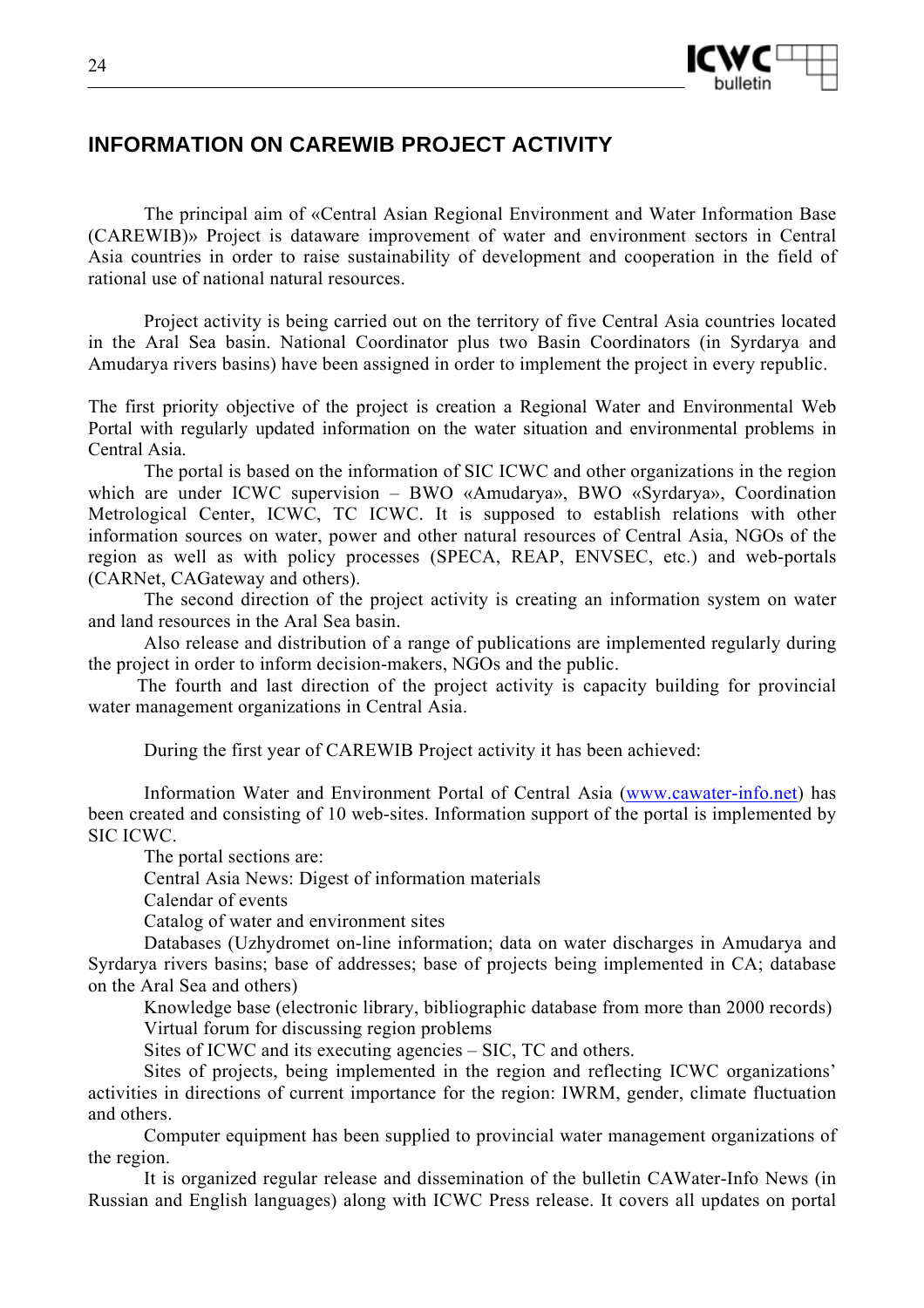## INFORMATION ON CAREWIB PROJECT ACTIVITY

The principal aim of «Central Asian Regional Environment and Water Information Base (CAREWIB)» Project is dataware improvement of water and environment sectors in Central Asia countries in order to raise sustainability of development and cooperation in the field of rational use of national natural resources.

Project activity is being carried out on the territory of five Central Asia countries located in the Aral Sea basin. National Coordinator plus two Basin Coordinators (in Syrdarya and Amudarya rivers basins) have been assigned in order to implement the project in every republic.

The first priority objective of the project is creation a Regional Water and Environmental Web Portal with regularly updated information on the water situation and environmental problems in Central Asia.

The portal is based on the information of SIC ICWC and other organizations in the region which are under ICWC supervision – BWO «Amudarya», BWO «Syrdarya», Coordination Metrological Center, ICWC, TC ICWC. It is supposed to establish relations with other information sources on water, power and other natural resources of Central Asia, NGOs of the region as well as with policy processes (SPECA, REAP, ENVSEC, etc.) and web-portals (CARNet, CAGateway and others).

The second direction of the project activity is creating an information system on water and land resources in the Aral Sea basin.

Also release and distribution of a range of publications are implemented regularly during the project in order to inform decision-makers, NGOs and the public.

The fourth and last direction of the project activity is capacity building for provincial water management organizations in Central Asia.

During the first year of CAREWIB Project activity it has been achieved:

Information Water and Environment Portal of Central Asia (www.cawater-info.net) has been created and consisting of 10 web-sites. Information support of the portal is implemented by SIC ICWC.

The portal sections are:

Central Asia News: Digest of information materials

Calendar of events

Catalog of water and environment sites

Databases (Uzhydromet on-line information; data on water discharges in Amudarya and Syrdarya rivers basins; base of addresses; base of projects being implemented in CA; database on the Aral Sea and others)

Knowledge base (electronic library, bibliographic database from more than 2000 records)

Virtual forum for discussing region problems

Sites of ICWC and its executing agencies – SIC, TC and others.

Sites of projects, being implemented in the region and reflecting ICWC organizations' activities in directions of current importance for the region: IWRM, gender, climate fluctuation and others.

Computer equipment has been supplied to provincial water management organizations of the region.

It is organized regular release and dissemination of the bulletin CAWater-Info News (in Russian and English languages) along with ICWC Press release. It covers all updates on portal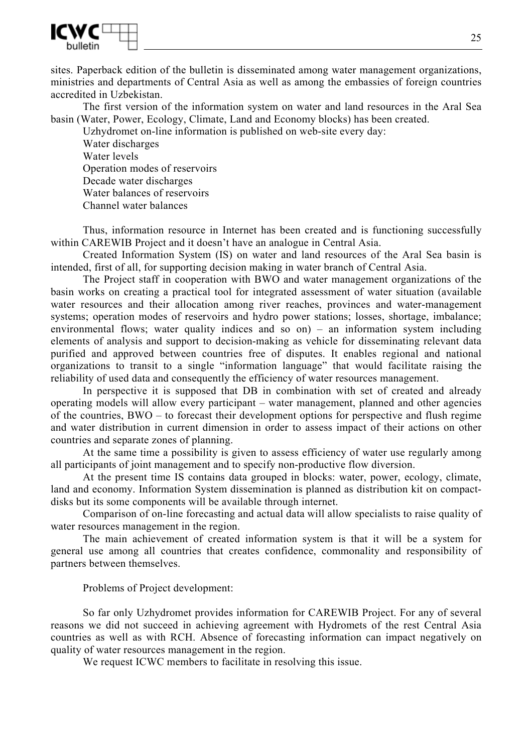sites. Paperback edition of the bulletin is disseminated among water management organizations, ministries and departments of Central Asia as well as among the embassies of foreign countries accredited in Uzbekistan.

The first version of the information system on water and land resources in the Aral Sea basin (Water, Power, Ecology, Climate, Land and Economy blocks) has been created.

Uzhydromet on-line information is published on web-site every day:

Water discharges
Water levels
Operation modes of reservoirs
Decade water discharges
Water balances of reservoirs
Channel water balances

Thus, information resource in Internet has been created and is functioning successfully within CAREWIB Project and it doesn't have an analogue in Central Asia.

Created Information System (IS) on water and land resources of the Aral Sea basin is intended, first of all, for supporting decision making in water branch of Central Asia.

The Project staff in cooperation with BWO and water management organizations of the basin works on creating a practical tool for integrated assessment of water situation (available water resources and their allocation among river reaches, provinces and water-management systems; operation modes of reservoirs and hydro power stations; losses, shortage, imbalance; environmental flows; water quality indices and so on) – an information system including elements of analysis and support to decision-making as vehicle for disseminating relevant data purified and approved between countries free of disputes. It enables regional and national organizations to transit to a single "information language" that would facilitate raising the reliability of used data and consequently the efficiency of water resources management.

In perspective it is supposed that DB in combination with set of created and already operating models will allow every participant – water management, planned and other agencies of the countries, BWO – to forecast their development options for perspective and flush regime and water distribution in current dimension in order to assess impact of their actions on other countries and separate zones of planning.

At the same time a possibility is given to assess efficiency of water use regularly among all participants of joint management and to specify non-productive flow diversion.

At the present time IS contains data grouped in blocks: water, power, ecology, climate, land and economy. Information System dissemination is planned as distribution kit on compact-disks but its some components will be available through internet.

Comparison of on-line forecasting and actual data will allow specialists to raise quality of water resources management in the region.

The main achievement of created information system is that it will be a system for general use among all countries that creates confidence, commonality and responsibility of partners between themselves.

Problems of Project development:

So far only Uzhydromet provides information for CAREWIB Project. For any of several reasons we did not succeed in achieving agreement with Hydromets of the rest Central Asia countries as well as with RCH. Absence of forecasting information can impact negatively on quality of water resources management in the region.

We request ICWC members to facilitate in resolving this issue.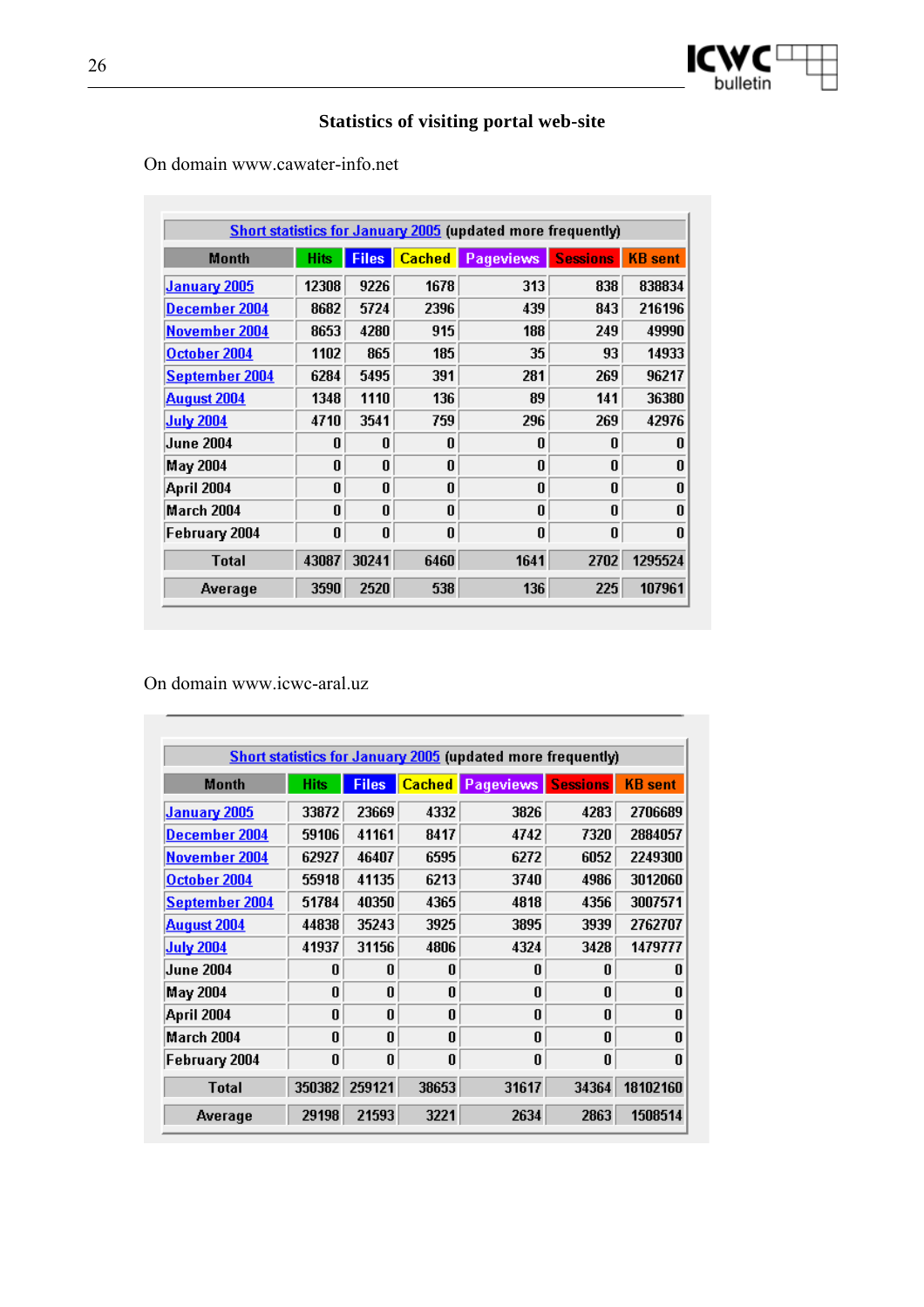# Statistics of visiting portal web-site

On domain www.cawater-info.net

| Short statistics for January 2005 (updated more frequently) | | | | | | |
|---|---|---|---|---|---|---|
| Month | Hits | Files | Cached | Pageviews | Sessions | KB sent |
| January 2005 | 12308 | 9226 | 1678 | 313 | 838 | 838834 |
| December 2004 | 8682 | 5724 | 2396 | 439 | 843 | 216196 |
| November 2004 | 8653 | 4280 | 915 | 188 | 249 | 49990 |
| October 2004 | 1102 | 865 | 185 | 35 | 93 | 14933 |
| September 2004 | 6284 | 5495 | 391 | 281 | 269 | 96217 |
| August 2004 | 1348 | 1110 | 136 | 89 | 141 | 36380 |
| July 2004 | 4710 | 3541 | 759 | 296 | 269 | 42976 |
| June 2004 | 0 | 0 | 0 | 0 | 0 | 0 |
| May 2004 | 0 | 0 | 0 | 0 | 0 | 0 |
| April 2004 | 0 | 0 | 0 | 0 | 0 | 0 |
| March 2004 | 0 | 0 | 0 | 0 | 0 | 0 |
| February 2004 | 0 | 0 | 0 | 0 | 0 | 0 |
| Total | 43087 | 30241 | 6460 | 1641 | 2702 | 1295524 |
| Average | 3590 | 2520 | 538 | 136 | 225 | 107961 |

On domain www.icwc-aral.uz

| Short statistics for January 2005 (updated more frequently) | | | | | | |
|---|---|---|---|---|---|---|
| Month | Hits | Files | Cached | Pageviews | Sessions | KB sent |
| January 2005 | 33872 | 23669 | 4332 | 3826 | 4283 | 2706689 |
| December 2004 | 59106 | 41161 | 8417 | 4742 | 7320 | 2884057 |
| November 2004 | 62927 | 46407 | 6595 | 6272 | 6052 | 2249300 |
| October 2004 | 55918 | 41135 | 6213 | 3740 | 4986 | 3012060 |
| September 2004 | 51784 | 40350 | 4365 | 4818 | 4356 | 3007571 |
| August 2004 | 44838 | 35243 | 3925 | 3895 | 3939 | 2762707 |
| July 2004 | 41937 | 31156 | 4806 | 4324 | 3428 | 1479777 |
| June 2004 | 0 | 0 | 0 | 0 | 0 | 0 |
| May 2004 | 0 | 0 | 0 | 0 | 0 | 0 |
| April 2004 | 0 | 0 | 0 | 0 | 0 | 0 |
| March 2004 | 0 | 0 | 0 | 0 | 0 | 0 |
| February 2004 | 0 | 0 | 0 | 0 | 0 | 0 |
| Total | 350382 | 259121 | 38653 | 31617 | 34364 | 18102160 |
| Average | 29198 | 21593 | 3221 | 2634 | 2863 | 1508514 |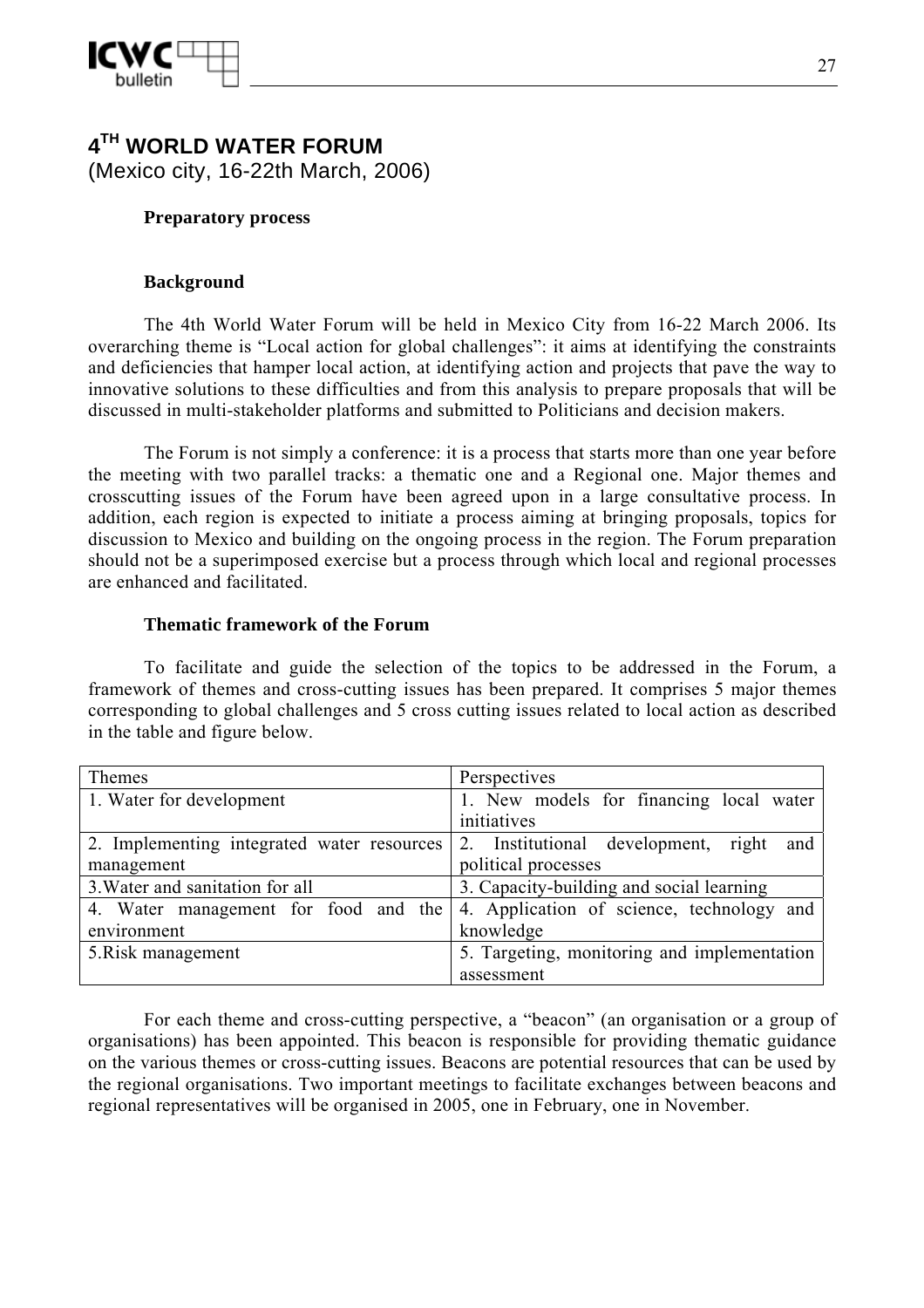# 4[TH] WORLD WATER FORUM

(Mexico city, 16-22th March, 2006)

**Preparatory process**

**Background**

The 4th World Water Forum will be held in Mexico City from 16-22 March 2006. Its overarching theme is "Local action for global challenges": it aims at identifying the constraints and deficiencies that hamper local action, at identifying action and projects that pave the way to innovative solutions to these difficulties and from this analysis to prepare proposals that will be discussed in multi-stakeholder platforms and submitted to Politicians and decision makers.

The Forum is not simply a conference: it is a process that starts more than one year before the meeting with two parallel tracks: a thematic one and a Regional one. Major themes and crosscutting issues of the Forum have been agreed upon in a large consultative process. In addition, each region is expected to initiate a process aiming at bringing proposals, topics for discussion to Mexico and building on the ongoing process in the region. The Forum preparation should not be a superimposed exercise but a process through which local and regional processes are enhanced and facilitated.

**Thematic framework of the Forum**

To facilitate and guide the selection of the topics to be addressed in the Forum, a framework of themes and cross-cutting issues has been prepared. It comprises 5 major themes corresponding to global challenges and 5 cross cutting issues related to local action as described in the table and figure below.

| Themes | Perspectives |
|---|---|
| 1. Water for development | 1. New models for financing local water initiatives |
| 2. Implementing integrated water resources management | 2. Institutional development, right and political processes |
| 3.Water and sanitation for all | 3. Capacity-building and social learning |
| 4. Water management for food and the environment | 4. Application of science, technology and knowledge |
| 5.Risk management | 5. Targeting, monitoring and implementation assessment |

For each theme and cross-cutting perspective, a "beacon" (an organisation or a group of organisations) has been appointed. This beacon is responsible for providing thematic guidance on the various themes or cross-cutting issues. Beacons are potential resources that can be used by the regional organisations. Two important meetings to facilitate exchanges between beacons and regional representatives will be organised in 2005, one in February, one in November.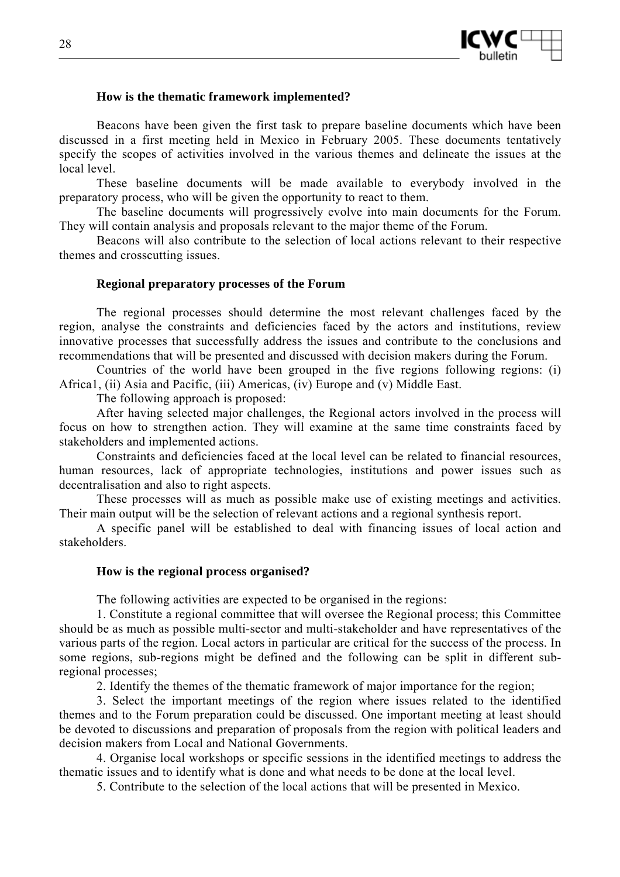### How is the thematic framework implemented?

Beacons have been given the first task to prepare baseline documents which have been discussed in a first meeting held in Mexico in February 2005. These documents tentatively specify the scopes of activities involved in the various themes and delineate the issues at the local level.

These baseline documents will be made available to everybody involved in the preparatory process, who will be given the opportunity to react to them.

The baseline documents will progressively evolve into main documents for the Forum. They will contain analysis and proposals relevant to the major theme of the Forum.

Beacons will also contribute to the selection of local actions relevant to their respective themes and crosscutting issues.

### Regional preparatory processes of the Forum

The regional processes should determine the most relevant challenges faced by the region, analyse the constraints and deficiencies faced by the actors and institutions, review innovative processes that successfully address the issues and contribute to the conclusions and recommendations that will be presented and discussed with decision makers during the Forum.

Countries of the world have been grouped in the five regions following regions: (i) Africa1, (ii) Asia and Pacific, (iii) Americas, (iv) Europe and (v) Middle East.

The following approach is proposed:

After having selected major challenges, the Regional actors involved in the process will focus on how to strengthen action. They will examine at the same time constraints faced by stakeholders and implemented actions.

Constraints and deficiencies faced at the local level can be related to financial resources, human resources, lack of appropriate technologies, institutions and power issues such as decentralisation and also to right aspects.

These processes will as much as possible make use of existing meetings and activities. Their main output will be the selection of relevant actions and a regional synthesis report.

A specific panel will be established to deal with financing issues of local action and stakeholders.

### How is the regional process organised?

The following activities are expected to be organised in the regions:

1. Constitute a regional committee that will oversee the Regional process; this Committee should be as much as possible multi-sector and multi-stakeholder and have representatives of the various parts of the region. Local actors in particular are critical for the success of the process. In some regions, sub-regions might be defined and the following can be split in different sub-regional processes;
2. Identify the themes of the thematic framework of major importance for the region;
3. Select the important meetings of the region where issues related to the identified themes and to the Forum preparation could be discussed. One important meeting at least should be devoted to discussions and preparation of proposals from the region with political leaders and decision makers from Local and National Governments.
4. Organise local workshops or specific sessions in the identified meetings to address the thematic issues and to identify what is done and what needs to be done at the local level.
5. Contribute to the selection of the local actions that will be presented in Mexico.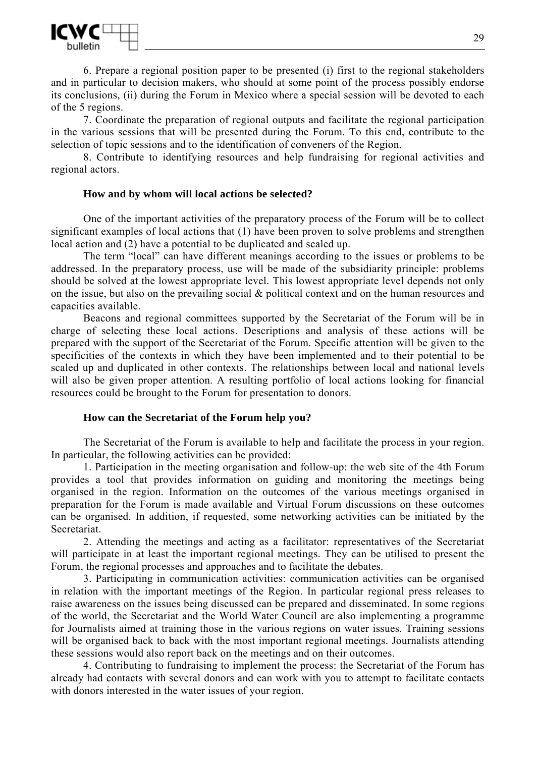6. Prepare a regional position paper to be presented (i) first to the regional stakeholders and in particular to decision makers, who should at some point of the process possibly endorse its conclusions, (ii) during the Forum in Mexico where a special session will be devoted to each of the 5 regions.

7. Coordinate the preparation of regional outputs and facilitate the regional participation in the various sessions that will be presented during the Forum. To this end, contribute to the selection of topic sessions and to the identification of conveners of the Region.

8. Contribute to identifying resources and help fundraising for regional activities and regional actors.

**How and by whom will local actions be selected?**

One of the important activities of the preparatory process of the Forum will be to collect significant examples of local actions that (1) have been proven to solve problems and strengthen local action and (2) have a potential to be duplicated and scaled up.

The term “local” can have different meanings according to the issues or problems to be addressed. In the preparatory process, use will be made of the subsidiarity principle: problems should be solved at the lowest appropriate level. This lowest appropriate level depends not only on the issue, but also on the prevailing social & political context and on the human resources and capacities available.

Beacons and regional committees supported by the Secretariat of the Forum will be in charge of selecting these local actions. Descriptions and analysis of these actions will be prepared with the support of the Secretariat of the Forum. Specific attention will be given to the specificities of the contexts in which they have been implemented and to their potential to be scaled up and duplicated in other contexts. The relationships between local and national levels will also be given proper attention. A resulting portfolio of local actions looking for financial resources could be brought to the Forum for presentation to donors.

**How can the Secretariat of the Forum help you?**

The Secretariat of the Forum is available to help and facilitate the process in your region. In particular, the following activities can be provided:

1. Participation in the meeting organisation and follow-up: the web site of the 4th Forum provides a tool that provides information on guiding and monitoring the meetings being organised in the region. Information on the outcomes of the various meetings organised in preparation for the Forum is made available and Virtual Forum discussions on these outcomes can be organised. In addition, if requested, some networking activities can be initiated by the Secretariat.

2. Attending the meetings and acting as a facilitator: representatives of the Secretariat will participate in at least the important regional meetings. They can be utilised to present the Forum, the regional processes and approaches and to facilitate the debates.

3. Participating in communication activities: communication activities can be organised in relation with the important meetings of the Region. In particular regional press releases to raise awareness on the issues being discussed can be prepared and disseminated. In some regions of the world, the Secretariat and the World Water Council are also implementing a programme for Journalists aimed at training those in the various regions on water issues. Training sessions will be organised back to back with the most important regional meetings. Journalists attending these sessions would also report back on the meetings and on their outcomes.

4. Contributing to fundraising to implement the process: the Secretariat of the Forum has already had contacts with several donors and can work with you to attempt to facilitate contacts with donors interested in the water issues of your region.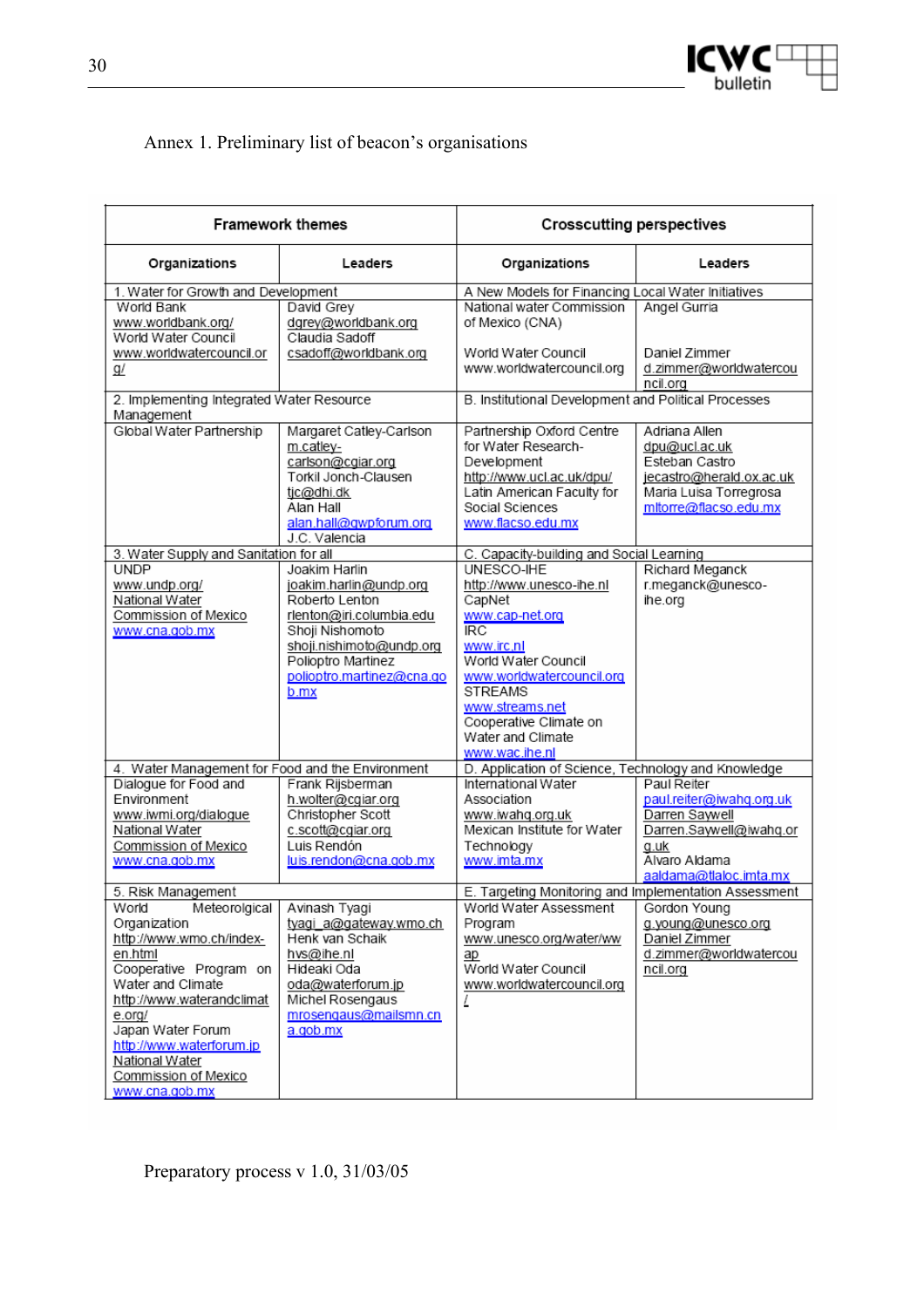Annex 1. Preliminary list of beacon's organisations

| Framework themes | | Crosscutting perspectives | |
|---|---|---|---|
| **Organizations** | **Leaders** | **Organizations** | **Leaders** |
| 1. Water for Growth and Development | | A New Models for Financing Local Water Initiatives | |
| World Bank www.worldbank.org/ World Water Council www.worldwatercouncil.org/ | David Grey dgrey@worldbank.org Claudia Sadoff csadoff@worldbank.org | National water Commission of Mexico (CNA) World Water Council www.worldwatercouncil.org | Angel Gurria Daniel Zimmer d.zimmer@worldwatercouncil.org |
| 2. Implementing Integrated Water Resource Management | | B. Institutional Development and Political Processes | |
| Global Water Partnership | Margaret Catley-Carlson m.catley-carlson@cgiar.org Torkil Jonch-Clausen tjc@dhi.dk Alan Hall alan.hall@gwpforum.org J.C. Valencia | Partnership Oxford Centre for Water Research-Development http://www.ucl.ac.uk/dpu/ Latin American Faculty for Social Sciences www.flacso.edu.mx | Adriana Allen dpu@ucl.ac.uk Esteban Castro jecastro@herald.ox.ac.uk Maria Luisa Torregrosa mltorre@flacso.edu.mx |
| 3. Water Supply and Sanitation for all | | C. Capacity-building and Social Learning | |
| UNDP www.undp.org/ National Water Commission of Mexico www.cna.gob.mx | Joakim Harlin joakim.harlin@undp.org Roberto Lenton rlenton@iri.columbia.edu Shoji Nishimoto shoji.nishimoto@undp.org Polioptro Martinez polioptro.martinez@cna.gob.mx | UNESCO-IHE http://www.unesco-ihe.nl CapNet www.cap-net.org IRC www.irc.nl World Water Council www.worldwatercouncil.org STREAMS www.streams.net Cooperative Climate on Water and Climate www.wac.ihe.nl | Richard Meganck r.meganck@unesco-ihe.org |
| 4. Water Management for Food and the Environment | | D. Application of Science, Technology and Knowledge | |
| Dialogue for Food and Environment www.iwmi.org/dialogue National Water Commission of Mexico www.cna.gob.mx | Frank Rijsberman h.wolter@cgiar.org Christopher Scott c.scott@cgiar.org Luis Rendón luis.rendon@cna.gob.mx | International Water Association www.iwahq.org.uk Mexican Institute for Water Technology www.imta.mx | Paul Reiter paul.reiter@iwahq.org.uk Darren Saywell Darren.Saywell@iwahq.org.uk Alvaro Aldama aaldama@tlaloc.imta.mx |
| 5. Risk Management | | E. Targeting Monitoring and Implementation Assessment | |
| World Meteorolgical Organization http://www.wmo.ch/index-en.html Cooperative Program on Water and Climate http://www.waterandclimate.org/ Japan Water Forum http://www.waterforum.jp National Water Commission of Mexico www.cna.gob.mx | Avinash Tyagi tyagi_a@gateway.wmo.ch Henk van Schaik hvs@ihe.nl Hideaki Oda oda@waterforum.jp Michel Rosengaus mrosengaus@mailsmn.cna.gob.mx | World Water Assessment Program www.unesco.org/water/wwap World Water Council www.worldwatercouncil.org/ | Gordon Young g.young@unesco.org Daniel Zimmer d.zimmer@worldwatercouncil.org |

Preparatory process v 1.0, 31/03/05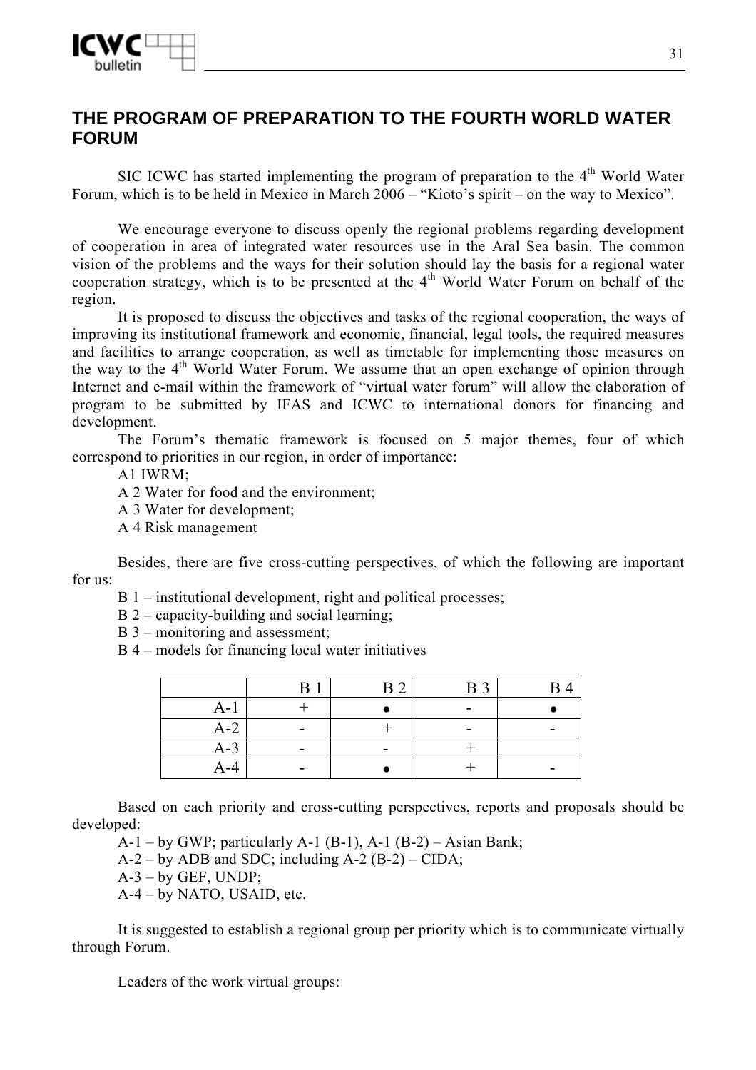## THE PROGRAM OF PREPARATION TO THE FOURTH WORLD WATER FORUM

SIC ICWC has started implementing the program of preparation to the 4th World Water Forum, which is to be held in Mexico in March 2006 – "Kioto's spirit – on the way to Mexico".

We encourage everyone to discuss openly the regional problems regarding development of cooperation in area of integrated water resources use in the Aral Sea basin. The common vision of the problems and the ways for their solution should lay the basis for a regional water cooperation strategy, which is to be presented at the 4th World Water Forum on behalf of the region.

It is proposed to discuss the objectives and tasks of the regional cooperation, the ways of improving its institutional framework and economic, financial, legal tools, the required measures and facilities to arrange cooperation, as well as timetable for implementing those measures on the way to the 4th World Water Forum. We assume that an open exchange of opinion through Internet and e-mail within the framework of "virtual water forum" will allow the elaboration of program to be submitted by IFAS and ICWC to international donors for financing and development.

The Forum's thematic framework is focused on 5 major themes, four of which correspond to priorities in our region, in order of importance:

A1 IWRM;

A 2 Water for food and the environment;

A 3 Water for development;

A 4 Risk management

Besides, there are five cross-cutting perspectives, of which the following are important for us:

B 1 – institutional development, right and political processes;

B 2 – capacity-building and social learning;

B 3 – monitoring and assessment;

B 4 – models for financing local water initiatives

| | B 1 | B 2 | B 3 | B 4 |
|---|---|---|---|---|
| A-1 | + | ● | - | ● |
| A-2 | - | + | - | - |
| A-3 | - | - | + | |
| A-4 | - | ● | + | - |

Based on each priority and cross-cutting perspectives, reports and proposals should be developed:

A-1 – by GWP; particularly A-1 (B-1), A-1 (B-2) – Asian Bank;

A-2 – by ADB and SDC; including A-2 (B-2) – CIDA;

A-3 – by GEF, UNDP;

A-4 – by NATO, USAID, etc.

It is suggested to establish a regional group per priority which is to communicate virtually through Forum.

Leaders of the work virtual groups: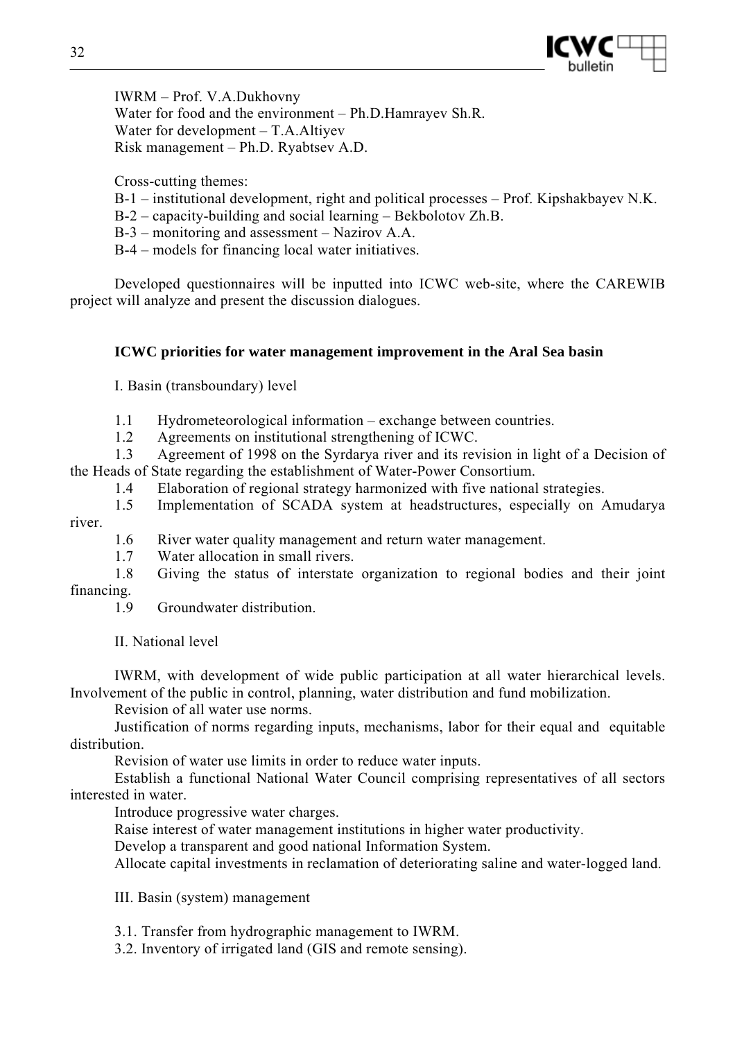IWRM – Prof. V.A.Dukhovny
Water for food and the environment – Ph.D.Hamrayev Sh.R.
Water for development – T.A.Altiyev
Risk management – Ph.D. Ryabtsev A.D.

Cross-cutting themes:
B-1 – institutional development, right and political processes – Prof. Kipshakbayev N.K.
B-2 – capacity-building and social learning – Bekbolotov Zh.B.
B-3 – monitoring and assessment – Nazirov A.A.
B-4 – models for financing local water initiatives.

Developed questionnaires will be inputted into ICWC web-site, where the CAREWIB project will analyze and present the discussion dialogues.

**ICWC priorities for water management improvement in the Aral Sea basin**

I. Basin (transboundary) level

1.1 Hydrometeorological information – exchange between countries.
1.2 Agreements on institutional strengthening of ICWC.
1.3 Agreement of 1998 on the Syrdarya river and its revision in light of a Decision of the Heads of State regarding the establishment of Water-Power Consortium.
1.4 Elaboration of regional strategy harmonized with five national strategies.
1.5 Implementation of SCADA system at headstructures, especially on Amudarya river.
1.6 River water quality management and return water management.
1.7 Water allocation in small rivers.
1.8 Giving the status of interstate organization to regional bodies and their joint financing.
1.9 Groundwater distribution.

II. National level

IWRM, with development of wide public participation at all water hierarchical levels. Involvement of the public in control, planning, water distribution and fund mobilization.
Revision of all water use norms.
Justification of norms regarding inputs, mechanisms, labor for their equal and equitable distribution.
Revision of water use limits in order to reduce water inputs.
Establish a functional National Water Council comprising representatives of all sectors interested in water.
Introduce progressive water charges.
Raise interest of water management institutions in higher water productivity.
Develop a transparent and good national Information System.
Allocate capital investments in reclamation of deteriorating saline and water-logged land.

III. Basin (system) management

3.1. Transfer from hydrographic management to IWRM.
3.2. Inventory of irrigated land (GIS and remote sensing).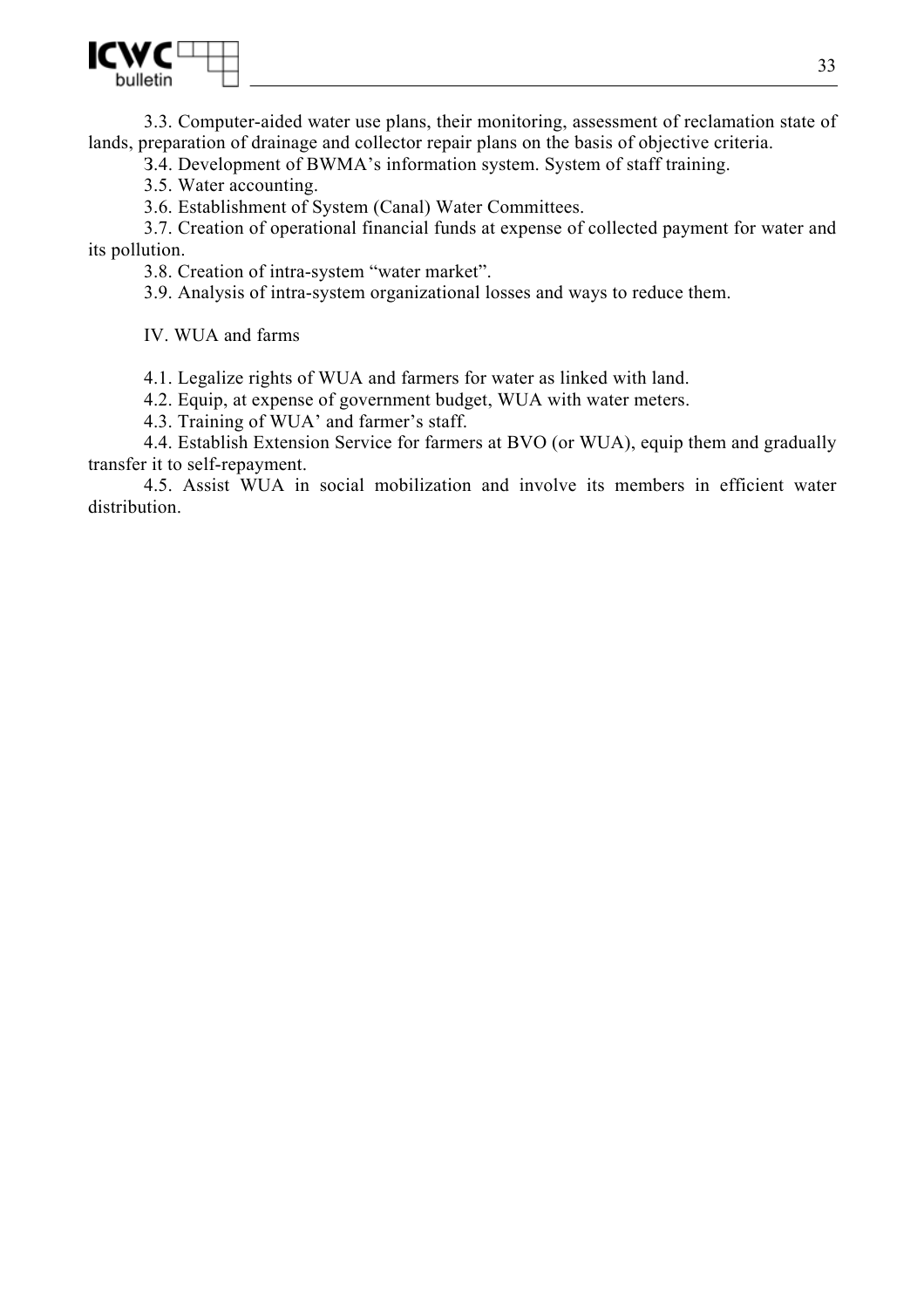3.3. Computer-aided water use plans, their monitoring, assessment of reclamation state of lands, preparation of drainage and collector repair plans on the basis of objective criteria.

3.4. Development of BWMA's information system. System of staff training.

3.5. Water accounting.

3.6. Establishment of System (Canal) Water Committees.

3.7. Creation of operational financial funds at expense of collected payment for water and its pollution.

3.8. Creation of intra-system "water market".

3.9. Analysis of intra-system organizational losses and ways to reduce them.

IV. WUA and farms

4.1. Legalize rights of WUA and farmers for water as linked with land.

4.2. Equip, at expense of government budget, WUA with water meters.

4.3. Training of WUA' and farmer's staff.

4.4. Establish Extension Service for farmers at BVO (or WUA), equip them and gradually transfer it to self-repayment.

4.5. Assist WUA in social mobilization and involve its members in efficient water distribution.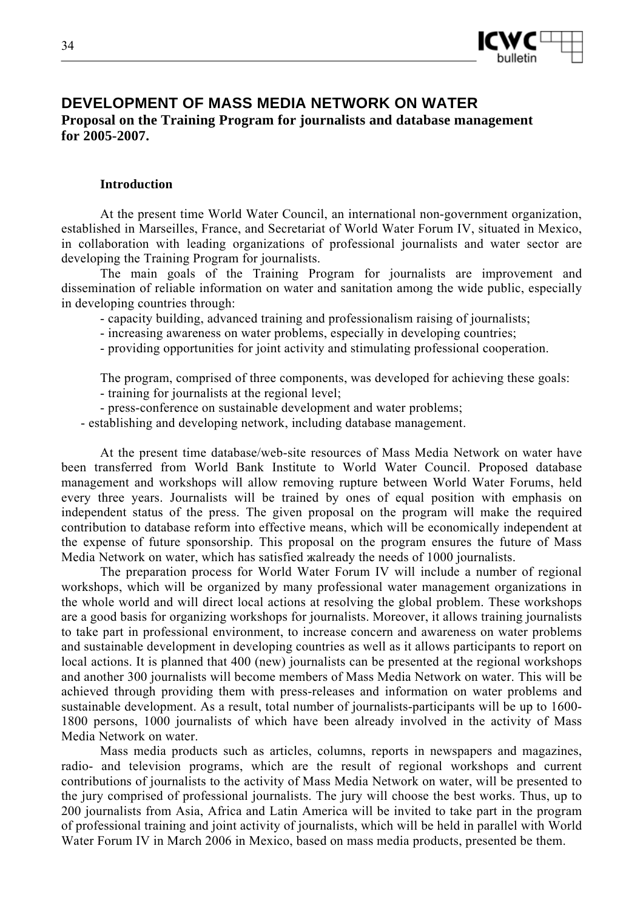## DEVELOPMENT OF MASS MEDIA NETWORK ON WATER

**Proposal on the Training Program for journalists and database management for 2005-2007.**

**Introduction**

At the present time World Water Council, an international non-government organization, established in Marseilles, France, and Secretariat of World Water Forum IV, situated in Mexico, in collaboration with leading organizations of professional journalists and water sector are developing the Training Program for journalists.

The main goals of the Training Program for journalists are improvement and dissemination of reliable information on water and sanitation among the wide public, especially in developing countries through:

- capacity building, advanced training and professionalism raising of journalists;
- increasing awareness on water problems, especially in developing countries;
- providing opportunities for joint activity and stimulating professional cooperation.

The program, comprised of three components, was developed for achieving these goals:

- training for journalists at the regional level;
- press-conference on sustainable development and water problems;
- establishing and developing network, including database management.

At the present time database/web-site resources of Mass Media Network on water have been transferred from World Bank Institute to World Water Council. Proposed database management and workshops will allow removing rupture between World Water Forums, held every three years. Journalists will be trained by ones of equal position with emphasis on independent status of the press. The given proposal on the program will make the required contribution to database reform into effective means, which will be economically independent at the expense of future sponsorship. This proposal on the program ensures the future of Mass Media Network on water, which has satisfied жalready the needs of 1000 journalists.

The preparation process for World Water Forum IV will include a number of regional workshops, which will be organized by many professional water management organizations in the whole world and will direct local actions at resolving the global problem. These workshops are a good basis for organizing workshops for journalists. Moreover, it allows training journalists to take part in professional environment, to increase concern and awareness on water problems and sustainable development in developing countries as well as it allows participants to report on local actions. It is planned that 400 (new) journalists can be presented at the regional workshops and another 300 journalists will become members of Mass Media Network on water. This will be achieved through providing them with press-releases and information on water problems and sustainable development. As a result, total number of journalists-participants will be up to 1600-1800 persons, 1000 journalists of which have been already involved in the activity of Mass Media Network on water.

Mass media products such as articles, columns, reports in newspapers and magazines, radio- and television programs, which are the result of regional workshops and current contributions of journalists to the activity of Mass Media Network on water, will be presented to the jury comprised of professional journalists. The jury will choose the best works. Thus, up to 200 journalists from Asia, Africa and Latin America will be invited to take part in the program of professional training and joint activity of journalists, which will be held in parallel with World Water Forum IV in March 2006 in Mexico, based on mass media products, presented be them.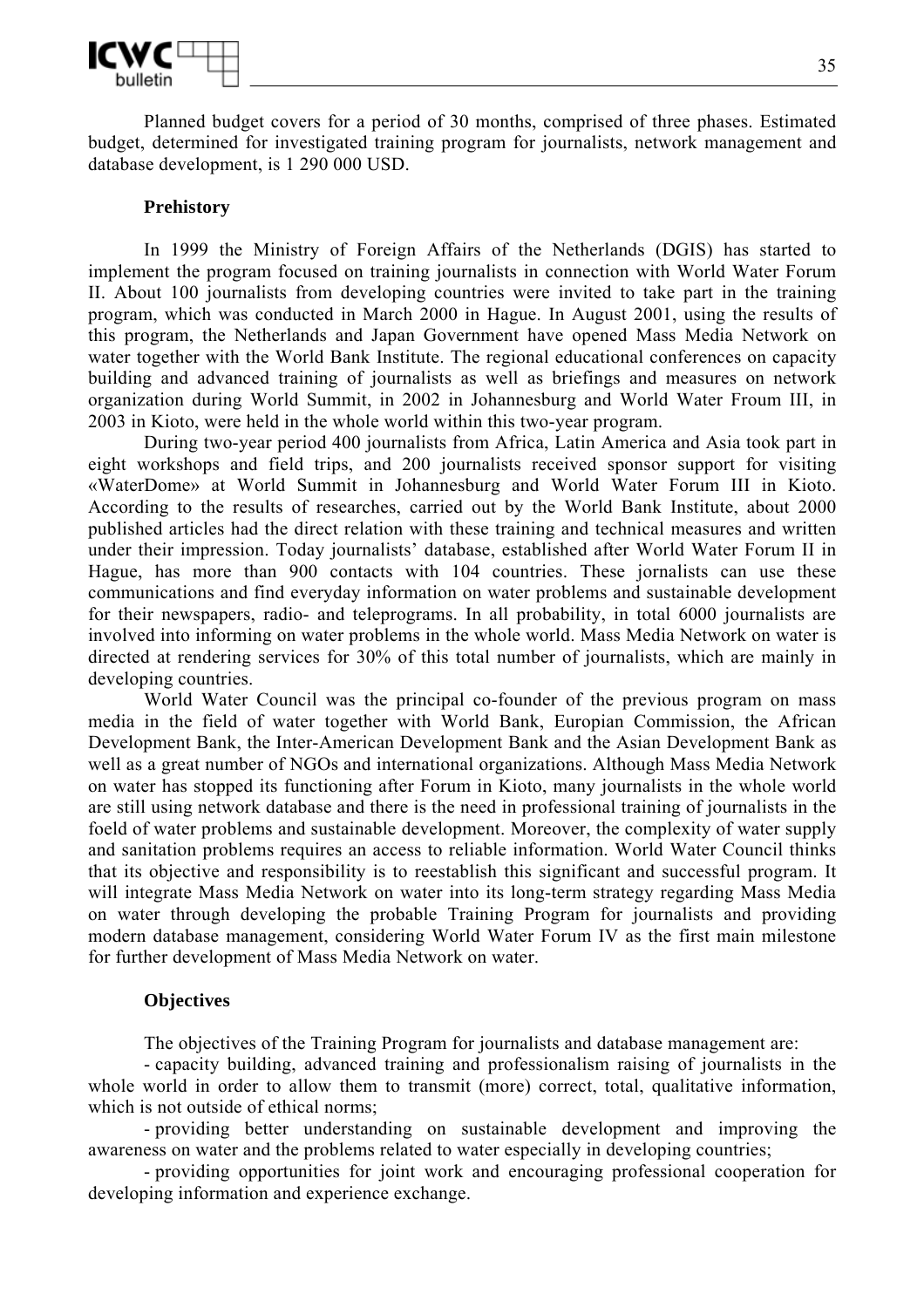Planned budget covers for a period of 30 months, comprised of three phases. Estimated budget, determined for investigated training program for journalists, network management and database development, is 1 290 000 USD.

### Prehistory

In 1999 the Ministry of Foreign Affairs of the Netherlands (DGIS) has started to implement the program focused on training journalists in connection with World Water Forum II. About 100 journalists from developing countries were invited to take part in the training program, which was conducted in March 2000 in Hague. In August 2001, using the results of this program, the Netherlands and Japan Government have opened Mass Media Network on water together with the World Bank Institute. The regional educational conferences on capacity building and advanced training of journalists as well as briefings and measures on network organization during World Summit, in 2002 in Johannesburg and World Water Froum III, in 2003 in Kioto, were held in the whole world within this two-year program.

During two-year period 400 journalists from Africa, Latin America and Asia took part in eight workshops and field trips, and 200 journalists received sponsor support for visiting «WaterDome» at World Summit in Johannesburg and World Water Forum III in Kioto. According to the results of researches, carried out by the World Bank Institute, about 2000 published articles had the direct relation with these training and technical measures and written under their impression. Today journalists' database, established after World Water Forum II in Hague, has more than 900 contacts with 104 countries. These jornalists can use these communications and find everyday information on water problems and sustainable development for their newspapers, radio- and teleprograms. In all probability, in total 6000 journalists are involved into informing on water problems in the whole world. Mass Media Network on water is directed at rendering services for 30% of this total number of journalists, which are mainly in developing countries.

World Water Council was the principal co-founder of the previous program on mass media in the field of water together with World Bank, Europian Commission, the African Development Bank, the Inter-American Development Bank and the Asian Development Bank as well as a great number of NGOs and international organizations. Although Mass Media Network on water has stopped its functioning after Forum in Kioto, many journalists in the whole world are still using network database and there is the need in professional training of journalists in the foeld of water problems and sustainable development. Moreover, the complexity of water supply and sanitation problems requires an access to reliable information. World Water Council thinks that its objective and responsibility is to reestablish this significant and successful program. It will integrate Mass Media Network on water into its long-term strategy regarding Mass Media on water through developing the probable Training Program for journalists and providing modern database management, considering World Water Forum IV as the first main milestone for further development of Mass Media Network on water.

### Objectives

The objectives of the Training Program for journalists and database management are:

- capacity building, advanced training and professionalism raising of journalists in the whole world in order to allow them to transmit (more) correct, total, qualitative information, which is not outside of ethical norms;
- providing better understanding on sustainable development and improving the awareness on water and the problems related to water especially in developing countries;
- providing opportunities for joint work and encouraging professional cooperation for developing information and experience exchange.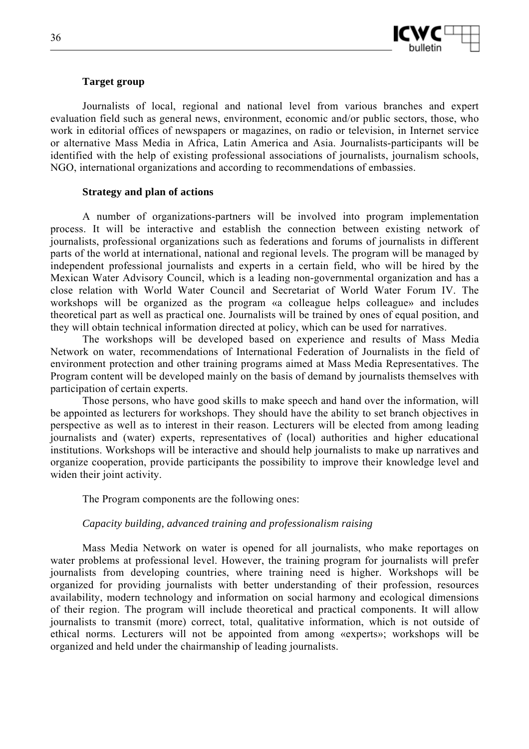**Target group**

Journalists of local, regional and national level from various branches and expert evaluation field such as general news, environment, economic and/or public sectors, those, who work in editorial offices of newspapers or magazines, on radio or television, in Internet service or alternative Mass Media in Africa, Latin America and Asia. Journalists-participants will be identified with the help of existing professional associations of journalists, journalism schools, NGO, international organizations and according to recommendations of embassies.

**Strategy and plan of actions**

A number of organizations-partners will be involved into program implementation process. It will be interactive and establish the connection between existing network of journalists, professional organizations such as federations and forums of journalists in different parts of the world at international, national and regional levels. The program will be managed by independent professional journalists and experts in a certain field, who will be hired by the Mexican Water Advisory Council, which is a leading non-governmental organization and has a close relation with World Water Council and Secretariat of World Water Forum IV. The workshops will be organized as the program «a colleague helps colleague» and includes theoretical part as well as practical one. Journalists will be trained by ones of equal position, and they will obtain technical information directed at policy, which can be used for narratives.

The workshops will be developed based on experience and results of Mass Media Network on water, recommendations of International Federation of Journalists in the field of environment protection and other training programs aimed at Mass Media Representatives. The Program content will be developed mainly on the basis of demand by journalists themselves with participation of certain experts.

Those persons, who have good skills to make speech and hand over the information, will be appointed as lecturers for workshops. They should have the ability to set branch objectives in perspective as well as to interest in their reason. Lecturers will be elected from among leading journalists and (water) experts, representatives of (local) authorities and higher educational institutions. Workshops will be interactive and should help journalists to make up narratives and organize cooperation, provide participants the possibility to improve their knowledge level and widen their joint activity.

The Program components are the following ones:

*Capacity building, advanced training and professionalism raising*

Mass Media Network on water is opened for all journalists, who make reportages on water problems at professional level. However, the training program for journalists will prefer journalists from developing countries, where training need is higher. Workshops will be organized for providing journalists with better understanding of their profession, resources availability, modern technology and information on social harmony and ecological dimensions of their region. The program will include theoretical and practical components. It will allow journalists to transmit (more) correct, total, qualitative information, which is not outside of ethical norms. Lecturers will not be appointed from among «experts»; workshops will be organized and held under the chairmanship of leading journalists.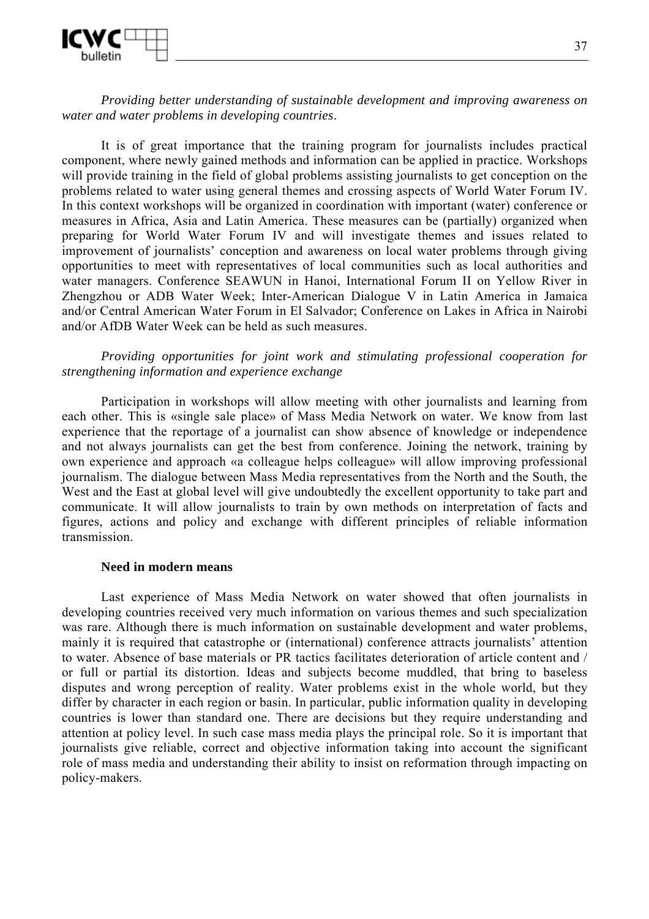*Providing better understanding of sustainable development and improving awareness on water and water problems in developing countries*.

It is of great importance that the training program for journalists includes practical component, where newly gained methods and information can be applied in practice. Workshops will provide training in the field of global problems assisting journalists to get conception on the problems related to water using general themes and crossing aspects of World Water Forum IV. In this context workshops will be organized in coordination with important (water) conference or measures in Africa, Asia and Latin America. These measures can be (partially) organized when preparing for World Water Forum IV and will investigate themes and issues related to improvement of journalists' conception and awareness on local water problems through giving opportunities to meet with representatives of local communities such as local authorities and water managers. Conference SEAWUN in Hanoi, International Forum II on Yellow River in Zhengzhou or ADB Water Week; Inter-American Dialogue V in Latin America in Jamaica and/or Central American Water Forum in El Salvador; Conference on Lakes in Africa in Nairobi and/or AfDB Water Week can be held as such measures.

*Providing opportunities for joint work and stimulating professional cooperation for strengthening information and experience exchange*

Participation in workshops will allow meeting with other journalists and learning from each other. This is «single sale place» of Mass Media Network on water. We know from last experience that the reportage of a journalist can show absence of knowledge or independence and not always journalists can get the best from conference. Joining the network, training by own experience and approach «a colleague helps colleague» will allow improving professional journalism. The dialogue between Mass Media representatives from the North and the South, the West and the East at global level will give undoubtedly the excellent opportunity to take part and communicate. It will allow journalists to train by own methods on interpretation of facts and figures, actions and policy and exchange with different principles of reliable information transmission.

**Need in modern means**

Last experience of Mass Media Network on water showed that often journalists in developing countries received very much information on various themes and such specialization was rare. Although there is much information on sustainable development and water problems, mainly it is required that catastrophe or (international) conference attracts journalists' attention to water. Absence of base materials or PR tactics facilitates deterioration of article content and / or full or partial its distortion. Ideas and subjects become muddled, that bring to baseless disputes and wrong perception of reality. Water problems exist in the whole world, but they differ by character in each region or basin. In particular, public information quality in developing countries is lower than standard one. There are decisions but they require understanding and attention at policy level. In such case mass media plays the principal role. So it is important that journalists give reliable, correct and objective information taking into account the significant role of mass media and understanding their ability to insist on reformation through impacting on policy-makers.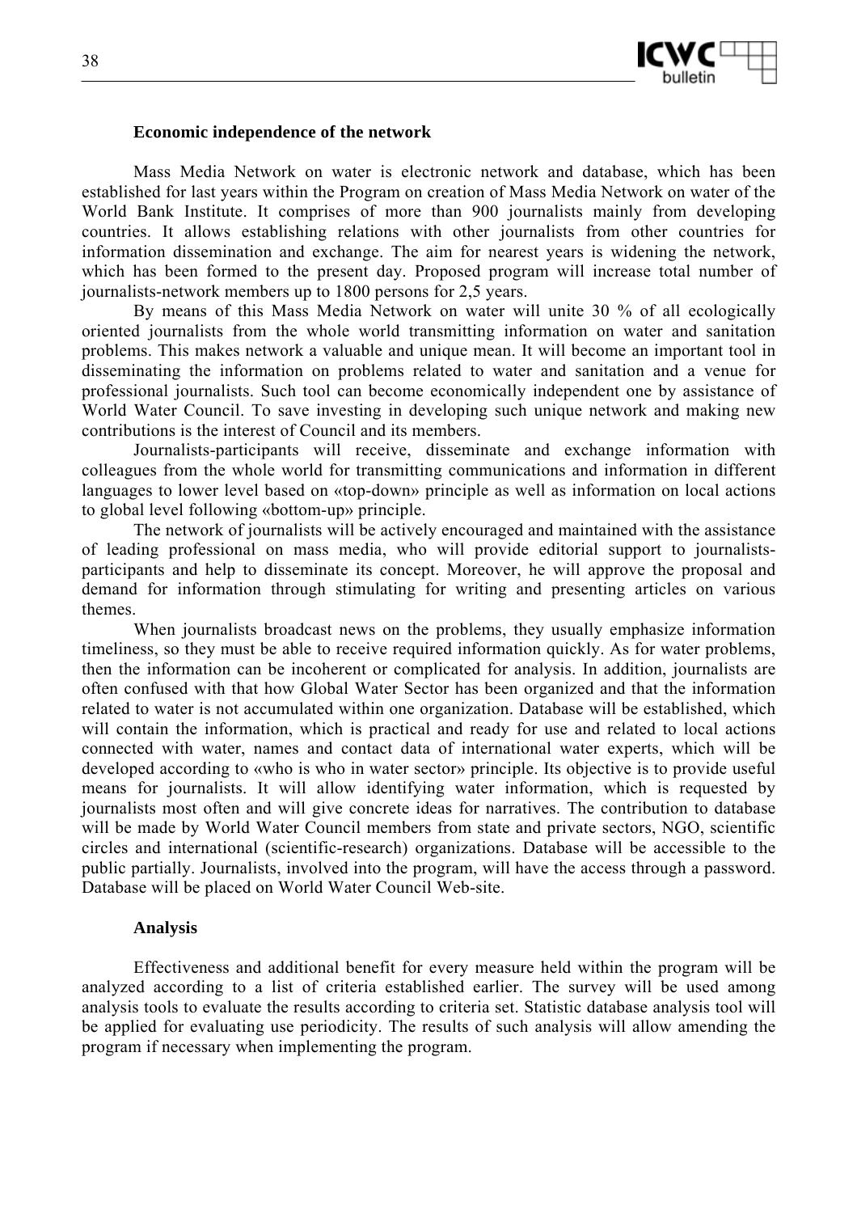### Economic independence of the network

Mass Media Network on water is electronic network and database, which has been established for last years within the Program on creation of Mass Media Network on water of the World Bank Institute. It comprises of more than 900 journalists mainly from developing countries. It allows establishing relations with other journalists from other countries for information dissemination and exchange. The aim for nearest years is widening the network, which has been formed to the present day. Proposed program will increase total number of journalists-network members up to 1800 persons for 2,5 years.

By means of this Mass Media Network on water will unite 30 % of all ecologically oriented journalists from the whole world transmitting information on water and sanitation problems. This makes network a valuable and unique mean. It will become an important tool in disseminating the information on problems related to water and sanitation and a venue for professional journalists. Such tool can become economically independent one by assistance of World Water Council. To save investing in developing such unique network and making new contributions is the interest of Council and its members.

Journalists-participants will receive, disseminate and exchange information with colleagues from the whole world for transmitting communications and information in different languages to lower level based on «top-down» principle as well as information on local actions to global level following «bottom-up» principle.

The network of journalists will be actively encouraged and maintained with the assistance of leading professional on mass media, who will provide editorial support to journalists-participants and help to disseminate its concept. Moreover, he will approve the proposal and demand for information through stimulating for writing and presenting articles on various themes.

When journalists broadcast news on the problems, they usually emphasize information timeliness, so they must be able to receive required information quickly. As for water problems, then the information can be incoherent or complicated for analysis. In addition, journalists are often confused with that how Global Water Sector has been organized and that the information related to water is not accumulated within one organization. Database will be established, which will contain the information, which is practical and ready for use and related to local actions connected with water, names and contact data of international water experts, which will be developed according to «who is who in water sector» principle. Its objective is to provide useful means for journalists. It will allow identifying water information, which is requested by journalists most often and will give concrete ideas for narratives. The contribution to database will be made by World Water Council members from state and private sectors, NGO, scientific circles and international (scientific-research) organizations. Database will be accessible to the public partially. Journalists, involved into the program, will have the access through a password. Database will be placed on World Water Council Web-site.

### Analysis

Effectiveness and additional benefit for every measure held within the program will be analyzed according to a list of criteria established earlier. The survey will be used among analysis tools to evaluate the results according to criteria set. Statistic database analysis tool will be applied for evaluating use periodicity. The results of such analysis will allow amending the program if necessary when implementing the program.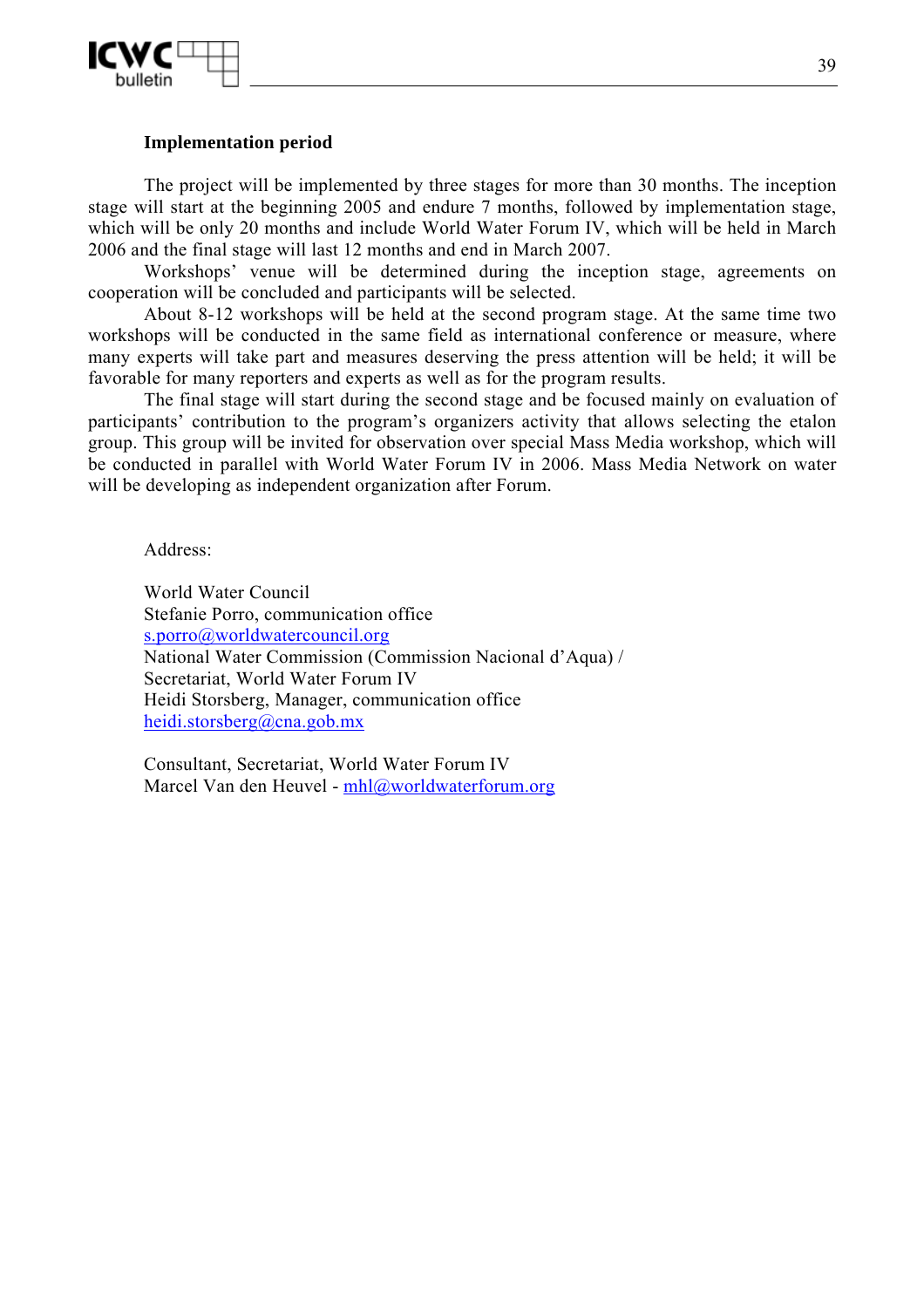### Implementation period

The project will be implemented by three stages for more than 30 months. The inception stage will start at the beginning 2005 and endure 7 months, followed by implementation stage, which will be only 20 months and include World Water Forum IV, which will be held in March 2006 and the final stage will last 12 months and end in March 2007.

Workshops' venue will be determined during the inception stage, agreements on cooperation will be concluded and participants will be selected.

About 8-12 workshops will be held at the second program stage. At the same time two workshops will be conducted in the same field as international conference or measure, where many experts will take part and measures deserving the press attention will be held; it will be favorable for many reporters and experts as well as for the program results.

The final stage will start during the second stage and be focused mainly on evaluation of participants' contribution to the program's organizers activity that allows selecting the etalon group. This group will be invited for observation over special Mass Media workshop, which will be conducted in parallel with World Water Forum IV in 2006. Mass Media Network on water will be developing as independent organization after Forum.

Address:

World Water Council
Stefanie Porro, communication office
s.porro@worldwatercouncil.org
National Water Commission (Commission Nacional d'Aqua) /
Secretariat, World Water Forum IV
Heidi Storsberg, Manager, communication office
heidi.storsberg@cna.gob.mx

Consultant, Secretariat, World Water Forum IV
Marcel Van den Heuvel - mhl@worldwaterforum.org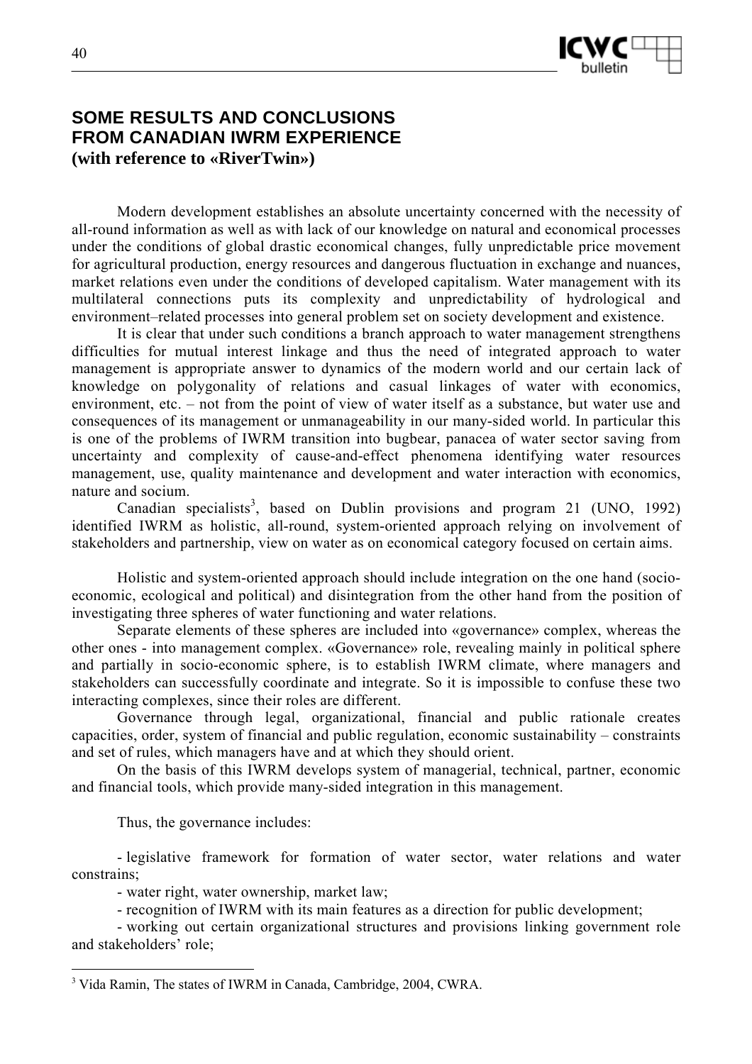# SOME RESULTS AND CONCLUSIONS FROM CANADIAN IWRM EXPERIENCE

**(with reference to «RiverTwin»)**

Modern development establishes an absolute uncertainty concerned with the necessity of all-round information as well as with lack of our knowledge on natural and economical processes under the conditions of global drastic economical changes, fully unpredictable price movement for agricultural production, energy resources and dangerous fluctuation in exchange and nuances, market relations even under the conditions of developed capitalism. Water management with its multilateral connections puts its complexity and unpredictability of hydrological and environment–related processes into general problem set on society development and existence.

It is clear that under such conditions a branch approach to water management strengthens difficulties for mutual interest linkage and thus the need of integrated approach to water management is appropriate answer to dynamics of the modern world and our certain lack of knowledge on polygonality of relations and casual linkages of water with economics, environment, etc. – not from the point of view of water itself as a substance, but water use and consequences of its management or unmanageability in our many-sided world. In particular this is one of the problems of IWRM transition into bugbear, panacea of water sector saving from uncertainty and complexity of cause-and-effect phenomena identifying water resources management, use, quality maintenance and development and water interaction with economics, nature and socium.

Canadian specialists[3], based on Dublin provisions and program 21 (UNO, 1992) identified IWRM as holistic, all-round, system-oriented approach relying on involvement of stakeholders and partnership, view on water as on economical category focused on certain aims.

Holistic and system-oriented approach should include integration on the one hand (socio-economic, ecological and political) and disintegration from the other hand from the position of investigating three spheres of water functioning and water relations.

Separate elements of these spheres are included into «governance» complex, whereas the other ones - into management complex. «Governance» role, revealing mainly in political sphere and partially in socio-economic sphere, is to establish IWRM climate, where managers and stakeholders can successfully coordinate and integrate. So it is impossible to confuse these two interacting complexes, since their roles are different.

Governance through legal, organizational, financial and public rationale creates capacities, order, system of financial and public regulation, economic sustainability – constraints and set of rules, which managers have and at which they should orient.

On the basis of this IWRM develops system of managerial, technical, partner, economic and financial tools, which provide many-sided integration in this management.

Thus, the governance includes:

- legislative framework for formation of water sector, water relations and water constrains;
- water right, water ownership, market law;
- recognition of IWRM with its main features as a direction for public development;
- working out certain organizational structures and provisions linking government role and stakeholders' role;

---

[3] Vida Ramin, The states of IWRM in Canada, Cambridge, 2004, CWRA.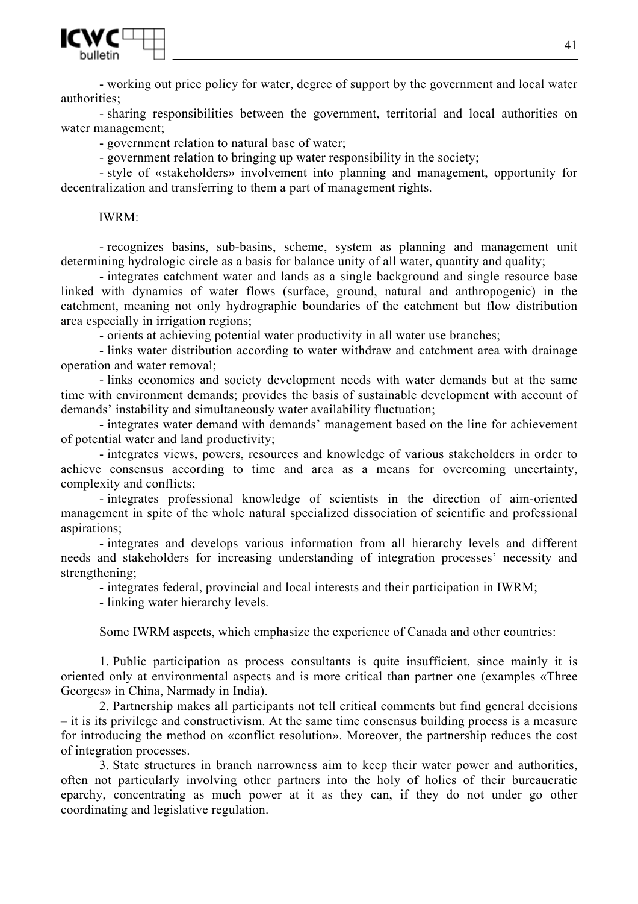- working out price policy for water, degree of support by the government and local water authorities;

- sharing responsibilities between the government, territorial and local authorities on water management;

- government relation to natural base of water;

- government relation to bringing up water responsibility in the society;

- style of «stakeholders» involvement into planning and management, opportunity for decentralization and transferring to them a part of management rights.

IWRM:

- recognizes basins, sub-basins, scheme, system as planning and management unit determining hydrologic circle as a basis for balance unity of all water, quantity and quality;

- integrates catchment water and lands as a single background and single resource base linked with dynamics of water flows (surface, ground, natural and anthropogenic) in the catchment, meaning not only hydrographic boundaries of the catchment but flow distribution area especially in irrigation regions;

- orients at achieving potential water productivity in all water use branches;

- links water distribution according to water withdraw and catchment area with drainage operation and water removal;

- links economics and society development needs with water demands but at the same time with environment demands; provides the basis of sustainable development with account of demands' instability and simultaneously water availability fluctuation;

- integrates water demand with demands' management based on the line for achievement of potential water and land productivity;

- integrates views, powers, resources and knowledge of various stakeholders in order to achieve consensus according to time and area as a means for overcoming uncertainty, complexity and conflicts;

- integrates professional knowledge of scientists in the direction of aim-oriented management in spite of the whole natural specialized dissociation of scientific and professional aspirations;

- integrates and develops various information from all hierarchy levels and different needs and stakeholders for increasing understanding of integration processes' necessity and strengthening;

- integrates federal, provincial and local interests and their participation in IWRM;

- linking water hierarchy levels.

Some IWRM aspects, which emphasize the experience of Canada and other countries:

1. Public participation as process consultants is quite insufficient, since mainly it is oriented only at environmental aspects and is more critical than partner one (examples «Three Georges» in China, Narmady in India).

2. Partnership makes all participants not tell critical comments but find general decisions – it is its privilege and constructivism. At the same time consensus building process is a measure for introducing the method on «conflict resolution». Moreover, the partnership reduces the cost of integration processes.

3. State structures in branch narrowness aim to keep their water power and authorities, often not particularly involving other partners into the holy of holies of their bureaucratic eparchy, concentrating as much power at it as they can, if they do not under go other coordinating and legislative regulation.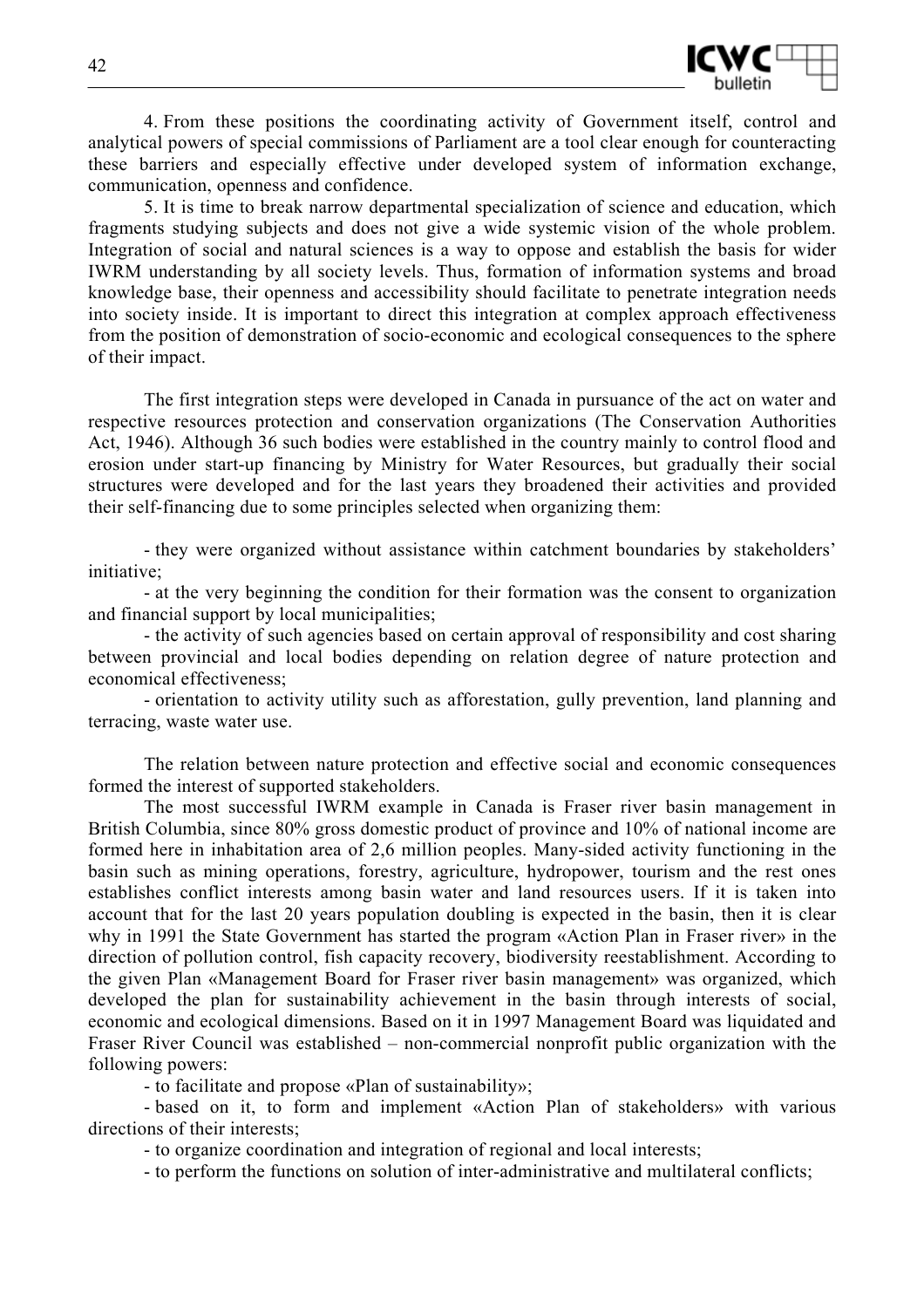4. From these positions the coordinating activity of Government itself, control and analytical powers of special commissions of Parliament are a tool clear enough for counteracting these barriers and especially effective under developed system of information exchange, communication, openness and confidence.

5. It is time to break narrow departmental specialization of science and education, which fragments studying subjects and does not give a wide systemic vision of the whole problem. Integration of social and natural sciences is a way to oppose and establish the basis for wider IWRM understanding by all society levels. Thus, formation of information systems and broad knowledge base, their openness and accessibility should facilitate to penetrate integration needs into society inside. It is important to direct this integration at complex approach effectiveness from the position of demonstration of socio-economic and ecological consequences to the sphere of their impact.

The first integration steps were developed in Canada in pursuance of the act on water and respective resources protection and conservation organizations (The Conservation Authorities Act, 1946). Although 36 such bodies were established in the country mainly to control flood and erosion under start-up financing by Ministry for Water Resources, but gradually their social structures were developed and for the last years they broadened their activities and provided their self-financing due to some principles selected when organizing them:

- they were organized without assistance within catchment boundaries by stakeholders' initiative;
- at the very beginning the condition for their formation was the consent to organization and financial support by local municipalities;
- the activity of such agencies based on certain approval of responsibility and cost sharing between provincial and local bodies depending on relation degree of nature protection and economical effectiveness;
- orientation to activity utility such as afforestation, gully prevention, land planning and terracing, waste water use.

The relation between nature protection and effective social and economic consequences formed the interest of supported stakeholders.

The most successful IWRM example in Canada is Fraser river basin management in British Columbia, since 80% gross domestic product of province and 10% of national income are formed here in inhabitation area of 2,6 million peoples. Many-sided activity functioning in the basin such as mining operations, forestry, agriculture, hydropower, tourism and the rest ones establishes conflict interests among basin water and land resources users. If it is taken into account that for the last 20 years population doubling is expected in the basin, then it is clear why in 1991 the State Government has started the program «Action Plan in Fraser river» in the direction of pollution control, fish capacity recovery, biodiversity reestablishment. According to the given Plan «Management Board for Fraser river basin management» was organized, which developed the plan for sustainability achievement in the basin through interests of social, economic and ecological dimensions. Based on it in 1997 Management Board was liquidated and Fraser River Council was established – non-commercial nonprofit public organization with the following powers:

- to facilitate and propose «Plan of sustainability»;
- based on it, to form and implement «Action Plan of stakeholders» with various directions of their interests;
- to organize coordination and integration of regional and local interests;
- to perform the functions on solution of inter-administrative and multilateral conflicts;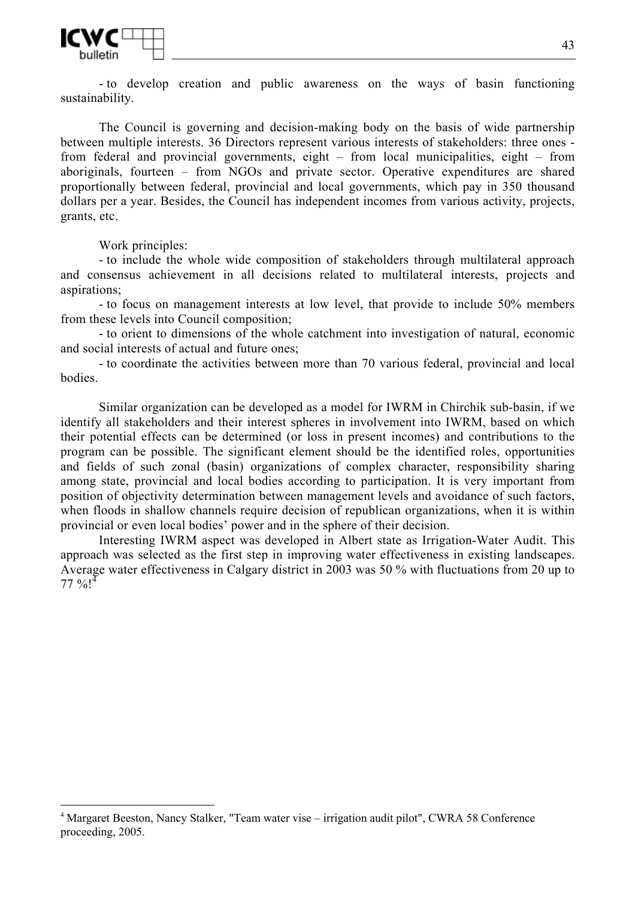- to develop creation and public awareness on the ways of basin functioning sustainability.

The Council is governing and decision-making body on the basis of wide partnership between multiple interests. 36 Directors represent various interests of stakeholders: three ones - from federal and provincial governments, eight – from local municipalities, eight – from aboriginals, fourteen – from NGOs and private sector. Operative expenditures are shared proportionally between federal, provincial and local governments, which pay in 350 thousand dollars per a year. Besides, the Council has independent incomes from various activity, projects, grants, etc.

Work principles:

- to include the whole wide composition of stakeholders through multilateral approach and consensus achievement in all decisions related to multilateral interests, projects and aspirations;
- to focus on management interests at low level, that provide to include 50% members from these levels into Council composition;
- to orient to dimensions of the whole catchment into investigation of natural, economic and social interests of actual and future ones;
- to coordinate the activities between more than 70 various federal, provincial and local bodies.

Similar organization can be developed as a model for IWRM in Chirchik sub-basin, if we identify all stakeholders and their interest spheres in involvement into IWRM, based on which their potential effects can be determined (or loss in present incomes) and contributions to the program can be possible. The significant element should be the identified roles, opportunities and fields of such zonal (basin) organizations of complex character, responsibility sharing among state, provincial and local bodies according to participation. It is very important from position of objectivity determination between management levels and avoidance of such factors, when floods in shallow channels require decision of republican organizations, when it is within provincial or even local bodies' power and in the sphere of their decision.

Interesting IWRM aspect was developed in Albert state as Irrigation-Water Audit. This approach was selected as the first step in improving water effectiveness in existing landscapes. Average water effectiveness in Calgary district in 2003 was 50 % with fluctuations from 20 up to 77 %![4]

---

[4] Margaret Beeston, Nancy Stalker, "Team water vise – irrigation audit pilot", CWRA 58 Conference proceeding, 2005.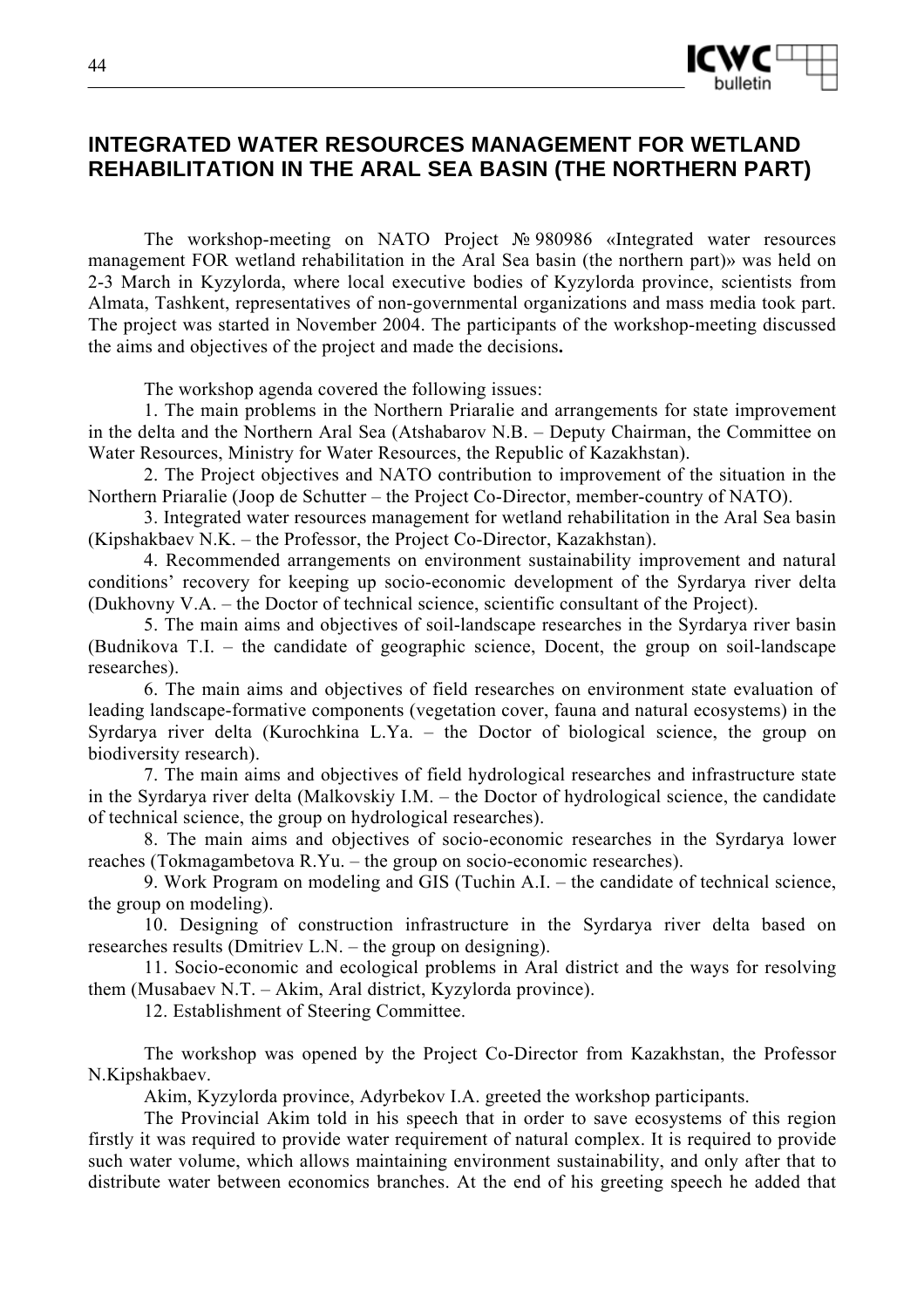# INTEGRATED WATER RESOURCES MANAGEMENT FOR WETLAND REHABILITATION IN THE ARAL SEA BASIN (THE NORTHERN PART)

The workshop-meeting on NATO Project № 980986 «Integrated water resources management FOR wetland rehabilitation in the Aral Sea basin (the northern part)» was held on 2-3 March in Kyzylorda, where local executive bodies of Kyzylorda province, scientists from Almata, Tashkent, representatives of non-governmental organizations and mass media took part. The project was started in November 2004. The participants of the workshop-meeting discussed the aims and objectives of the project and made the decisions**.**

The workshop agenda covered the following issues:

1. The main problems in the Northern Priaralie and arrangements for state improvement in the delta and the Northern Aral Sea (Atshabarov N.B. – Deputy Chairman, the Committee on Water Resources, Ministry for Water Resources, the Republic of Kazakhstan).
2. The Project objectives and NATO contribution to improvement of the situation in the Northern Priaralie (Joop de Schutter – the Project Co-Director, member-country of NATO).
3. Integrated water resources management for wetland rehabilitation in the Aral Sea basin (Kipshakbaev N.K. – the Professor, the Project Co-Director, Kazakhstan).
4. Recommended arrangements on environment sustainability improvement and natural conditions' recovery for keeping up socio-economic development of the Syrdarya river delta (Dukhovny V.A. – the Doctor of technical science, scientific consultant of the Project).
5. The main aims and objectives of soil-landscape researches in the Syrdarya river basin (Budnikova T.I. – the candidate of geographic science, Docent, the group on soil-landscape researches).
6. The main aims and objectives of field researches on environment state evaluation of leading landscape-formative components (vegetation cover, fauna and natural ecosystems) in the Syrdarya river delta (Kurochkina L.Ya. – the Doctor of biological science, the group on biodiversity research).
7. The main aims and objectives of field hydrological researches and infrastructure state in the Syrdarya river delta (Malkovskiy I.M. – the Doctor of hydrological science, the candidate of technical science, the group on hydrological researches).
8. The main aims and objectives of socio-economic researches in the Syrdarya lower reaches (Tokmagambetova R.Yu. – the group on socio-economic researches).
9. Work Program on modeling and GIS (Tuchin A.I. – the candidate of technical science, the group on modeling).
10. Designing of construction infrastructure in the Syrdarya river delta based on researches results (Dmitriev L.N. – the group on designing).
11. Socio-economic and ecological problems in Aral district and the ways for resolving them (Musabaev N.T. – Akim, Aral district, Kyzylorda province).
12. Establishment of Steering Committee.

The workshop was opened by the Project Co-Director from Kazakhstan, the Professor N.Kipshakbaev.

Akim, Kyzylorda province, Adyrbekov I.A. greeted the workshop participants.

The Provincial Akim told in his speech that in order to save ecosystems of this region firstly it was required to provide water requirement of natural complex. It is required to provide such water volume, which allows maintaining environment sustainability, and only after that to distribute water between economics branches. At the end of his greeting speech he added that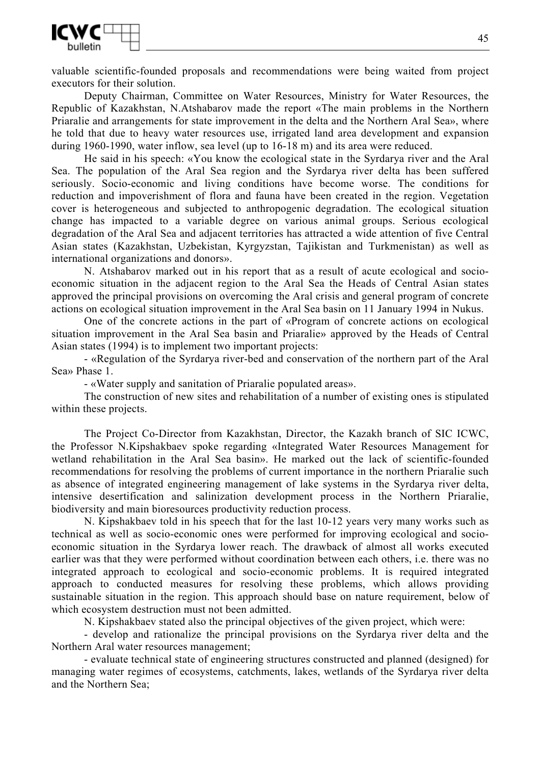valuable scientific-founded proposals and recommendations were being waited from project executors for their solution.

Deputy Chairman, Committee on Water Resources, Ministry for Water Resources, the Republic of Kazakhstan, N.Atshabarov made the report «The main problems in the Northern Priaralie and arrangements for state improvement in the delta and the Northern Aral Sea», where he told that due to heavy water resources use, irrigated land area development and expansion during 1960-1990, water inflow, sea level (up to 16-18 m) and its area were reduced.

He said in his speech: «You know the ecological state in the Syrdarya river and the Aral Sea. The population of the Aral Sea region and the Syrdarya river delta has been suffered seriously. Socio-economic and living conditions have become worse. The conditions for reduction and impoverishment of flora and fauna have been created in the region. Vegetation cover is heterogeneous and subjected to anthropogenic degradation. The ecological situation change has impacted to a variable degree on various animal groups. Serious ecological degradation of the Aral Sea and adjacent territories has attracted a wide attention of five Central Asian states (Kazakhstan, Uzbekistan, Kyrgyzstan, Tajikistan and Turkmenistan) as well as international organizations and donors».

N. Atshabarov marked out in his report that as a result of acute ecological and socio-economic situation in the adjacent region to the Aral Sea the Heads of Central Asian states approved the principal provisions on overcoming the Aral crisis and general program of concrete actions on ecological situation improvement in the Aral Sea basin on 11 January 1994 in Nukus.

One of the concrete actions in the part of «Program of concrete actions on ecological situation improvement in the Aral Sea basin and Priaralie» approved by the Heads of Central Asian states (1994) is to implement two important projects:

- «Regulation of the Syrdarya river-bed and conservation of the northern part of the Aral Sea» Phase 1.
- «Water supply and sanitation of Priaralie populated areas».

The construction of new sites and rehabilitation of a number of existing ones is stipulated within these projects.

The Project Co-Director from Kazakhstan, Director, the Kazakh branch of SIC ICWC, the Professor N.Kipshakbaev spoke regarding «Integrated Water Resources Management for wetland rehabilitation in the Aral Sea basin». He marked out the lack of scientific-founded recommendations for resolving the problems of current importance in the northern Priaralie such as absence of integrated engineering management of lake systems in the Syrdarya river delta, intensive desertification and salinization development process in the Northern Priaralie, biodiversity and main bioresources productivity reduction process.

N. Kipshakbaev told in his speech that for the last 10-12 years very many works such as technical as well as socio-economic ones were performed for improving ecological and socio-economic situation in the Syrdarya lower reach. The drawback of almost all works executed earlier was that they were performed without coordination between each others, i.e. there was no integrated approach to ecological and socio-economic problems. It is required integrated approach to conducted measures for resolving these problems, which allows providing sustainable situation in the region. This approach should base on nature requirement, below of which ecosystem destruction must not been admitted.

N. Kipshakbaev stated also the principal objectives of the given project, which were:

- develop and rationalize the principal provisions on the Syrdarya river delta and the Northern Aral water resources management;
- evaluate technical state of engineering structures constructed and planned (designed) for managing water regimes of ecosystems, catchments, lakes, wetlands of the Syrdarya river delta and the Northern Sea;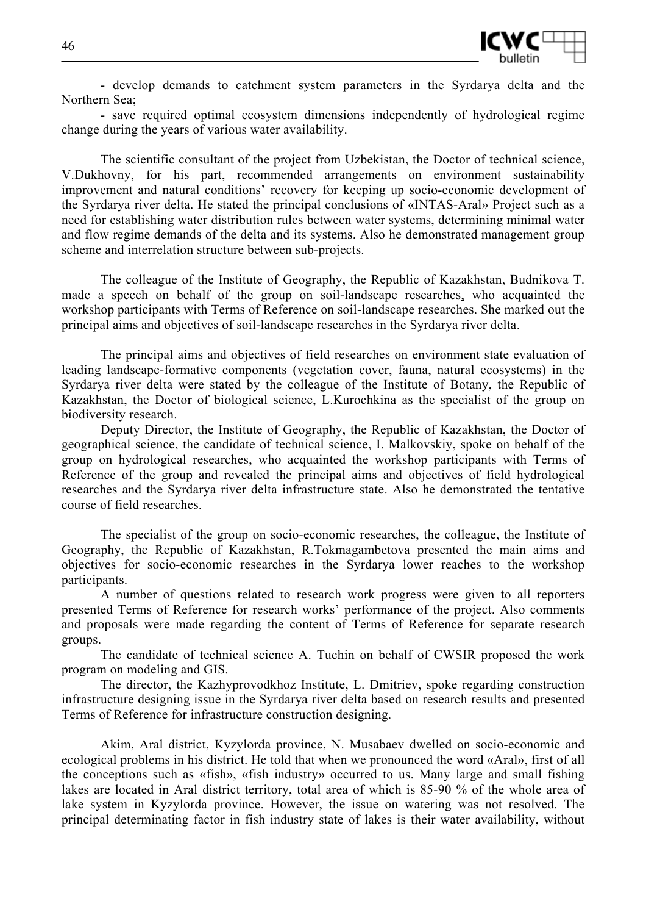- develop demands to catchment system parameters in the Syrdarya delta and the Northern Sea;

- save required optimal ecosystem dimensions independently of hydrological regime change during the years of various water availability.

The scientific consultant of the project from Uzbekistan, the Doctor of technical science, V.Dukhovny, for his part, recommended arrangements on environment sustainability improvement and natural conditions' recovery for keeping up socio-economic development of the Syrdarya river delta. He stated the principal conclusions of «INTAS-Aral» Project such as a need for establishing water distribution rules between water systems, determining minimal water and flow regime demands of the delta and its systems. Also he demonstrated management group scheme and interrelation structure between sub-projects.

The colleague of the Institute of Geography, the Republic of Kazakhstan, Budnikova T. made a speech on behalf of the group on soil-landscape researches, who acquainted the workshop participants with Terms of Reference on soil-landscape researches. She marked out the principal aims and objectives of soil-landscape researches in the Syrdarya river delta.

The principal aims and objectives of field researches on environment state evaluation of leading landscape-formative components (vegetation cover, fauna, natural ecosystems) in the Syrdarya river delta were stated by the colleague of the Institute of Botany, the Republic of Kazakhstan, the Doctor of biological science, L.Kurochkina as the specialist of the group on biodiversity research.

Deputy Director, the Institute of Geography, the Republic of Kazakhstan, the Doctor of geographical science, the candidate of technical science, I. Malkovskiy, spoke on behalf of the group on hydrological researches, who acquainted the workshop participants with Terms of Reference of the group and revealed the principal aims and objectives of field hydrological researches and the Syrdarya river delta infrastructure state. Also he demonstrated the tentative course of field researches.

The specialist of the group on socio-economic researches, the colleague, the Institute of Geography, the Republic of Kazakhstan, R.Tokmagambetova presented the main aims and objectives for socio-economic researches in the Syrdarya lower reaches to the workshop participants.

A number of questions related to research work progress were given to all reporters presented Terms of Reference for research works' performance of the project. Also comments and proposals were made regarding the content of Terms of Reference for separate research groups.

The candidate of technical science A. Tuchin on behalf of CWSIR proposed the work program on modeling and GIS.

The director, the Kazhyprovodkhoz Institute, L. Dmitriev, spoke regarding construction infrastructure designing issue in the Syrdarya river delta based on research results and presented Terms of Reference for infrastructure construction designing.

Akim, Aral district, Kyzylorda province, N. Musabaev dwelled on socio-economic and ecological problems in his district. He told that when we pronounced the word «Aral», first of all the conceptions such as «fish», «fish industry» occurred to us. Many large and small fishing lakes are located in Aral district territory, total area of which is 85-90 % of the whole area of lake system in Kyzylorda province. However, the issue on watering was not resolved. The principal determinating factor in fish industry state of lakes is their water availability, without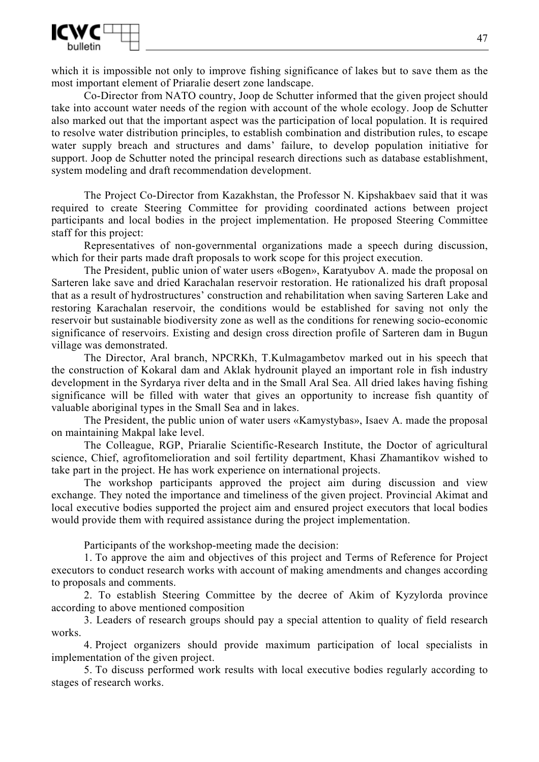which it is impossible not only to improve fishing significance of lakes but to save them as the most important element of Priaralie desert zone landscape.

Co-Director from NATO country, Joop de Schutter informed that the given project should take into account water needs of the region with account of the whole ecology. Joop de Schutter also marked out that the important aspect was the participation of local population. It is required to resolve water distribution principles, to establish combination and distribution rules, to escape water supply breach and structures and dams' failure, to develop population initiative for support. Joop de Schutter noted the principal research directions such as database establishment, system modeling and draft recommendation development.

The Project Co-Director from Kazakhstan, the Professor N. Kipshakbaev said that it was required to create Steering Committee for providing coordinated actions between project participants and local bodies in the project implementation. He proposed Steering Committee staff for this project:

Representatives of non-governmental organizations made a speech during discussion, which for their parts made draft proposals to work scope for this project execution.

The President, public union of water users «Bogen», Karatyubov A. made the proposal on Sarteren lake save and dried Karachalan reservoir restoration. He rationalized his draft proposal that as a result of hydrostructures' construction and rehabilitation when saving Sarteren Lake and restoring Karachalan reservoir, the conditions would be established for saving not only the reservoir but sustainable biodiversity zone as well as the conditions for renewing socio-economic significance of reservoirs. Existing and design cross direction profile of Sarteren dam in Bugun village was demonstrated.

The Director, Aral branch, NPCRKh, T.Kulmagambetov marked out in his speech that the construction of Kokaral dam and Aklak hydrounit played an important role in fish industry development in the Syrdarya river delta and in the Small Aral Sea. All dried lakes having fishing significance will be filled with water that gives an opportunity to increase fish quantity of valuable aboriginal types in the Small Sea and in lakes.

The President, the public union of water users «Kamystybas», Isaev A. made the proposal on maintaining Makpal lake level.

The Colleague, RGP, Priaralie Scientific-Research Institute, the Doctor of agricultural science, Chief, agrofitomelioration and soil fertility department, Khasi Zhamantikov wished to take part in the project. He has work experience on international projects.

The workshop participants approved the project aim during discussion and view exchange. They noted the importance and timeliness of the given project. Provincial Akimat and local executive bodies supported the project aim and ensured project executors that local bodies would provide them with required assistance during the project implementation.

Participants of the workshop-meeting made the decision:

1. To approve the aim and objectives of this project and Terms of Reference for Project executors to conduct research works with account of making amendments and changes according to proposals and comments.

2. To establish Steering Committee by the decree of Akim of Kyzylorda province according to above mentioned composition

3. Leaders of research groups should pay a special attention to quality of field research works.

4. Project organizers should provide maximum participation of local specialists in implementation of the given project.

5. To discuss performed work results with local executive bodies regularly according to stages of research works.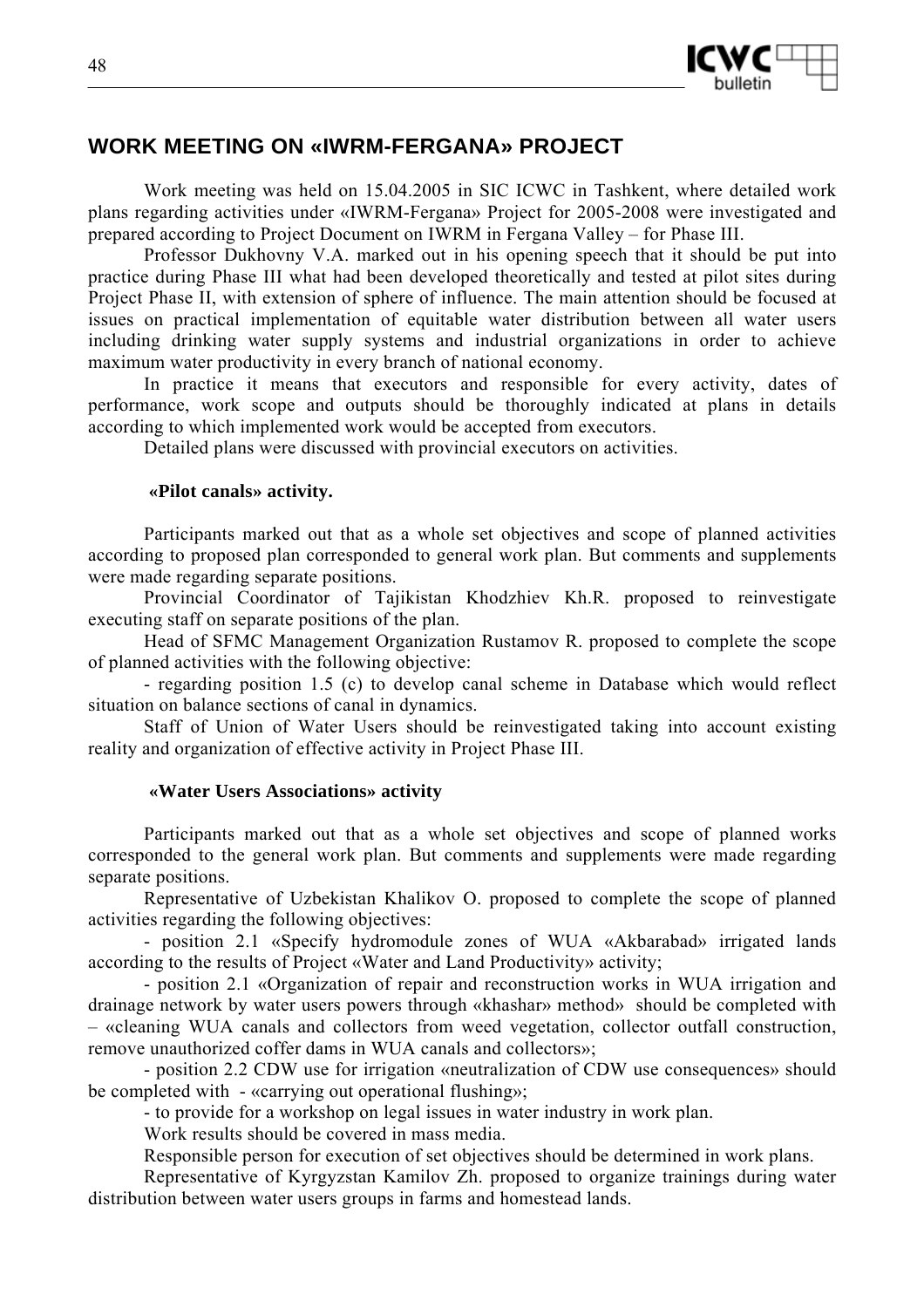## WORK MEETING ON «IWRM-FERGANA» PROJECT

Work meeting was held on 15.04.2005 in SIC ICWC in Tashkent, where detailed work plans regarding activities under «IWRM-Fergana» Project for 2005-2008 were investigated and prepared according to Project Document on IWRM in Fergana Valley – for Phase III.

Professor Dukhovny V.A. marked out in his opening speech that it should be put into practice during Phase III what had been developed theoretically and tested at pilot sites during Project Phase II, with extension of sphere of influence. The main attention should be focused at issues on practical implementation of equitable water distribution between all water users including drinking water supply systems and industrial organizations in order to achieve maximum water productivity in every branch of national economy.

In practice it means that executors and responsible for every activity, dates of performance, work scope and outputs should be thoroughly indicated at plans in details according to which implemented work would be accepted from executors.

Detailed plans were discussed with provincial executors on activities.

**«Pilot canals» activity.**

Participants marked out that as a whole set objectives and scope of planned activities according to proposed plan corresponded to general work plan. But comments and supplements were made regarding separate positions.

Provincial Coordinator of Tajikistan Khodzhiev Kh.R. proposed to reinvestigate executing staff on separate positions of the plan.

Head of SFMC Management Organization Rustamov R. proposed to complete the scope of planned activities with the following objective:

- regarding position 1.5 (c) to develop canal scheme in Database which would reflect situation on balance sections of canal in dynamics.

Staff of Union of Water Users should be reinvestigated taking into account existing reality and organization of effective activity in Project Phase III.

**«Water Users Associations» activity**

Participants marked out that as a whole set objectives and scope of planned works corresponded to the general work plan. But comments and supplements were made regarding separate positions.

Representative of Uzbekistan Khalikov O. proposed to complete the scope of planned activities regarding the following objectives:

- position 2.1 «Specify hydromodule zones of WUA «Akbarabad» irrigated lands according to the results of Project «Water and Land Productivity» activity;
- position 2.1 «Organization of repair and reconstruction works in WUA irrigation and drainage network by water users powers through «khashar» method» should be completed with – «cleaning WUA canals and collectors from weed vegetation, collector outfall construction, remove unauthorized coffer dams in WUA canals and collectors»;
- position 2.2 CDW use for irrigation «neutralization of CDW use consequences» should be completed with - «carrying out operational flushing»;
- to provide for a workshop on legal issues in water industry in work plan.

Work results should be covered in mass media.

Responsible person for execution of set objectives should be determined in work plans.

Representative of Kyrgyzstan Kamilov Zh. proposed to organize trainings during water distribution between water users groups in farms and homestead lands.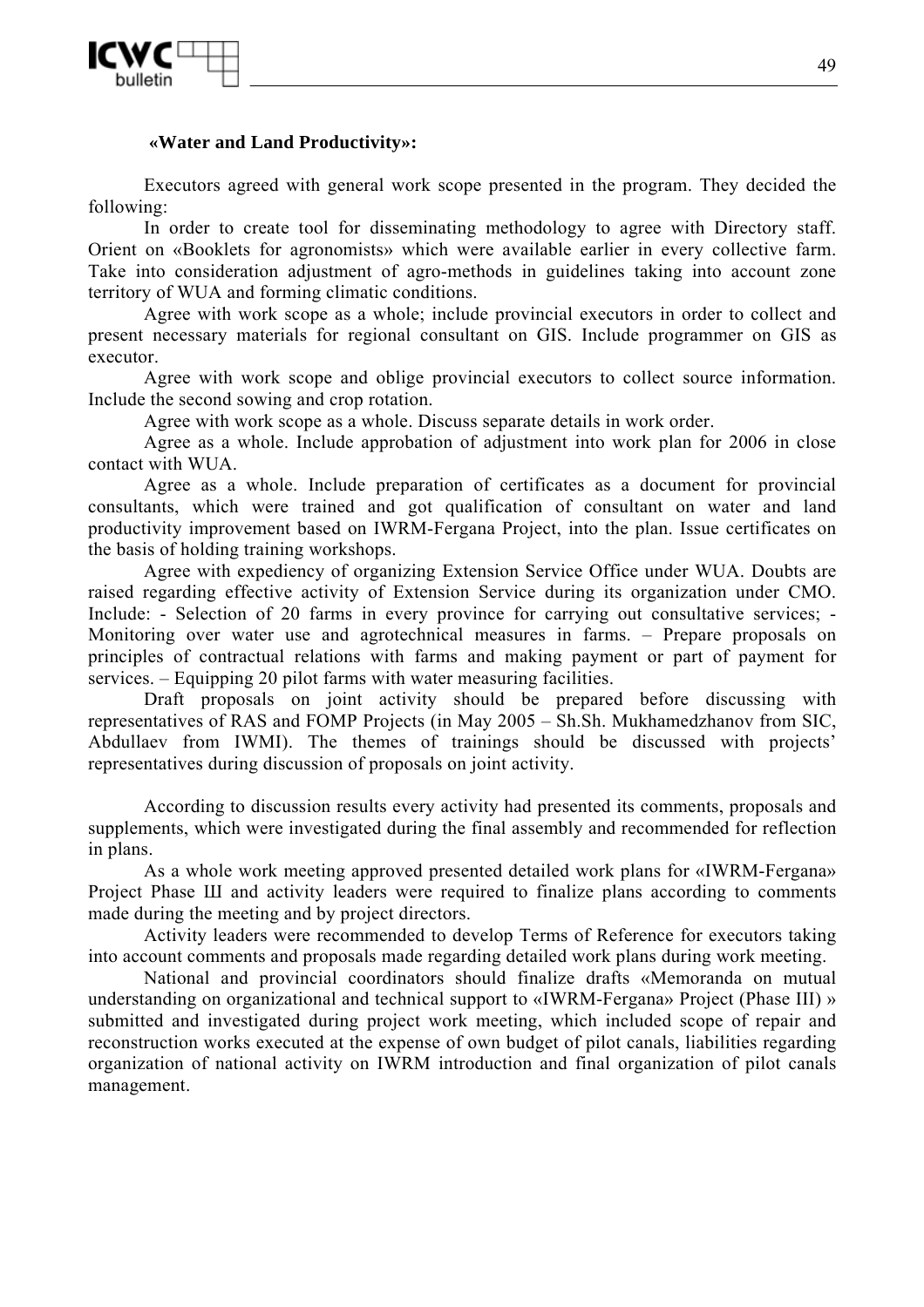**«Water and Land Productivity»:**

Executors agreed with general work scope presented in the program. They decided the following:

In order to create tool for disseminating methodology to agree with Directory staff. Orient on «Booklets for agronomists» which were available earlier in every collective farm. Take into consideration adjustment of agro-methods in guidelines taking into account zone territory of WUA and forming climatic conditions.

Agree with work scope as a whole; include provincial executors in order to collect and present necessary materials for regional consultant on GIS. Include programmer on GIS as executor.

Agree with work scope and oblige provincial executors to collect source information. Include the second sowing and crop rotation.

Agree with work scope as a whole. Discuss separate details in work order.

Agree as a whole. Include approbation of adjustment into work plan for 2006 in close contact with WUA.

Agree as a whole. Include preparation of certificates as a document for provincial consultants, which were trained and got qualification of consultant on water and land productivity improvement based on IWRM-Fergana Project, into the plan. Issue certificates on the basis of holding training workshops.

Agree with expediency of organizing Extension Service Office under WUA. Doubts are raised regarding effective activity of Extension Service during its organization under CMO. Include: - Selection of 20 farms in every province for carrying out consultative services; - Monitoring over water use and agrotechnical measures in farms. – Prepare proposals on principles of contractual relations with farms and making payment or part of payment for services. – Equipping 20 pilot farms with water measuring facilities.

Draft proposals on joint activity should be prepared before discussing with representatives of RAS and FOMP Projects (in May 2005 – Sh.Sh. Mukhamedzhanov from SIC, Abdullaev from IWMI). The themes of trainings should be discussed with projects' representatives during discussion of proposals on joint activity.

According to discussion results every activity had presented its comments, proposals and supplements, which were investigated during the final assembly and recommended for reflection in plans.

As a whole work meeting approved presented detailed work plans for «IWRM-Fergana» Project Phase Ш and activity leaders were required to finalize plans according to comments made during the meeting and by project directors.

Activity leaders were recommended to develop Terms of Reference for executors taking into account comments and proposals made regarding detailed work plans during work meeting.

National and provincial coordinators should finalize drafts «Memoranda on mutual understanding on organizational and technical support to «IWRM-Fergana» Project (Phase III) » submitted and investigated during project work meeting, which included scope of repair and reconstruction works executed at the expense of own budget of pilot canals, liabilities regarding organization of national activity on IWRM introduction and final organization of pilot canals management.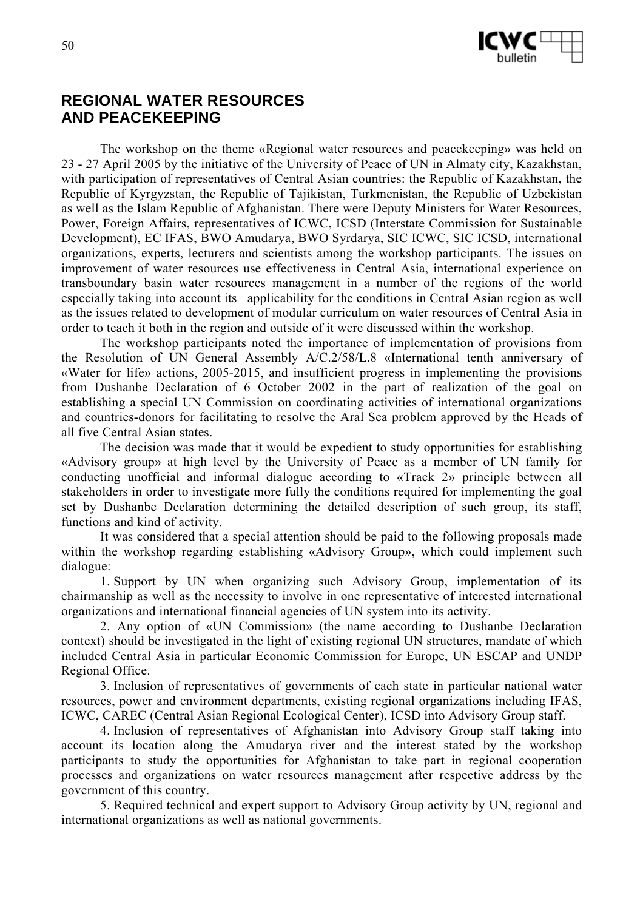## REGIONAL WATER RESOURCES AND PEACEKEEPING

The workshop on the theme «Regional water resources and peacekeeping» was held on 23 - 27 April 2005 by the initiative of the University of Peace of UN in Almaty city, Kazakhstan, with participation of representatives of Central Asian countries: the Republic of Kazakhstan, the Republic of Kyrgyzstan, the Republic of Tajikistan, Turkmenistan, the Republic of Uzbekistan as well as the Islam Republic of Afghanistan. There were Deputy Ministers for Water Resources, Power, Foreign Affairs, representatives of ICWC, ICSD (Interstate Commission for Sustainable Development), EC IFAS, BWO Amudarya, BWO Syrdarya, SIC ICWC, SIC ICSD, international organizations, experts, lecturers and scientists among the workshop participants. The issues on improvement of water resources use effectiveness in Central Asia, international experience on transboundary basin water resources management in a number of the regions of the world especially taking into account its applicability for the conditions in Central Asian region as well as the issues related to development of modular curriculum on water resources of Central Asia in order to teach it both in the region and outside of it were discussed within the workshop.

The workshop participants noted the importance of implementation of provisions from the Resolution of UN General Assembly A/C.2/58/L.8 «International tenth anniversary of «Water for life» actions, 2005-2015, and insufficient progress in implementing the provisions from Dushanbe Declaration of 6 October 2002 in the part of realization of the goal on establishing a special UN Commission on coordinating activities of international organizations and countries-donors for facilitating to resolve the Aral Sea problem approved by the Heads of all five Central Asian states.

The decision was made that it would be expedient to study opportunities for establishing «Advisory group» at high level by the University of Peace as a member of UN family for conducting unofficial and informal dialogue according to «Track 2» principle between all stakeholders in order to investigate more fully the conditions required for implementing the goal set by Dushanbe Declaration determining the detailed description of such group, its staff, functions and kind of activity.

It was considered that a special attention should be paid to the following proposals made within the workshop regarding establishing «Advisory Group», which could implement such dialogue:

1. Support by UN when organizing such Advisory Group, implementation of its chairmanship as well as the necessity to involve in one representative of interested international organizations and international financial agencies of UN system into its activity.
2. Any option of «UN Commission» (the name according to Dushanbe Declaration context) should be investigated in the light of existing regional UN structures, mandate of which included Central Asia in particular Economic Commission for Europe, UN ESCAP and UNDP Regional Office.
3. Inclusion of representatives of governments of each state in particular national water resources, power and environment departments, existing regional organizations including IFAS, ICWC, CAREC (Central Asian Regional Ecological Center), ICSD into Advisory Group staff.
4. Inclusion of representatives of Afghanistan into Advisory Group staff taking into account its location along the Amudarya river and the interest stated by the workshop participants to study the opportunities for Afghanistan to take part in regional cooperation processes and organizations on water resources management after respective address by the government of this country.
5. Required technical and expert support to Advisory Group activity by UN, regional and international organizations as well as national governments.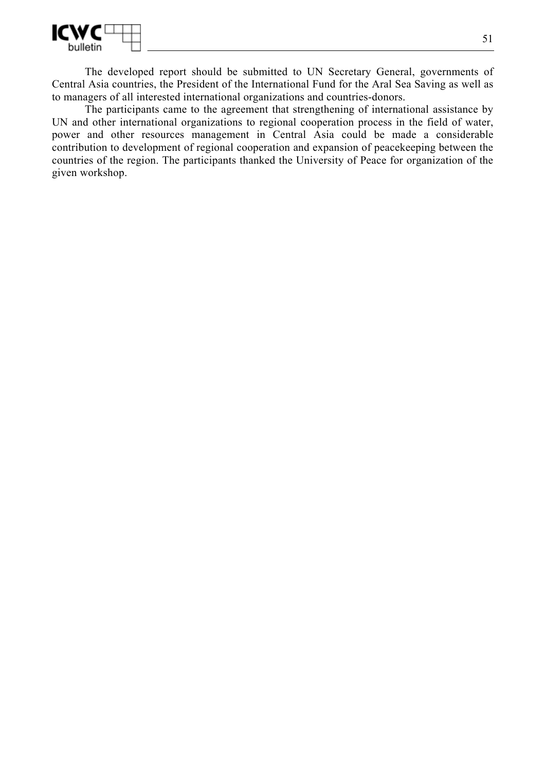The developed report should be submitted to UN Secretary General, governments of Central Asia countries, the President of the International Fund for the Aral Sea Saving as well as to managers of all interested international organizations and countries-donors.

The participants came to the agreement that strengthening of international assistance by UN and other international organizations to regional cooperation process in the field of water, power and other resources management in Central Asia could be made a considerable contribution to development of regional cooperation and expansion of peacekeeping between the countries of the region. The participants thanked the University of Peace for organization of the given workshop.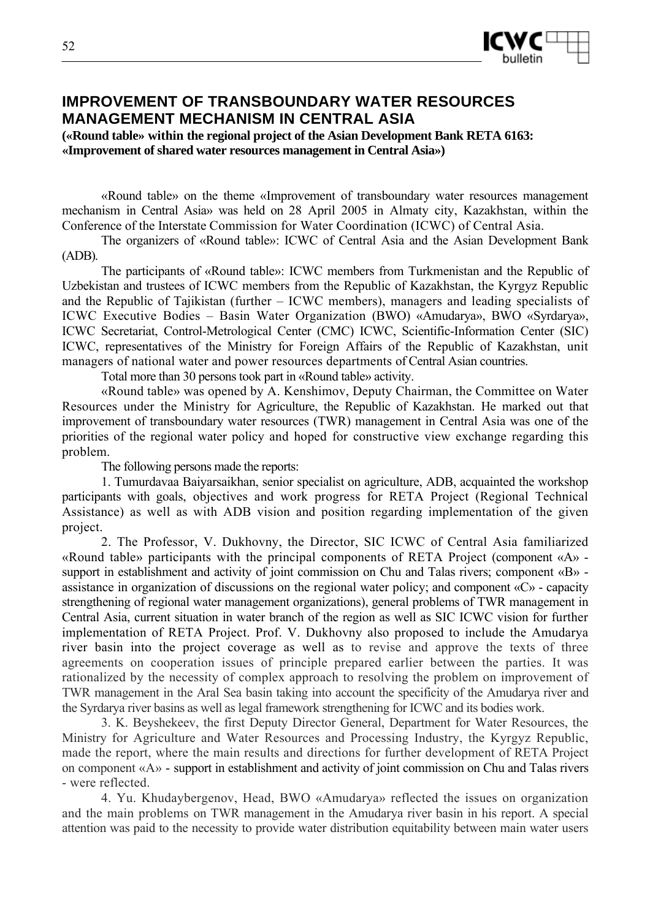## IMPROVEMENT OF TRANSBOUNDARY WATER RESOURCES MANAGEMENT MECHANISM IN CENTRAL ASIA

**(«Round table» within the regional project of the Asian Development Bank RETA 6163: «Improvement of shared water resources management in Central Asia»)**

«Round table» on the theme «Improvement of transboundary water resources management mechanism in Central Asia» was held on 28 April 2005 in Almaty city, Kazakhstan, within the Conference of the Interstate Commission for Water Coordination (ICWC) of Central Asia.

The organizers of «Round table»: ICWC of Central Asia and the Asian Development Bank (ADB).

The participants of «Round table»: ICWC members from Turkmenistan and the Republic of Uzbekistan and trustees of ICWC members from the Republic of Kazakhstan, the Kyrgyz Republic and the Republic of Tajikistan (further – ICWC members), managers and leading specialists of ICWC Executive Bodies – Basin Water Organization (BWO) «Amudarya», BWO «Syrdarya», ICWC Secretariat, Control-Metrological Center (CMC) ICWC, Scientific-Information Center (SIC) ICWC, representatives of the Ministry for Foreign Affairs of the Republic of Kazakhstan, unit managers of national water and power resources departments of Central Asian countries.

Total more than 30 persons took part in «Round table» activity.

«Round table» was opened by A. Kenshimov, Deputy Chairman, the Committee on Water Resources under the Ministry for Agriculture, the Republic of Kazakhstan. He marked out that improvement of transboundary water resources (TWR) management in Central Asia was one of the priorities of the regional water policy and hoped for constructive view exchange regarding this problem.

The following persons made the reports:

1. Tumurdavaa Baiyarsaikhan, senior specialist on agriculture, ADB, acquainted the workshop participants with goals, objectives and work progress for RETA Project (Regional Technical Assistance) as well as with ADB vision and position regarding implementation of the given project.

2. The Professor, V. Dukhovny, the Director, SIC ICWC of Central Asia familiarized «Round table» participants with the principal components of RETA Project (component «A» - support in establishment and activity of joint commission on Chu and Talas rivers; component «B» - assistance in organization of discussions on the regional water policy; and component «C» - capacity strengthening of regional water management organizations), general problems of TWR management in Central Asia, current situation in water branch of the region as well as SIC ICWC vision for further implementation of RETA Project. Prof. V. Dukhovny also proposed to include the Amudarya river basin into the project coverage as well as to revise and approve the texts of three agreements on cooperation issues of principle prepared earlier between the parties. It was rationalized by the necessity of complex approach to resolving the problem on improvement of TWR management in the Aral Sea basin taking into account the specificity of the Amudarya river and the Syrdarya river basins as well as legal framework strengthening for ICWC and its bodies work.

3. K. Beyshekeev, the first Deputy Director General, Department for Water Resources, the Ministry for Agriculture and Water Resources and Processing Industry, the Kyrgyz Republic, made the report, where the main results and directions for further development of RETA Project on component «A» - support in establishment and activity of joint commission on Chu and Talas rivers - were reflected.

4. Yu. Khudaybergenov, Head, BWO «Amudarya» reflected the issues on organization and the main problems on TWR management in the Amudarya river basin in his report. A special attention was paid to the necessity to provide water distribution equitability between main water users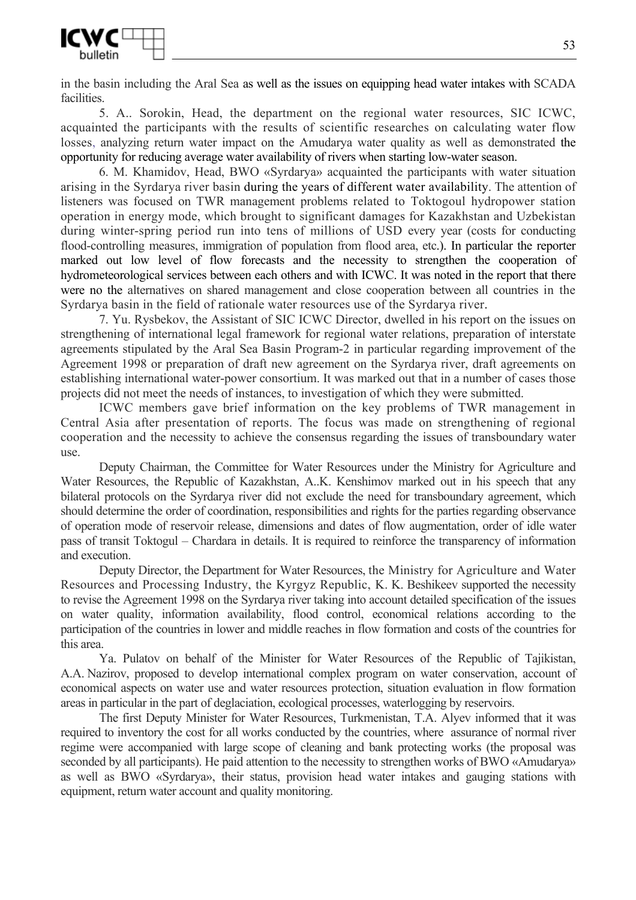in the basin including the Aral Sea as well as the issues on equipping head water intakes with SCADA facilities.

5. A.. Sorokin, Head, the department on the regional water resources, SIC ICWC, acquainted the participants with the results of scientific researches on calculating water flow losses, analyzing return water impact on the Amudarya water quality as well as demonstrated the opportunity for reducing average water availability of rivers when starting low-water season.

6. M. Khamidov, Head, BWO «Syrdarya» acquainted the participants with water situation arising in the Syrdarya river basin during the years of different water availability. The attention of listeners was focused on TWR management problems related to Toktogoul hydropower station operation in energy mode, which brought to significant damages for Kazakhstan and Uzbekistan during winter-spring period run into tens of millions of USD every year (costs for conducting flood-controlling measures, immigration of population from flood area, etc.). In particular the reporter marked out low level of flow forecasts and the necessity to strengthen the cooperation of hydrometeorological services between each others and with ICWC. It was noted in the report that there were no the alternatives on shared management and close cooperation between all countries in the Syrdarya basin in the field of rationale water resources use of the Syrdarya river.

7. Yu. Rysbekov, the Assistant of SIC ICWC Director, dwelled in his report on the issues on strengthening of international legal framework for regional water relations, preparation of interstate agreements stipulated by the Aral Sea Basin Program-2 in particular regarding improvement of the Agreement 1998 or preparation of draft new agreement on the Syrdarya river, draft agreements on establishing international water-power consortium. It was marked out that in a number of cases those projects did not meet the needs of instances, to investigation of which they were submitted.

ICWC members gave brief information on the key problems of TWR management in Central Asia after presentation of reports. The focus was made on strengthening of regional cooperation and the necessity to achieve the consensus regarding the issues of transboundary water use.

Deputy Chairman, the Committee for Water Resources under the Ministry for Agriculture and Water Resources, the Republic of Kazakhstan, A..K. Kenshimov marked out in his speech that any bilateral protocols on the Syrdarya river did not exclude the need for transboundary agreement, which should determine the order of coordination, responsibilities and rights for the parties regarding observance of operation mode of reservoir release, dimensions and dates of flow augmentation, order of idle water pass of transit Toktogul – Chardara in details. It is required to reinforce the transparency of information and execution.

Deputy Director, the Department for Water Resources, the Ministry for Agriculture and Water Resources and Processing Industry, the Kyrgyz Republic, K. K. Beshikeev supported the necessity to revise the Agreement 1998 on the Syrdarya river taking into account detailed specification of the issues on water quality, information availability, flood control, economical relations according to the participation of the countries in lower and middle reaches in flow formation and costs of the countries for this area.

Ya. Pulatov on behalf of the Minister for Water Resources of the Republic of Tajikistan, A.A. Nazirov, proposed to develop international complex program on water conservation, account of economical aspects on water use and water resources protection, situation evaluation in flow formation areas in particular in the part of deglaciation, ecological processes, waterlogging by reservoirs.

The first Deputy Minister for Water Resources, Turkmenistan, T.A. Alyev informed that it was required to inventory the cost for all works conducted by the countries, where assurance of normal river regime were accompanied with large scope of cleaning and bank protecting works (the proposal was seconded by all participants). He paid attention to the necessity to strengthen works of BWO «Amudarya» as well as BWO «Syrdarya», their status, provision head water intakes and gauging stations with equipment, return water account and quality monitoring.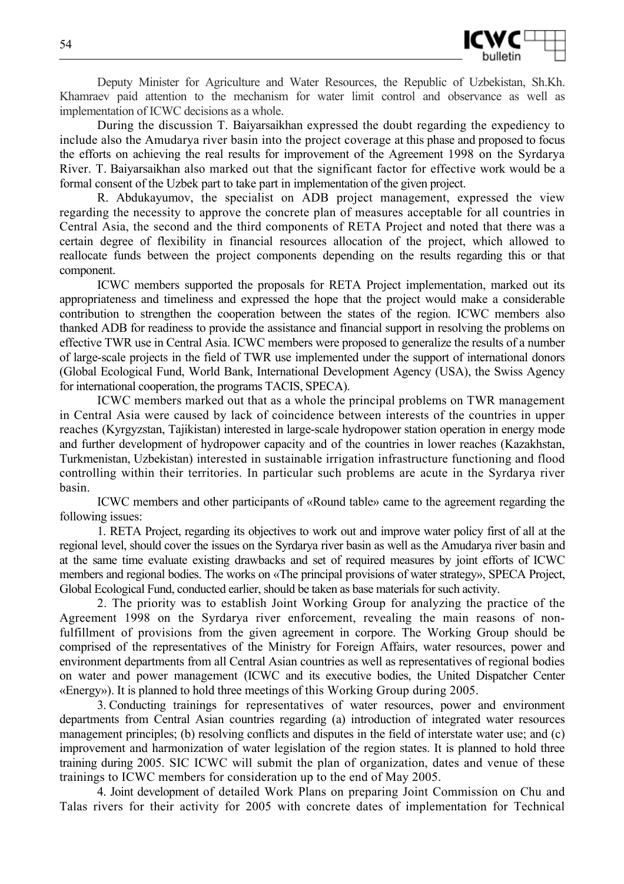Deputy Minister for Agriculture and Water Resources, the Republic of Uzbekistan, Sh.Kh. Khamraev paid attention to the mechanism for water limit control and observance as well as implementation of ICWC decisions as a whole.

During the discussion T. Baiyarsaikhan expressed the doubt regarding the expediency to include also the Amudarya river basin into the project coverage at this phase and proposed to focus the efforts on achieving the real results for improvement of the Agreement 1998 on the Syrdarya River. T. Baiyarsaikhan also marked out that the significant factor for effective work would be a formal consent of the Uzbek part to take part in implementation of the given project.

R. Abdukayumov, the specialist on ADB project management, expressed the view regarding the necessity to approve the concrete plan of measures acceptable for all countries in Central Asia, the second and the third components of RETA Project and noted that there was a certain degree of flexibility in financial resources allocation of the project, which allowed to reallocate funds between the project components depending on the results regarding this or that component.

ICWC members supported the proposals for RETA Project implementation, marked out its appropriateness and timeliness and expressed the hope that the project would make a considerable contribution to strengthen the cooperation between the states of the region. ICWC members also thanked ADB for readiness to provide the assistance and financial support in resolving the problems on effective TWR use in Central Asia. ICWC members were proposed to generalize the results of a number of large-scale projects in the field of TWR use implemented under the support of international donors (Global Ecological Fund, World Bank, International Development Agency (USA), the Swiss Agency for international cooperation, the programs TACIS, SPECA).

ICWC members marked out that as a whole the principal problems on TWR management in Central Asia were caused by lack of coincidence between interests of the countries in upper reaches (Kyrgyzstan, Tajikistan) interested in large-scale hydropower station operation in energy mode and further development of hydropower capacity and of the countries in lower reaches (Kazakhstan, Turkmenistan, Uzbekistan) interested in sustainable irrigation infrastructure functioning and flood controlling within their territories. In particular such problems are acute in the Syrdarya river basin.

ICWC members and other participants of «Round table» came to the agreement regarding the following issues:

1. RETA Project, regarding its objectives to work out and improve water policy first of all at the regional level, should cover the issues on the Syrdarya river basin as well as the Amudarya river basin and at the same time evaluate existing drawbacks and set of required measures by joint efforts of ICWC members and regional bodies. The works on «The principal provisions of water strategy», SPECA Project, Global Ecological Fund, conducted earlier, should be taken as base materials for such activity.

2. The priority was to establish Joint Working Group for analyzing the practice of the Agreement 1998 on the Syrdarya river enforcement, revealing the main reasons of non-fulfillment of provisions from the given agreement in corpore. The Working Group should be comprised of the representatives of the Ministry for Foreign Affairs, water resources, power and environment departments from all Central Asian countries as well as representatives of regional bodies on water and power management (ICWC and its executive bodies, the United Dispatcher Center «Energy»). It is planned to hold three meetings of this Working Group during 2005.

3. Conducting trainings for representatives of water resources, power and environment departments from Central Asian countries regarding (a) introduction of integrated water resources management principles; (b) resolving conflicts and disputes in the field of interstate water use; and (c) improvement and harmonization of water legislation of the region states. It is planned to hold three training during 2005. SIC ICWC will submit the plan of organization, dates and venue of these trainings to ICWC members for consideration up to the end of May 2005.

4. Joint development of detailed Work Plans on preparing Joint Commission on Chu and Talas rivers for their activity for 2005 with concrete dates of implementation for Technical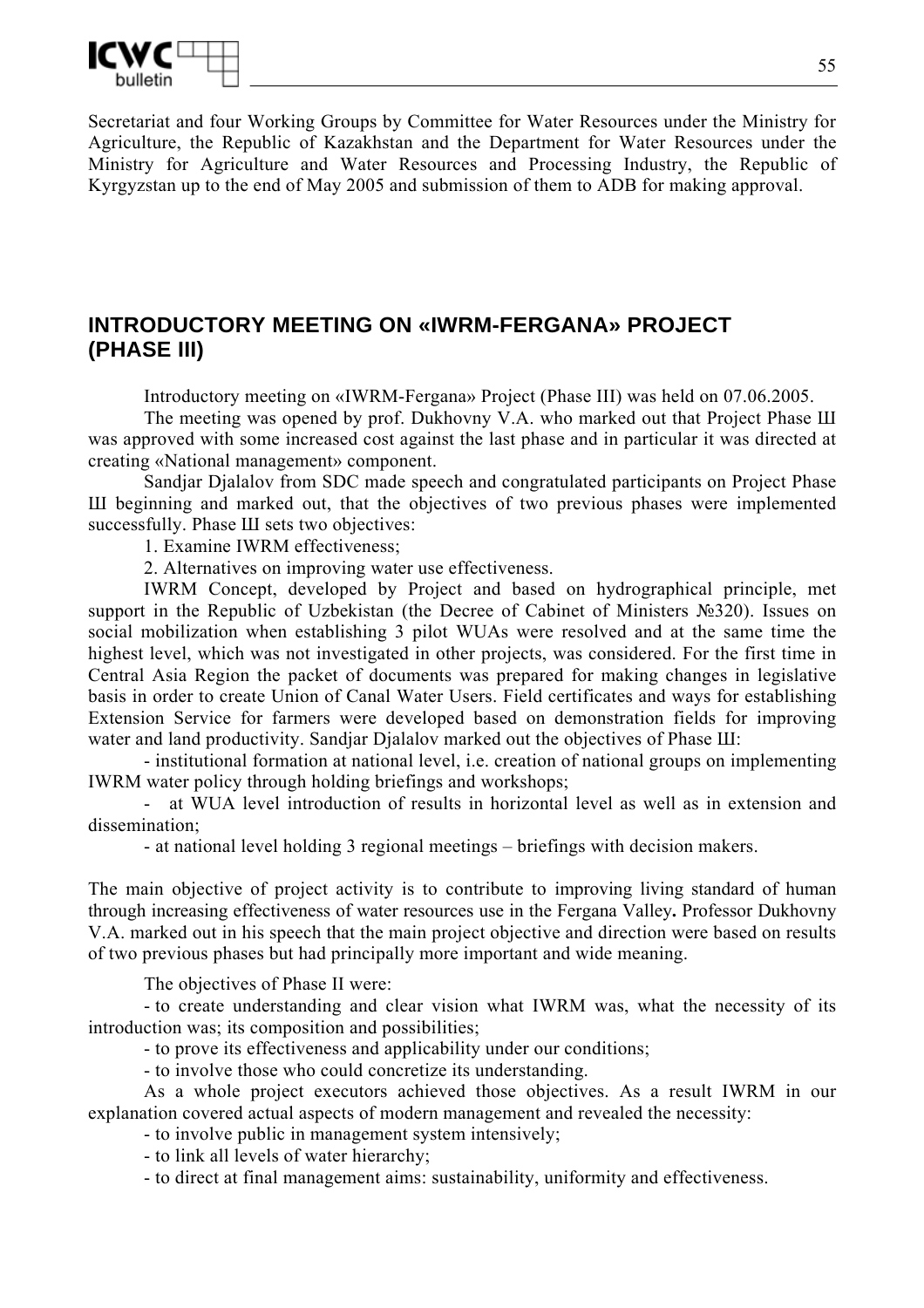Secretariat and four Working Groups by Committee for Water Resources under the Ministry for Agriculture, the Republic of Kazakhstan and the Department for Water Resources under the Ministry for Agriculture and Water Resources and Processing Industry, the Republic of Kyrgyzstan up to the end of May 2005 and submission of them to ADB for making approval.

## INTRODUCTORY MEETING ON «IWRM-FERGANA» PROJECT (PHASE III)

Introductory meeting on «IWRM-Fergana» Project (Phase III) was held on 07.06.2005.

The meeting was opened by prof. Dukhovny V.A. who marked out that Project Phase Ш was approved with some increased cost against the last phase and in particular it was directed at creating «National management» component.

Sandjar Djalalov from SDC made speech and congratulated participants on Project Phase Ш beginning and marked out, that the objectives of two previous phases were implemented successfully. Phase Ш sets two objectives:

1. Examine IWRM effectiveness;
2. Alternatives on improving water use effectiveness.

IWRM Concept, developed by Project and based on hydrographical principle, met support in the Republic of Uzbekistan (the Decree of Cabinet of Ministers №320). Issues on social mobilization when establishing 3 pilot WUAs were resolved and at the same time the highest level, which was not investigated in other projects, was considered. For the first time in Central Asia Region the packet of documents was prepared for making changes in legislative basis in order to create Union of Canal Water Users. Field certificates and ways for establishing Extension Service for farmers were developed based on demonstration fields for improving water and land productivity. Sandjar Djalalov marked out the objectives of Phase Ш:

- institutional formation at national level, i.e. creation of national groups on implementing IWRM water policy through holding briefings and workshops;
- at WUA level introduction of results in horizontal level as well as in extension and dissemination;
- at national level holding 3 regional meetings – briefings with decision makers.

The main objective of project activity is to contribute to improving living standard of human through increasing effectiveness of water resources use in the Fergana Valley**.** Professor Dukhovny V.A. marked out in his speech that the main project objective and direction were based on results of two previous phases but had principally more important and wide meaning.

The objectives of Phase II were:

- to create understanding and clear vision what IWRM was, what the necessity of its introduction was; its composition and possibilities;
- to prove its effectiveness and applicability under our conditions;
- to involve those who could concretize its understanding.

As a whole project executors achieved those objectives. As a result IWRM in our explanation covered actual aspects of modern management and revealed the necessity:

- to involve public in management system intensively;
- to link all levels of water hierarchy;
- to direct at final management aims: sustainability, uniformity and effectiveness.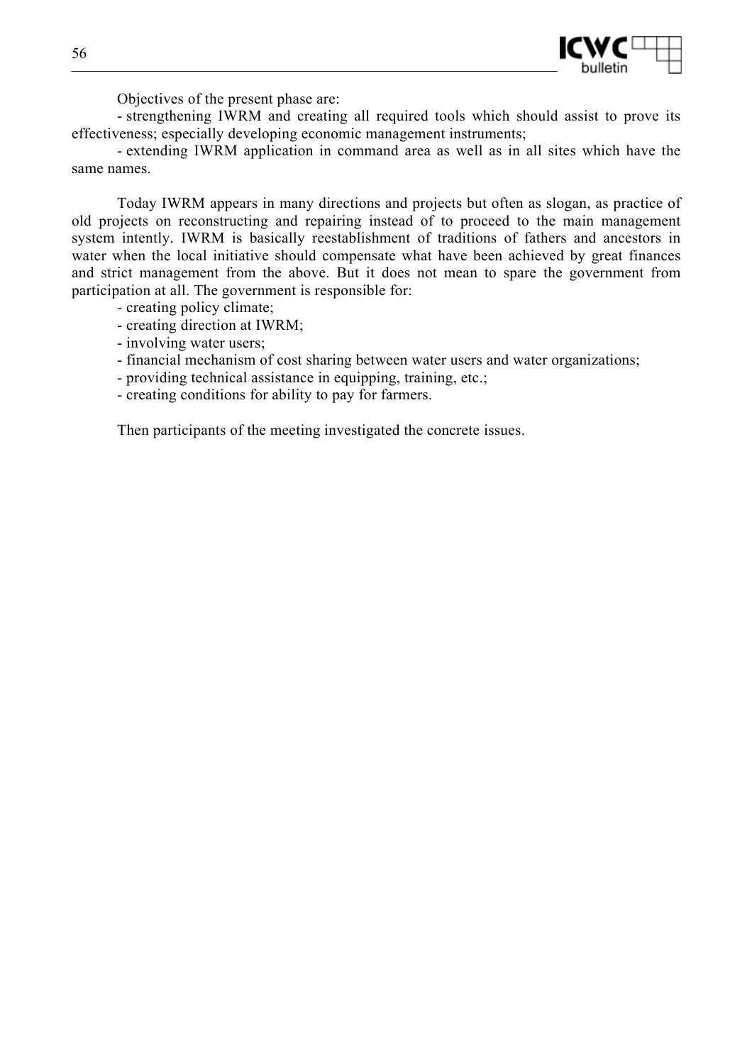Objectives of the present phase are:

- strengthening IWRM and creating all required tools which should assist to prove its effectiveness; especially developing economic management instruments;
- extending IWRM application in command area as well as in all sites which have the same names.

Today IWRM appears in many directions and projects but often as slogan, as practice of old projects on reconstructing and repairing instead of to proceed to the main management system intently. IWRM is basically reestablishment of traditions of fathers and ancestors in water when the local initiative should compensate what have been achieved by great finances and strict management from the above. But it does not mean to spare the government from participation at all. The government is responsible for:

- creating policy climate;
- creating direction at IWRM;
- involving water users;
- financial mechanism of cost sharing between water users and water organizations;
- providing technical assistance in equipping, training, etc.;
- creating conditions for ability to pay for farmers.

Then participants of the meeting investigated the concrete issues.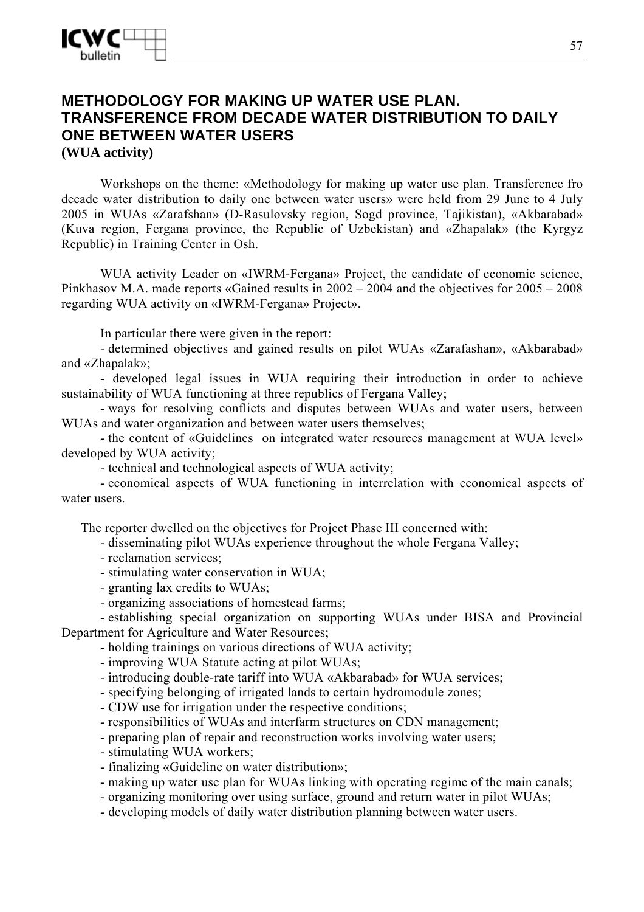# METHODOLOGY FOR MAKING UP WATER USE PLAN. TRANSFERENCE FROM DECADE WATER DISTRIBUTION TO DAILY ONE BETWEEN WATER USERS

**(WUA activity)**

Workshops on the theme: «Methodology for making up water use plan. Transference fro decade water distribution to daily one between water users» were held from 29 June to 4 July 2005 in WUAs «Zarafshan» (D-Rasulovsky region, Sogd province, Tajikistan), «Akbarabad» (Kuva region, Fergana province, the Republic of Uzbekistan) and «Zhapalak» (the Kyrgyz Republic) in Training Center in Osh.

WUA activity Leader on «IWRM-Fergana» Project, the candidate of economic science, Pinkhasov M.A. made reports «Gained results in 2002 – 2004 and the objectives for 2005 – 2008 regarding WUA activity on «IWRM-Fergana» Project».

In particular there were given in the report:

- determined objectives and gained results on pilot WUAs «Zarafashan», «Akbarabad» and «Zhapalak»;
- developed legal issues in WUA requiring their introduction in order to achieve sustainability of WUA functioning at three republics of Fergana Valley;
- ways for resolving conflicts and disputes between WUAs and water users, between WUAs and water organization and between water users themselves;
- the content of «Guidelines on integrated water resources management at WUA level» developed by WUA activity;
- technical and technological aspects of WUA activity;
- economical aspects of WUA functioning in interrelation with economical aspects of water users.

The reporter dwelled on the objectives for Project Phase III concerned with:

- disseminating pilot WUAs experience throughout the whole Fergana Valley;
- reclamation services;
- stimulating water conservation in WUA;
- granting lax credits to WUAs;
- organizing associations of homestead farms;
- establishing special organization on supporting WUAs under BISA and Provincial Department for Agriculture and Water Resources;
- holding trainings on various directions of WUA activity;
- improving WUA Statute acting at pilot WUAs;
- introducing double-rate tariff into WUA «Akbarabad» for WUA services;
- specifying belonging of irrigated lands to certain hydromodule zones;
- CDW use for irrigation under the respective conditions;
- responsibilities of WUAs and interfarm structures on CDN management;
- preparing plan of repair and reconstruction works involving water users;
- stimulating WUA workers;
- finalizing «Guideline on water distribution»;
- making up water use plan for WUAs linking with operating regime of the main canals;
- organizing monitoring over using surface, ground and return water in pilot WUAs;
- developing models of daily water distribution planning between water users.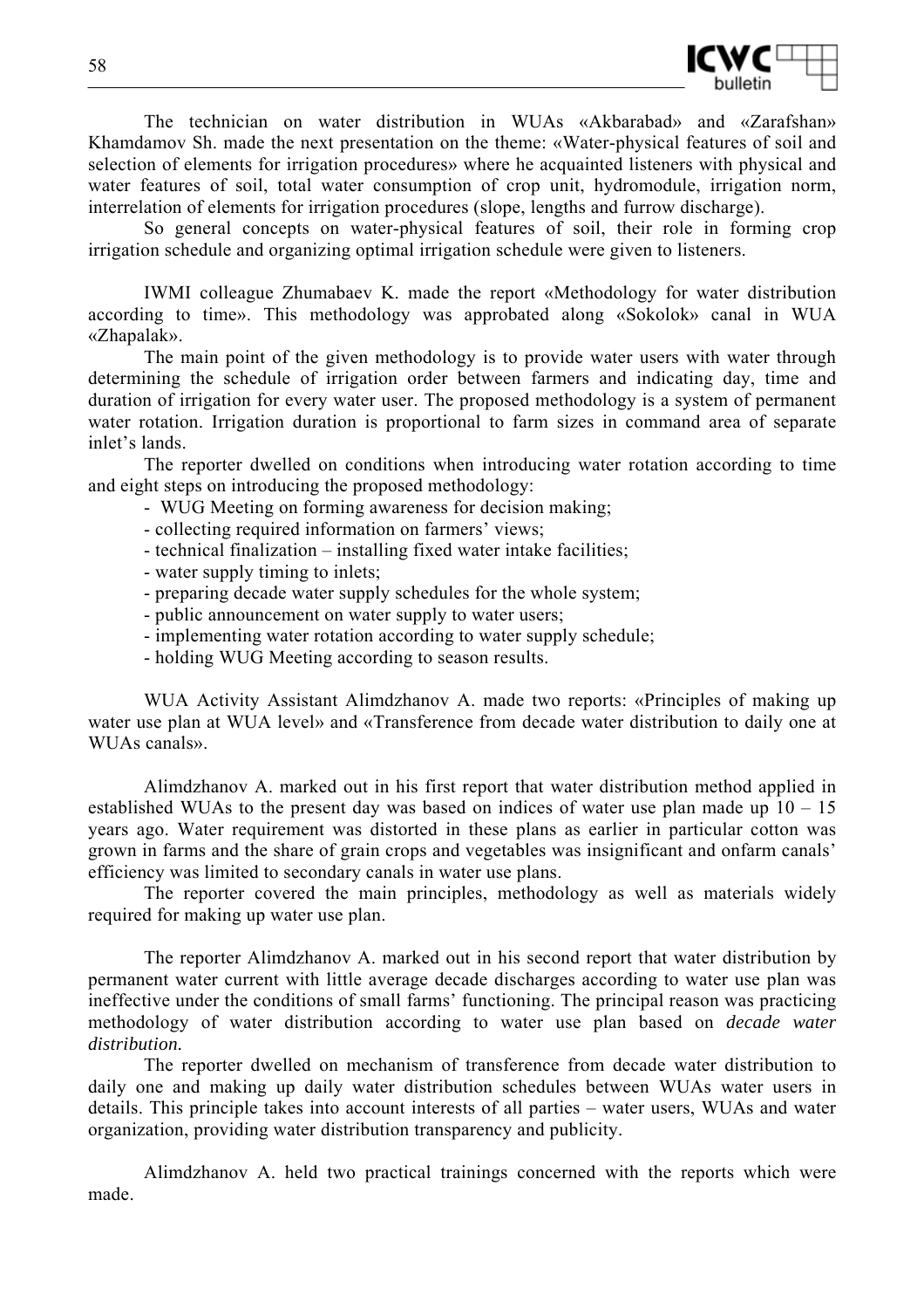The technician on water distribution in WUAs «Akbarabad» and «Zarafshan» Khamdamov Sh. made the next presentation on the theme: «Water-physical features of soil and selection of elements for irrigation procedures» where he acquainted listeners with physical and water features of soil, total water consumption of crop unit, hydromodule, irrigation norm, interrelation of elements for irrigation procedures (slope, lengths and furrow discharge).

So general concepts on water-physical features of soil, their role in forming crop irrigation schedule and organizing optimal irrigation schedule were given to listeners.

IWMI colleague Zhumabaev K. made the report «Methodology for water distribution according to time». This methodology was approbated along «Sokolok» canal in WUA «Zhapalak».

The main point of the given methodology is to provide water users with water through determining the schedule of irrigation order between farmers and indicating day, time and duration of irrigation for every water user. The proposed methodology is a system of permanent water rotation. Irrigation duration is proportional to farm sizes in command area of separate inlet's lands.

The reporter dwelled on conditions when introducing water rotation according to time and eight steps on introducing the proposed methodology:

- WUG Meeting on forming awareness for decision making;
- collecting required information on farmers' views;
- technical finalization – installing fixed water intake facilities;
- water supply timing to inlets;
- preparing decade water supply schedules for the whole system;
- public announcement on water supply to water users;
- implementing water rotation according to water supply schedule;
- holding WUG Meeting according to season results.

WUA Activity Assistant Alimdzhanov A. made two reports: «Principles of making up water use plan at WUA level» and «Transference from decade water distribution to daily one at WUAs canals».

Alimdzhanov A. marked out in his first report that water distribution method applied in established WUAs to the present day was based on indices of water use plan made up 10 – 15 years ago. Water requirement was distorted in these plans as earlier in particular cotton was grown in farms and the share of grain crops and vegetables was insignificant and onfarm canals' efficiency was limited to secondary canals in water use plans.

The reporter covered the main principles, methodology as well as materials widely required for making up water use plan.

The reporter Alimdzhanov A. marked out in his second report that water distribution by permanent water current with little average decade discharges according to water use plan was ineffective under the conditions of small farms' functioning. The principal reason was practicing methodology of water distribution according to water use plan based on *decade water distribution.*

The reporter dwelled on mechanism of transference from decade water distribution to daily one and making up daily water distribution schedules between WUAs water users in details. This principle takes into account interests of all parties – water users, WUAs and water organization, providing water distribution transparency and publicity.

Alimdzhanov A. held two practical trainings concerned with the reports which were made.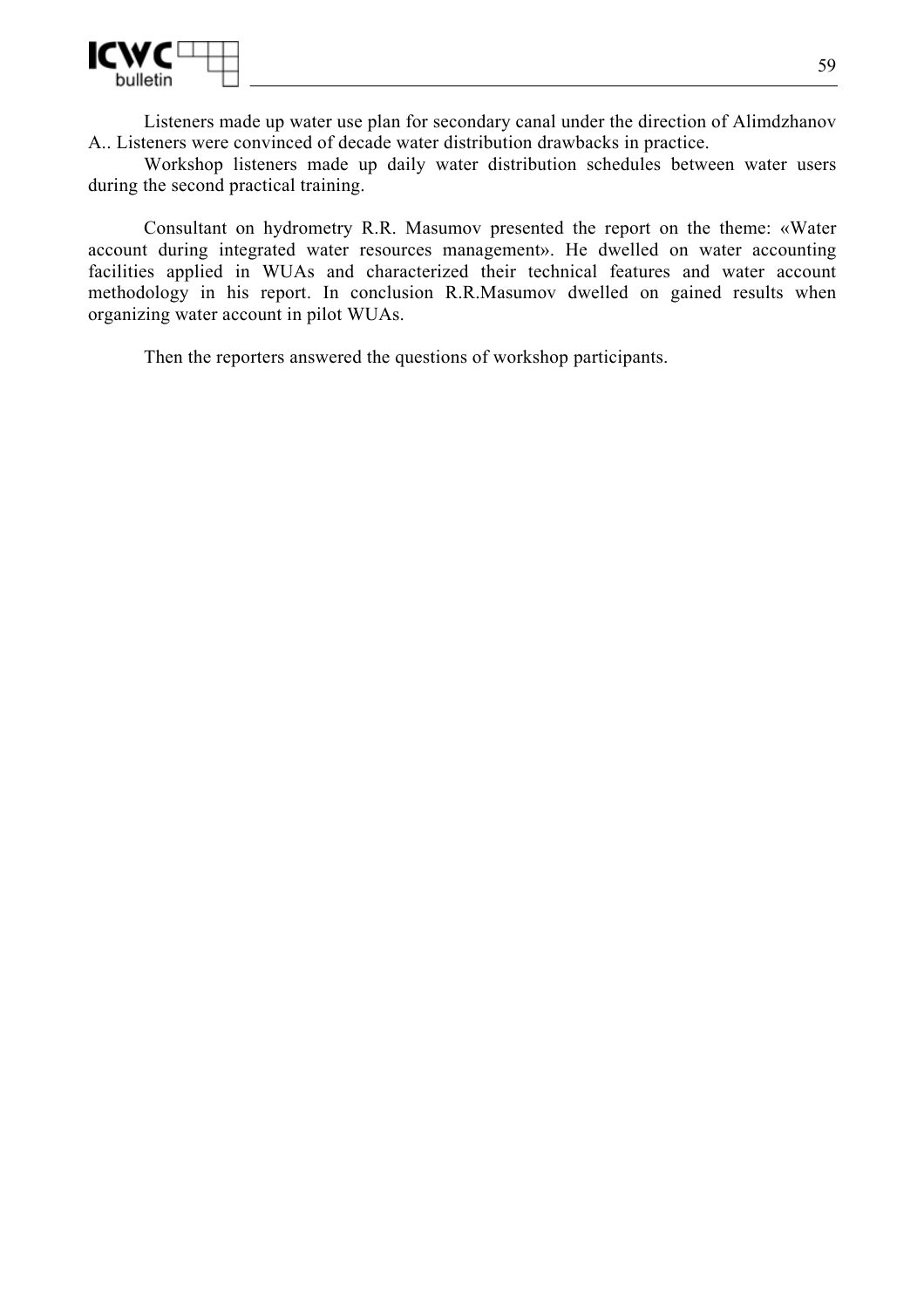Listeners made up water use plan for secondary canal under the direction of Alimdzhanov A.. Listeners were convinced of decade water distribution drawbacks in practice.

Workshop listeners made up daily water distribution schedules between water users during the second practical training.

Consultant on hydrometry R.R. Masumov presented the report on the theme: «Water account during integrated water resources management». He dwelled on water accounting facilities applied in WUAs and characterized their technical features and water account methodology in his report. In conclusion R.R.Masumov dwelled on gained results when organizing water account in pilot WUAs.

Then the reporters answered the questions of workshop participants.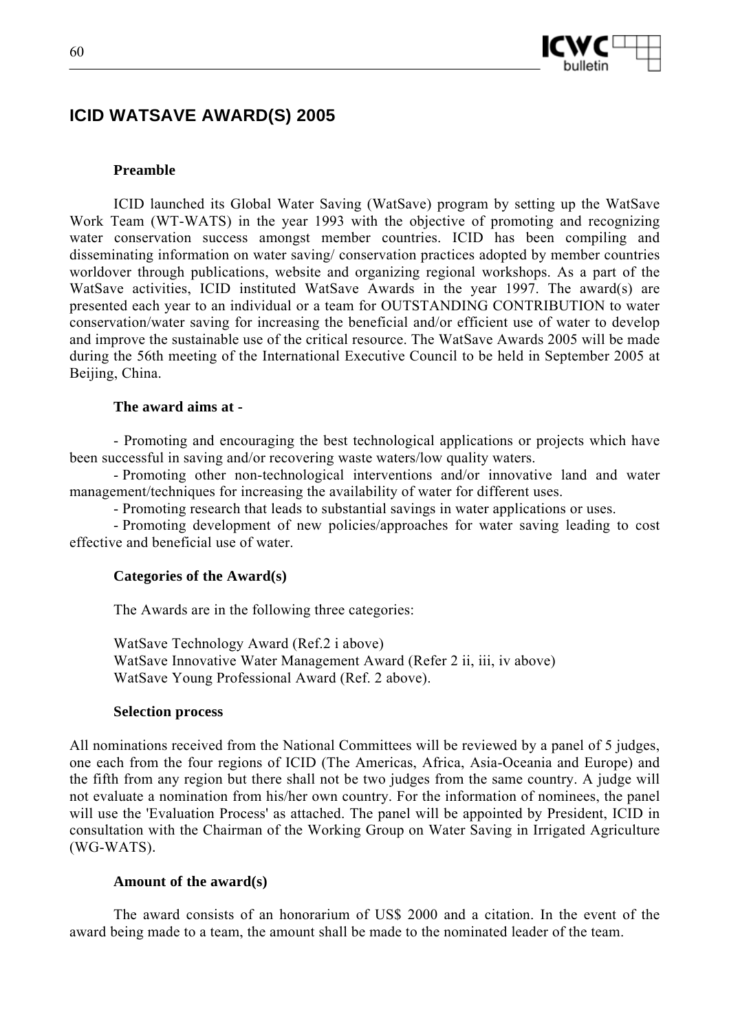## ICID WATSAVE AWARD(S) 2005

**Preamble**

ICID launched its Global Water Saving (WatSave) program by setting up the WatSave Work Team (WT-WATS) in the year 1993 with the objective of promoting and recognizing water conservation success amongst member countries. ICID has been compiling and disseminating information on water saving/ conservation practices adopted by member countries worldover through publications, website and organizing regional workshops. As a part of the WatSave activities, ICID instituted WatSave Awards in the year 1997. The award(s) are presented each year to an individual or a team for OUTSTANDING CONTRIBUTION to water conservation/water saving for increasing the beneficial and/or efficient use of water to develop and improve the sustainable use of the critical resource. The WatSave Awards 2005 will be made during the 56th meeting of the International Executive Council to be held in September 2005 at Beijing, China.

**The award aims at -**

- Promoting and encouraging the best technological applications or projects which have been successful in saving and/or recovering waste waters/low quality waters.
- Promoting other non-technological interventions and/or innovative land and water management/techniques for increasing the availability of water for different uses.
- Promoting research that leads to substantial savings in water applications or uses.
- Promoting development of new policies/approaches for water saving leading to cost effective and beneficial use of water.

**Categories of the Award(s)**

The Awards are in the following three categories:

WatSave Technology Award (Ref.2 i above)
WatSave Innovative Water Management Award (Refer 2 ii, iii, iv above)
WatSave Young Professional Award (Ref. 2 above).

**Selection process**

All nominations received from the National Committees will be reviewed by a panel of 5 judges, one each from the four regions of ICID (The Americas, Africa, Asia-Oceania and Europe) and the fifth from any region but there shall not be two judges from the same country. A judge will not evaluate a nomination from his/her own country. For the information of nominees, the panel will use the 'Evaluation Process' as attached. The panel will be appointed by President, ICID in consultation with the Chairman of the Working Group on Water Saving in Irrigated Agriculture (WG-WATS).

**Amount of the award(s)**

The award consists of an honorarium of US$ 2000 and a citation. In the event of the award being made to a team, the amount shall be made to the nominated leader of the team.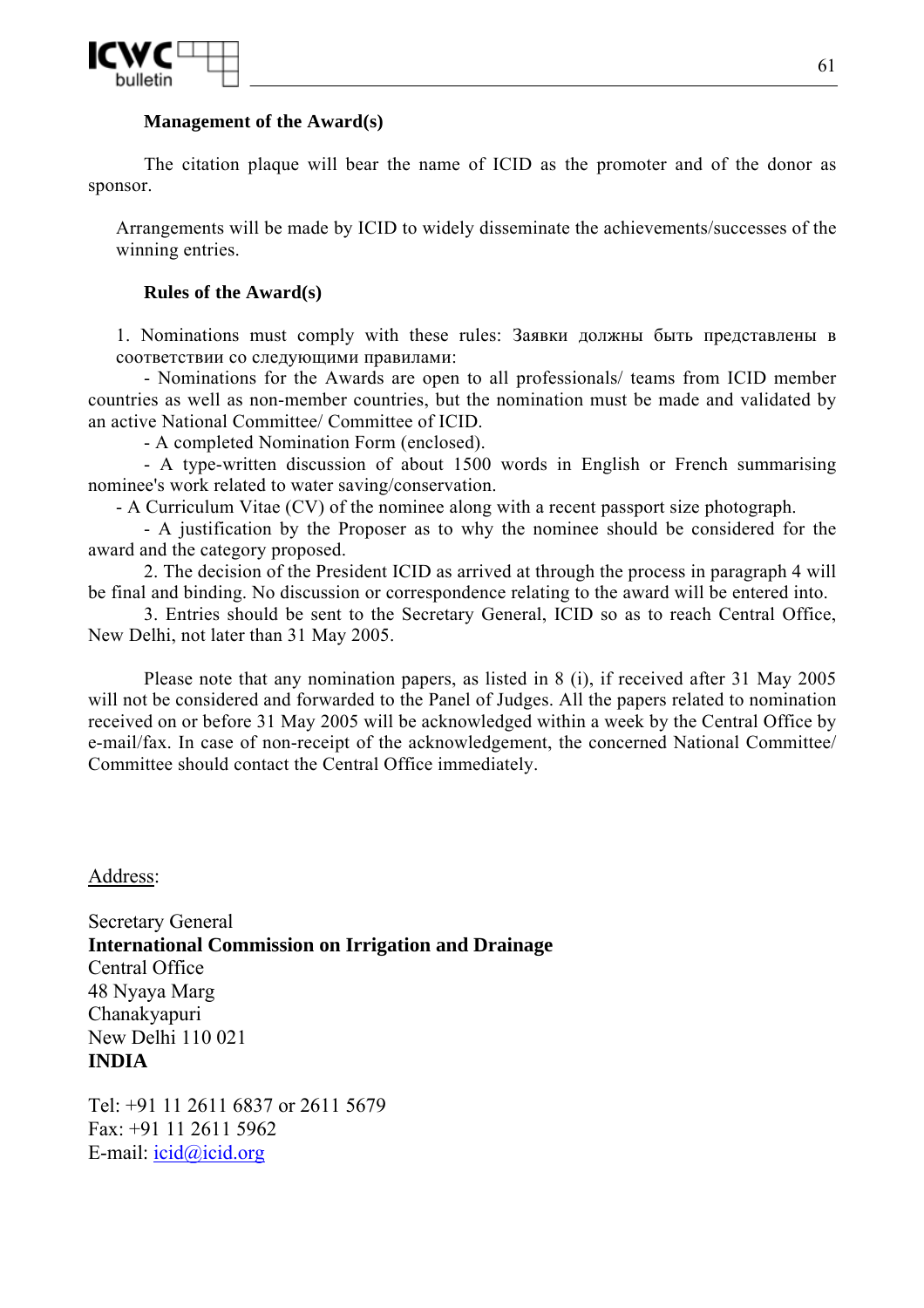**Management of the Award(s)**

The citation plaque will bear the name of ICID as the promoter and of the donor as sponsor.

Arrangements will be made by ICID to widely disseminate the achievements/successes of the winning entries.

**Rules of the Award(s)**

1. Nominations must comply with these rules: Заявки должны быть представлены в соответствии со следующими правилами:

- Nominations for the Awards are open to all professionals/ teams from ICID member countries as well as non-member countries, but the nomination must be made and validated by an active National Committee/ Committee of ICID.
- A completed Nomination Form (enclosed).
- A type-written discussion of about 1500 words in English or French summarising nominee's work related to water saving/conservation.
- A Curriculum Vitae (CV) of the nominee along with a recent passport size photograph.
- A justification by the Proposer as to why the nominee should be considered for the award and the category proposed.

2. The decision of the President ICID as arrived at through the process in paragraph 4 will be final and binding. No discussion or correspondence relating to the award will be entered into.

3. Entries should be sent to the Secretary General, ICID so as to reach Central Office, New Delhi, not later than 31 May 2005.

Please note that any nomination papers, as listed in 8 (i), if received after 31 May 2005 will not be considered and forwarded to the Panel of Judges. All the papers related to nomination received on or before 31 May 2005 will be acknowledged within a week by the Central Office by e-mail/fax. In case of non-receipt of the acknowledgement, the concerned National Committee/ Committee should contact the Central Office immediately.

Address:

Secretary General
**International Commission on Irrigation and Drainage**
Central Office
48 Nyaya Marg
Chanakyapuri
New Delhi 110 021
**INDIA**

Tel: +91 11 2611 6837 or 2611 5679
Fax: +91 11 2611 5962
E-mail: icid@icid.org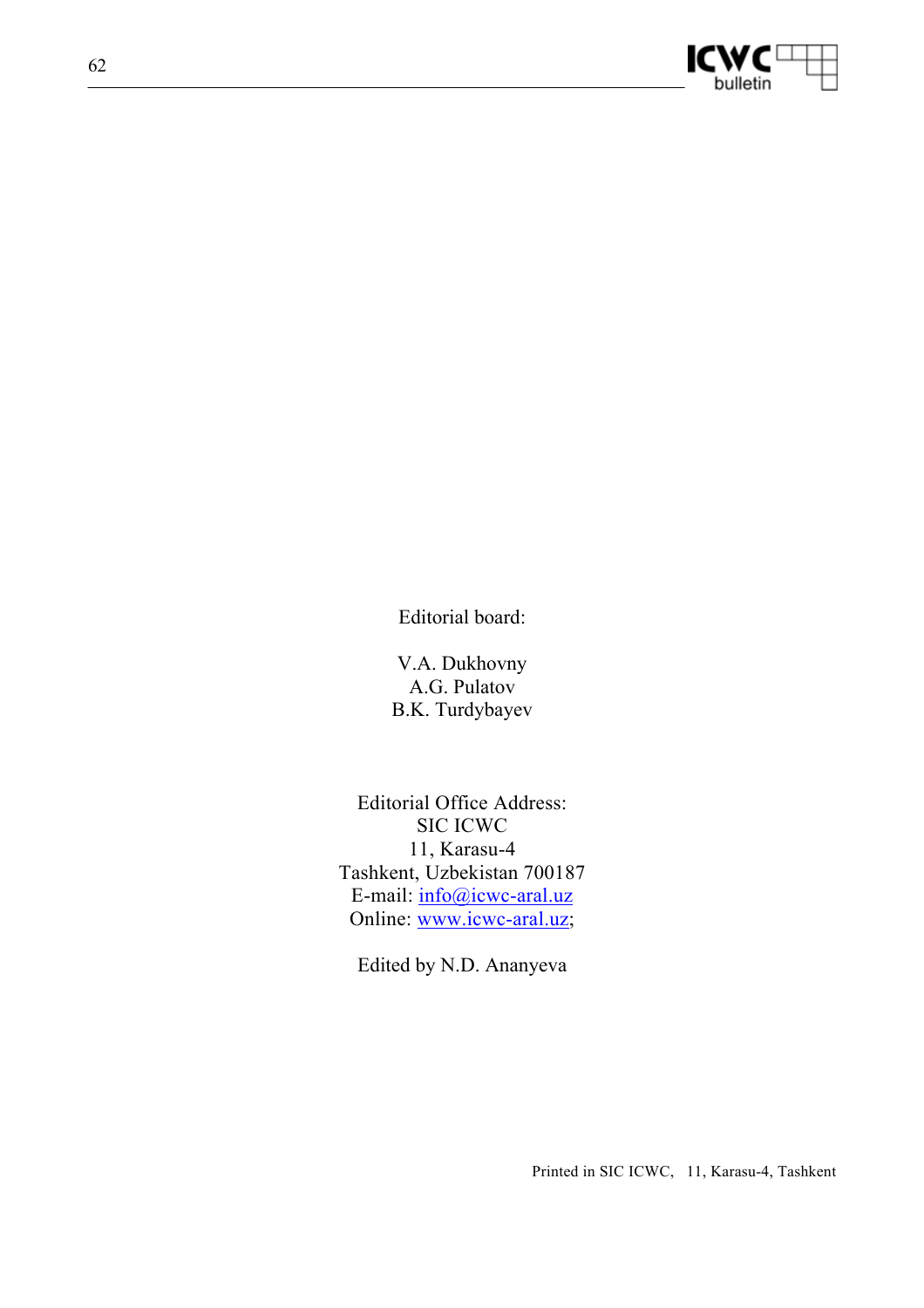Editorial board:

V.A. Dukhovny
A.G. Pulatov
B.K. Turdybayev

Editorial Office Address:
SIC ICWC
11, Karasu-4
Tashkent, Uzbekistan 700187
E-mail: info@icwc-aral.uz
Online: www.icwc-aral.uz;

Edited by N.D. Ananyeva

Printed in SIC ICWC, 11, Karasu-4, Tashkent